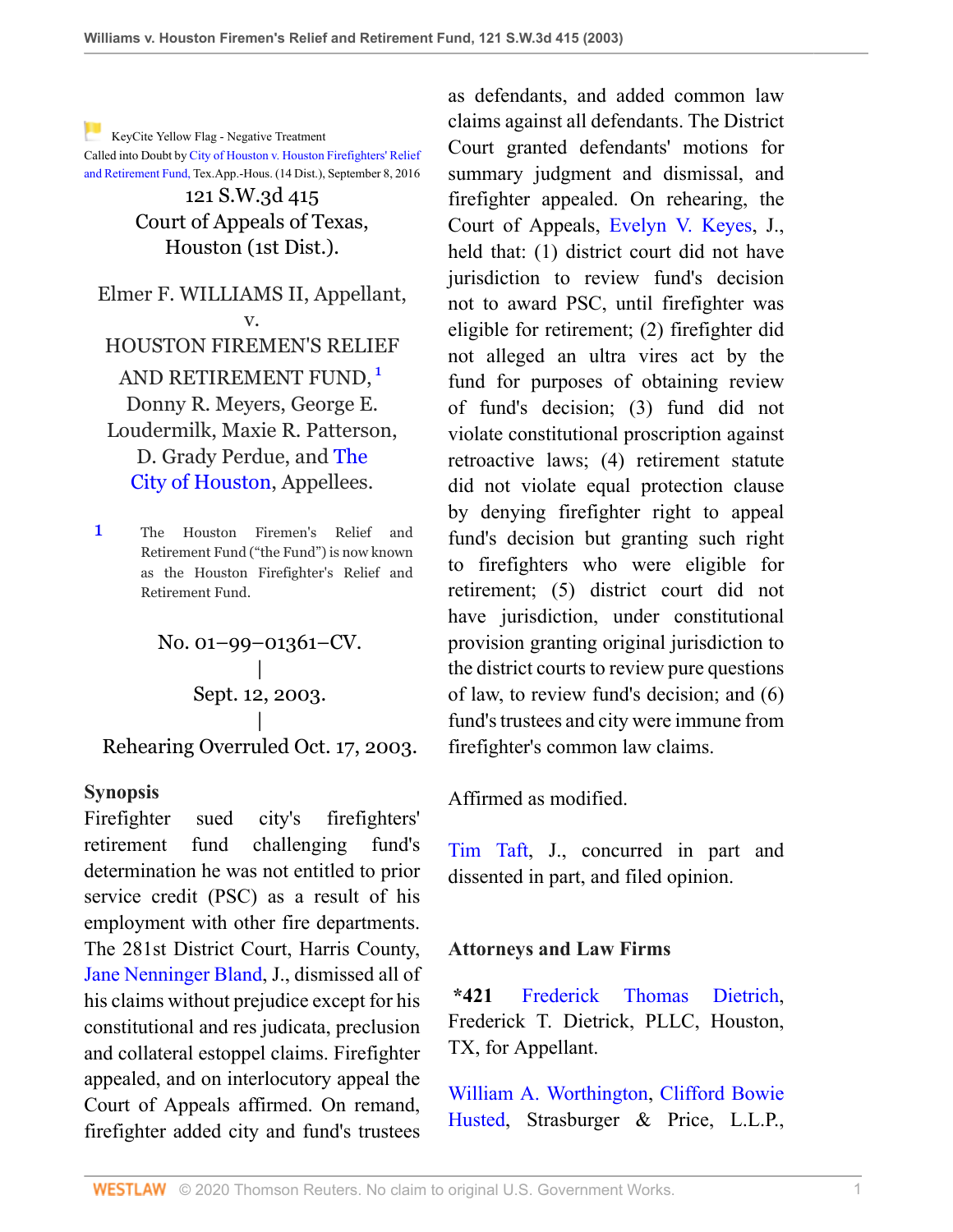KeyCite Yellow Flag - Negative Treatment
Called into Doubt by City of Houston v. Houston Firefighters' Relief and Retirement Fund, Tex.App.-Hous. (14 Dist.), September 8, 2016

121 S.W.3d 415
Court of Appeals of Texas,
Houston (1st Dist.).

Elmer F. WILLIAMS II, Appellant,
v.
HOUSTON FIREMEN'S RELIEF AND RETIREMENT FUND,[1] Donny R. Meyers, George E. Loudermilk, Maxie R. Patterson, D. Grady Perdue, and The City of Houston, Appellees.

[1] The Houston Firemen's Relief and Retirement Fund ("the Fund") is now known as the Houston Firefighter's Relief and Retirement Fund.

No. 01–99–01361–CV.
|
Sept. 12, 2003.
|
Rehearing Overruled Oct. 17, 2003.

## Synopsis

Firefighter sued city's firefighters' retirement fund challenging fund's determination he was not entitled to prior service credit (PSC) as a result of his employment with other fire departments. The 281st District Court, Harris County, Jane Nenninger Bland, J., dismissed all of his claims without prejudice except for his constitutional and res judicata, preclusion and collateral estoppel claims. Firefighter appealed, and on interlocutory appeal the Court of Appeals affirmed. On remand, firefighter added city and fund's trustees as defendants, and added common law claims against all defendants. The District Court granted defendants' motions for summary judgment and dismissal, and firefighter appealed. On rehearing, the Court of Appeals, Evelyn V. Keyes, J., held that: (1) district court did not have jurisdiction to review fund's decision not to award PSC, until firefighter was eligible for retirement; (2) firefighter did not alleged an ultra vires act by the fund for purposes of obtaining review of fund's decision; (3) fund did not violate constitutional proscription against retroactive laws; (4) retirement statute did not violate equal protection clause by denying firefighter right to appeal fund's decision but granting such right to firefighters who were eligible for retirement; (5) district court did not have jurisdiction, under constitutional provision granting original jurisdiction to the district courts to review pure questions of law, to review fund's decision; and (6) fund's trustees and city were immune from firefighter's common law claims.

Affirmed as modified.

Tim Taft, J., concurred in part and dissented in part, and filed opinion.

## Attorneys and Law Firms

**\*421** Frederick Thomas Dietrich, Frederick T. Dietrick, PLLC, Houston, TX, for Appellant.

William A. Worthington, Clifford Bowie Husted, Strasburger & Price, L.L.P.,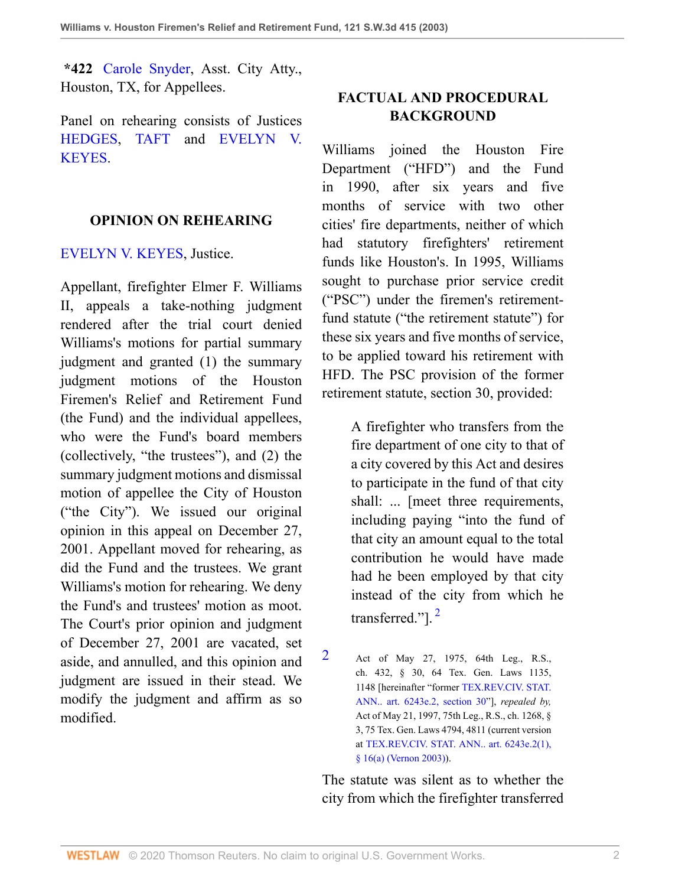**\*422** Carole Snyder, Asst. City Atty., Houston, TX, for Appellees.

Panel on rehearing consists of Justices HEDGES, TAFT and EVELYN V. KEYES.

## OPINION ON REHEARING

EVELYN V. KEYES, Justice.

Appellant, firefighter Elmer F. Williams II, appeals a take-nothing judgment rendered after the trial court denied Williams's motions for partial summary judgment and granted (1) the summary judgment motions of the Houston Firemen's Relief and Retirement Fund (the Fund) and the individual appellees, who were the Fund's board members (collectively, "the trustees"), and (2) the summary judgment motions and dismissal motion of appellee the City of Houston ("the City"). We issued our original opinion in this appeal on December 27, 2001. Appellant moved for rehearing, as did the Fund and the trustees. We grant Williams's motion for rehearing. We deny the Fund's and trustees' motion as moot. The Court's prior opinion and judgment of December 27, 2001 are vacated, set aside, and annulled, and this opinion and judgment are issued in their stead. We modify the judgment and affirm as so modified.

## FACTUAL AND PROCEDURAL BACKGROUND

Williams joined the Houston Fire Department ("HFD") and the Fund in 1990, after six years and five months of service with two other cities' fire departments, neither of which had statutory firefighters' retirement funds like Houston's. In 1995, Williams sought to purchase prior service credit ("PSC") under the firemen's retirement-fund statute ("the retirement statute") for these six years and five months of service, to be applied toward his retirement with HFD. The PSC provision of the former retirement statute, section 30, provided:

> A firefighter who transfers from the fire department of one city to that of a city covered by this Act and desires to participate in the fund of that city shall: ... [meet three requirements, including paying "into the fund of that city an amount equal to the total contribution he would have made had he been employed by that city instead of the city from which he transferred."]. [2]

[2] Act of May 27, 1975, 64th Leg., R.S., ch. 432, § 30, 64 Tex. Gen. Laws 1135, 1148 [hereinafter "former TEX.REV.CIV. STAT. ANN.. art. 6243e.2, section 30"], *repealed by*, Act of May 21, 1997, 75th Leg., R.S., ch. 1268, § 3, 75 Tex. Gen. Laws 4794, 4811 (current version at TEX.REV.CIV. STAT. ANN.. art. 6243e.2(1), § 16(a) (Vernon 2003)).

The statute was silent as to whether the city from which the firefighter transferred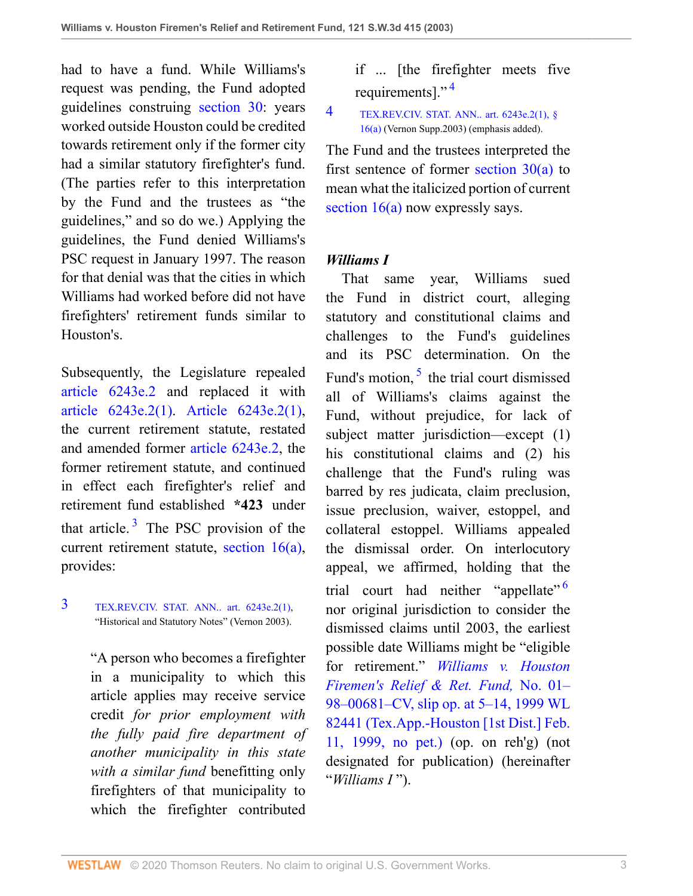had to have a fund. While Williams's request was pending, the Fund adopted guidelines construing section 30: years worked outside Houston could be credited towards retirement only if the former city had a similar statutory firefighter's fund. (The parties refer to this interpretation by the Fund and the trustees as "the guidelines," and so do we.) Applying the guidelines, the Fund denied Williams's PSC request in January 1997. The reason for that denial was that the cities in which Williams had worked before did not have firefighters' retirement funds similar to Houston's.

Subsequently, the Legislature repealed article 6243e.2 and replaced it with article 6243e.2(1). Article 6243e.2(1), the current retirement statute, restated and amended former article 6243e.2, the former retirement statute, and continued in effect each firefighter's relief and retirement fund established **\*423** under that article.[3] The PSC provision of the current retirement statute, section 16(a), provides:

[3] TEX.REV.CIV. STAT. ANN.. art. 6243e.2(1), "Historical and Statutory Notes" (Vernon 2003).

> "A person who becomes a firefighter in a municipality to which this article applies may receive service credit *for prior employment with the fully paid fire department of another municipality in this state with a similar fund* benefitting only firefighters of that municipality to which the firefighter contributed if ... [the firefighter meets five requirements]."[4]

[4] TEX.REV.CIV. STAT. ANN.. art. 6243e.2(1), § 16(a) (Vernon Supp.2003) (emphasis added).

The Fund and the trustees interpreted the first sentence of former section 30(a) to mean what the italicized portion of current section 16(a) now expressly says.

### *Williams I*

That same year, Williams sued the Fund in district court, alleging statutory and constitutional claims and challenges to the Fund's guidelines and its PSC determination. On the Fund's motion,[5] the trial court dismissed all of Williams's claims against the Fund, without prejudice, for lack of subject matter jurisdiction—except (1) his constitutional claims and (2) his challenge that the Fund's ruling was barred by res judicata, claim preclusion, issue preclusion, waiver, estoppel, and collateral estoppel. Williams appealed the dismissal order. On interlocutory appeal, we affirmed, holding that the trial court had neither "appellate"[6] nor original jurisdiction to consider the dismissed claims until 2003, the earliest possible date Williams might be "eligible for retirement." *Williams v. Houston Firemen's Relief & Ret. Fund,* No. 01–98–00681–CV, slip op. at 5–14, 1999 WL 82441 (Tex.App.-Houston [1st Dist.] Feb. 11, 1999, no pet.) (op. on reh'g) (not designated for publication) (hereinafter "*Williams I* ").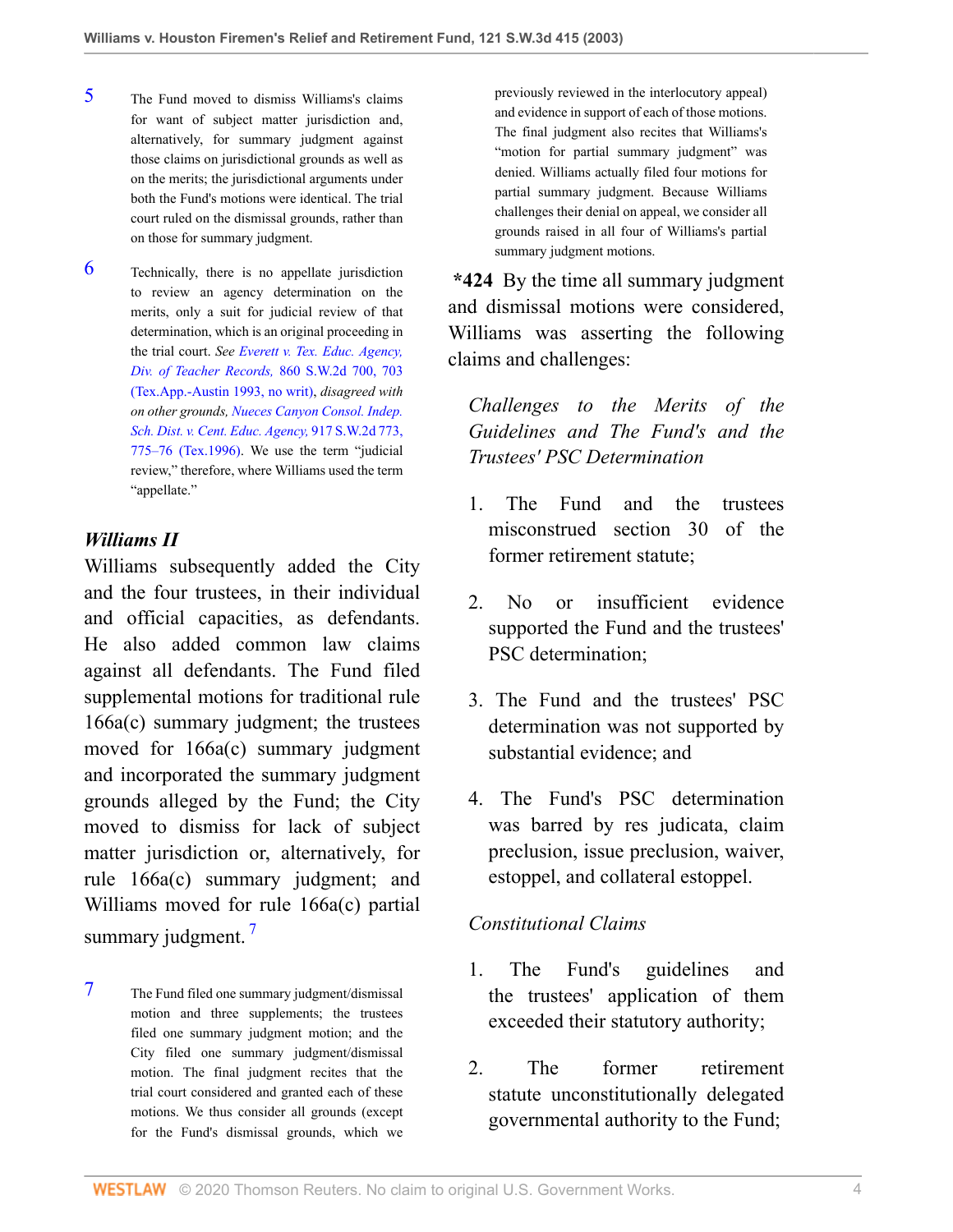5 The Fund moved to dismiss Williams's claims for want of subject matter jurisdiction and, alternatively, for summary judgment against those claims on jurisdictional grounds as well as on the merits; the jurisdictional arguments under both the Fund's motions were identical. The trial court ruled on the dismissal grounds, rather than on those for summary judgment.

6 Technically, there is no appellate jurisdiction to review an agency determination on the merits, only a suit for judicial review of that determination, which is an original proceeding in the trial court. *See Everett v. Tex. Educ. Agency, Div. of Teacher Records,* 860 S.W.2d 700, 703 (Tex.App.-Austin 1993, no writ), *disagreed with on other grounds, Nueces Canyon Consol. Indep. Sch. Dist. v. Cent. Educ. Agency,* 917 S.W.2d 773, 775–76 (Tex.1996). We use the term "judicial review," therefore, where Williams used the term "appellate."

### *Williams II*

Williams subsequently added the City and the four trustees, in their individual and official capacities, as defendants. He also added common law claims against all defendants. The Fund filed supplemental motions for traditional rule 166a(c) summary judgment; the trustees moved for 166a(c) summary judgment and incorporated the summary judgment grounds alleged by the Fund; the City moved to dismiss for lack of subject matter jurisdiction or, alternatively, for rule 166a(c) summary judgment; and Williams moved for rule 166a(c) partial summary judgment. [7]

7 The Fund filed one summary judgment/dismissal motion and three supplements; the trustees filed one summary judgment motion; and the City filed one summary judgment/dismissal motion. The final judgment recites that the trial court considered and granted each of these motions. We thus consider all grounds (except for the Fund's dismissal grounds, which we previously reviewed in the interlocutory appeal) and evidence in support of each of those motions. The final judgment also recites that Williams's "motion for partial summary judgment" was denied. Williams actually filed four motions for partial summary judgment. Because Williams challenges their denial on appeal, we consider all grounds raised in all four of Williams's partial summary judgment motions.

**\*424** By the time all summary judgment and dismissal motions were considered, Williams was asserting the following claims and challenges:

*Challenges to the Merits of the Guidelines and The Fund's and the Trustees' PSC Determination*

1. The Fund and the trustees misconstrued section 30 of the former retirement statute;

2. No or insufficient evidence supported the Fund and the trustees' PSC determination;

3. The Fund and the trustees' PSC determination was not supported by substantial evidence; and

4. The Fund's PSC determination was barred by res judicata, claim preclusion, issue preclusion, waiver, estoppel, and collateral estoppel.

*Constitutional Claims*

1. The Fund's guidelines and the trustees' application of them exceeded their statutory authority;

2. The former retirement statute unconstitutionally delegated governmental authority to the Fund;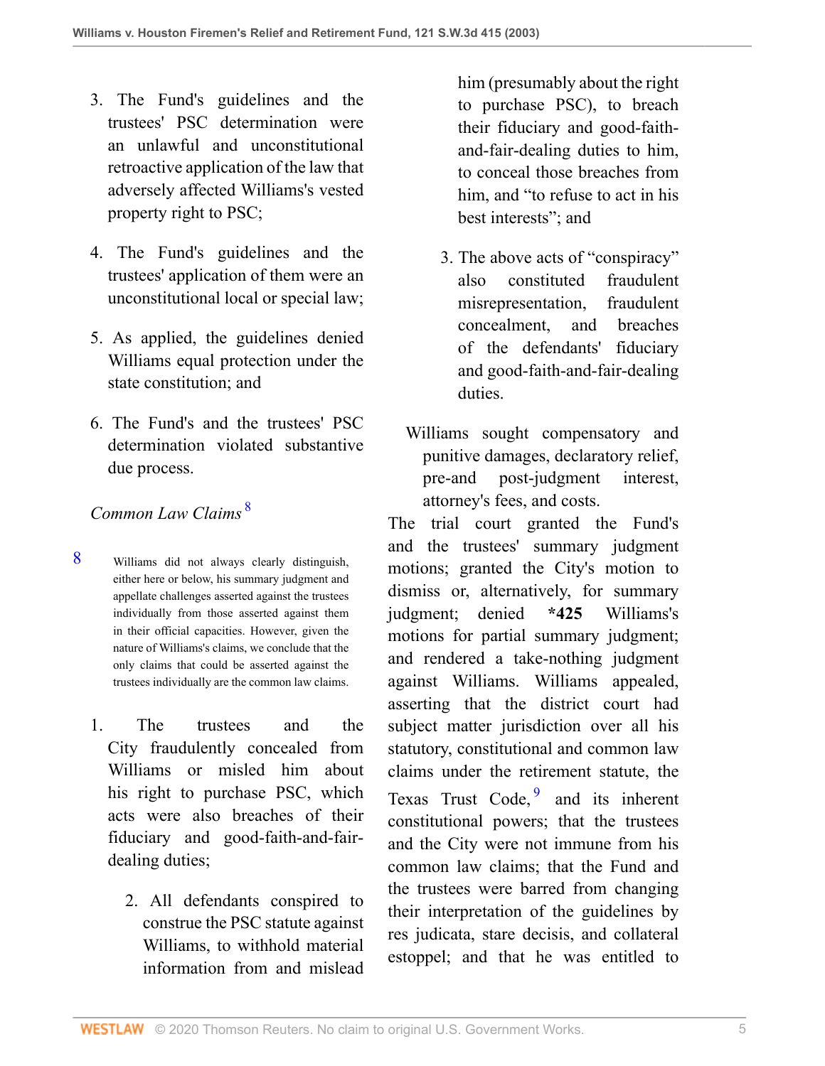3. The Fund's guidelines and the trustees' PSC determination were an unlawful and unconstitutional retroactive application of the law that adversely affected Williams's vested property right to PSC;

4. The Fund's guidelines and the trustees' application of them were an unconstitutional local or special law;

5. As applied, the guidelines denied Williams equal protection under the state constitution; and

6. The Fund's and the trustees' PSC determination violated substantive due process.

*Common Law Claims* [8]

[8] Williams did not always clearly distinguish, either here or below, his summary judgment and appellate challenges asserted against the trustees individually from those asserted against them in their official capacities. However, given the nature of Williams's claims, we conclude that the only claims that could be asserted against the trustees individually are the common law claims.

1. The trustees and the City fraudulently concealed from Williams or misled him about his right to purchase PSC, which acts were also breaches of their fiduciary and good-faith-and-fair-dealing duties;

2. All defendants conspired to construe the PSC statute against Williams, to withhold material information from and mislead him (presumably about the right to purchase PSC), to breach their fiduciary and good-faith-and-fair-dealing duties to him, to conceal those breaches from him, and "to refuse to act in his best interests"; and

3. The above acts of "conspiracy" also constituted fraudulent misrepresentation, fraudulent concealment, and breaches of the defendants' fiduciary and good-faith-and-fair-dealing duties.

Williams sought compensatory and punitive damages, declaratory relief, pre-and post-judgment interest, attorney's fees, and costs.

The trial court granted the Fund's and the trustees' summary judgment motions; granted the City's motion to dismiss or, alternatively, for summary judgment; denied **\*425** Williams's motions for partial summary judgment; and rendered a take-nothing judgment against Williams. Williams appealed, asserting that the district court had subject matter jurisdiction over all his statutory, constitutional and common law claims under the retirement statute, the Texas Trust Code,[9] and its inherent constitutional powers; that the trustees and the City were not immune from his common law claims; that the Fund and the trustees were barred from changing their interpretation of the guidelines by res judicata, stare decisis, and collateral estoppel; and that he was entitled to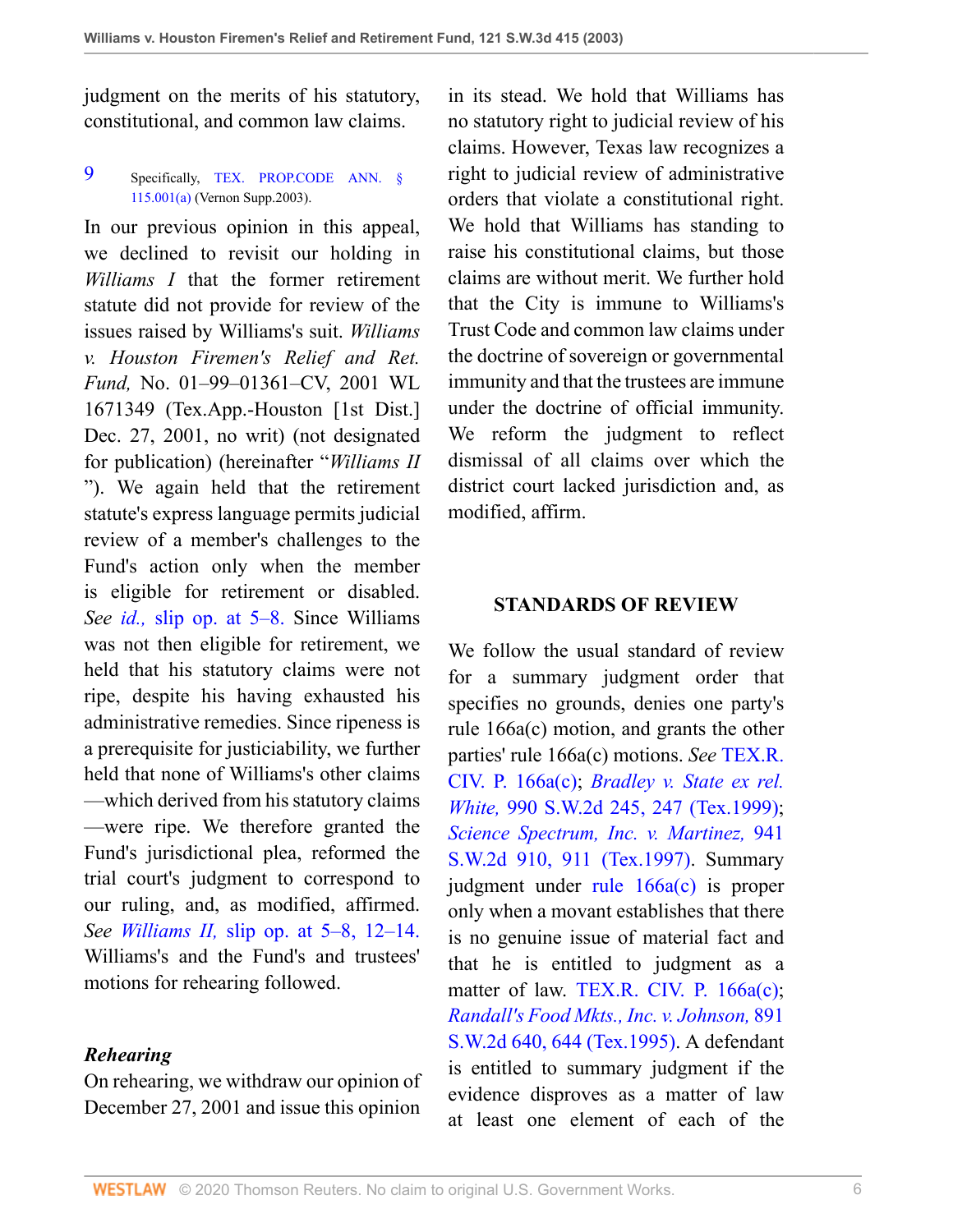judgment on the merits of his statutory, constitutional, and common law claims.

9 Specifically, TEX. PROP.CODE ANN. § 115.001(a) (Vernon Supp.2003).

In our previous opinion in this appeal, we declined to revisit our holding in *Williams I* that the former retirement statute did not provide for review of the issues raised by Williams's suit. *Williams v. Houston Firemen's Relief and Ret. Fund,* No. 01–99–01361–CV, 2001 WL 1671349 (Tex.App.-Houston [1st Dist.] Dec. 27, 2001, no writ) (not designated for publication) (hereinafter "*Williams II* "). We again held that the retirement statute's express language permits judicial review of a member's challenges to the Fund's action only when the member is eligible for retirement or disabled. *See id.,* slip op. at 5–8. Since Williams was not then eligible for retirement, we held that his statutory claims were not ripe, despite his having exhausted his administrative remedies. Since ripeness is a prerequisite for justiciability, we further held that none of Williams's other claims —which derived from his statutory claims —were ripe. We therefore granted the Fund's jurisdictional plea, reformed the trial court's judgment to correspond to our ruling, and, as modified, affirmed. *See Williams II,* slip op. at 5–8, 12–14. Williams's and the Fund's and trustees' motions for rehearing followed.

### *Rehearing*

On rehearing, we withdraw our opinion of December 27, 2001 and issue this opinion in its stead. We hold that Williams has no statutory right to judicial review of his claims. However, Texas law recognizes a right to judicial review of administrative orders that violate a constitutional right. We hold that Williams has standing to raise his constitutional claims, but those claims are without merit. We further hold that the City is immune to Williams's Trust Code and common law claims under the doctrine of sovereign or governmental immunity and that the trustees are immune under the doctrine of official immunity. We reform the judgment to reflect dismissal of all claims over which the district court lacked jurisdiction and, as modified, affirm.

## STANDARDS OF REVIEW

We follow the usual standard of review for a summary judgment order that specifies no grounds, denies one party's rule 166a(c) motion, and grants the other parties' rule 166a(c) motions. *See* TEX.R. CIV. P. 166a(c); *Bradley v. State ex rel. White,* 990 S.W.2d 245, 247 (Tex.1999); *Science Spectrum, Inc. v. Martinez,* 941 S.W.2d 910, 911 (Tex.1997). Summary judgment under rule 166a(c) is proper only when a movant establishes that there is no genuine issue of material fact and that he is entitled to judgment as a matter of law. TEX.R. CIV. P. 166a(c); *Randall's Food Mkts., Inc. v. Johnson,* 891 S.W.2d 640, 644 (Tex.1995). A defendant is entitled to summary judgment if the evidence disproves as a matter of law at least one element of each of the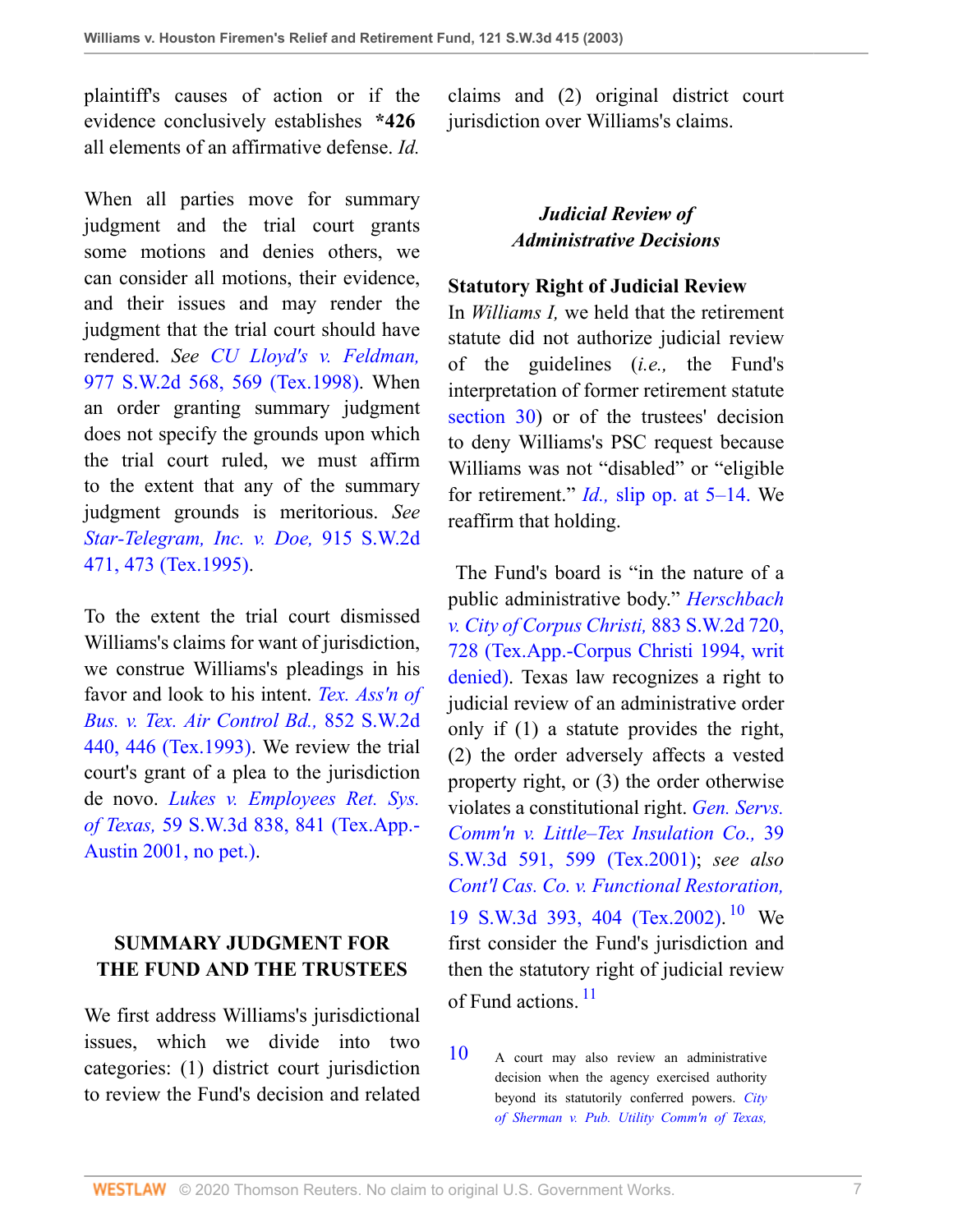plaintiff's causes of action or if the evidence conclusively establishes **\*426** all elements of an affirmative defense. *Id.*

When all parties move for summary judgment and the trial court grants some motions and denies others, we can consider all motions, their evidence, and their issues and may render the judgment that the trial court should have rendered. *See CU Lloyd's v. Feldman,* 977 S.W.2d 568, 569 (Tex.1998). When an order granting summary judgment does not specify the grounds upon which the trial court ruled, we must affirm to the extent that any of the summary judgment grounds is meritorious. *See Star-Telegram, Inc. v. Doe,* 915 S.W.2d 471, 473 (Tex.1995).

To the extent the trial court dismissed Williams's claims for want of jurisdiction, we construe Williams's pleadings in his favor and look to his intent. *Tex. Ass'n of Bus. v. Tex. Air Control Bd.,* 852 S.W.2d 440, 446 (Tex.1993). We review the trial court's grant of a plea to the jurisdiction de novo. *Lukes v. Employees Ret. Sys. of Texas,* 59 S.W.3d 838, 841 (Tex.App.-Austin 2001, no pet.).

## SUMMARY JUDGMENT FOR THE FUND AND THE TRUSTEES

We first address Williams's jurisdictional issues, which we divide into two categories: (1) district court jurisdiction to review the Fund's decision and related claims and (2) original district court jurisdiction over Williams's claims.

### *Judicial Review of Administrative Decisions*

**Statutory Right of Judicial Review**

In *Williams I,* we held that the retirement statute did not authorize judicial review of the guidelines (*i.e.,* the Fund's interpretation of former retirement statute section 30) or of the trustees' decision to deny Williams's PSC request because Williams was not "disabled" or "eligible for retirement." *Id.,* slip op. at 5–14. We reaffirm that holding.

The Fund's board is "in the nature of a public administrative body." *Herschbach v. City of Corpus Christi,* 883 S.W.2d 720, 728 (Tex.App.-Corpus Christi 1994, writ denied). Texas law recognizes a right to judicial review of an administrative order only if (1) a statute provides the right, (2) the order adversely affects a vested property right, or (3) the order otherwise violates a constitutional right. *Gen. Servs. Comm'n v. Little–Tex Insulation Co.,* 39 S.W.3d 591, 599 (Tex.2001); *see also Cont'l Cas. Co. v. Functional Restoration,* 19 S.W.3d 393, 404 (Tex.2002).[10] We first consider the Fund's jurisdiction and then the statutory right of judicial review of Fund actions.[11]

[10] A court may also review an administrative decision when the agency exercised authority beyond its statutorily conferred powers. *City of Sherman v. Pub. Utility Comm'n of Texas,*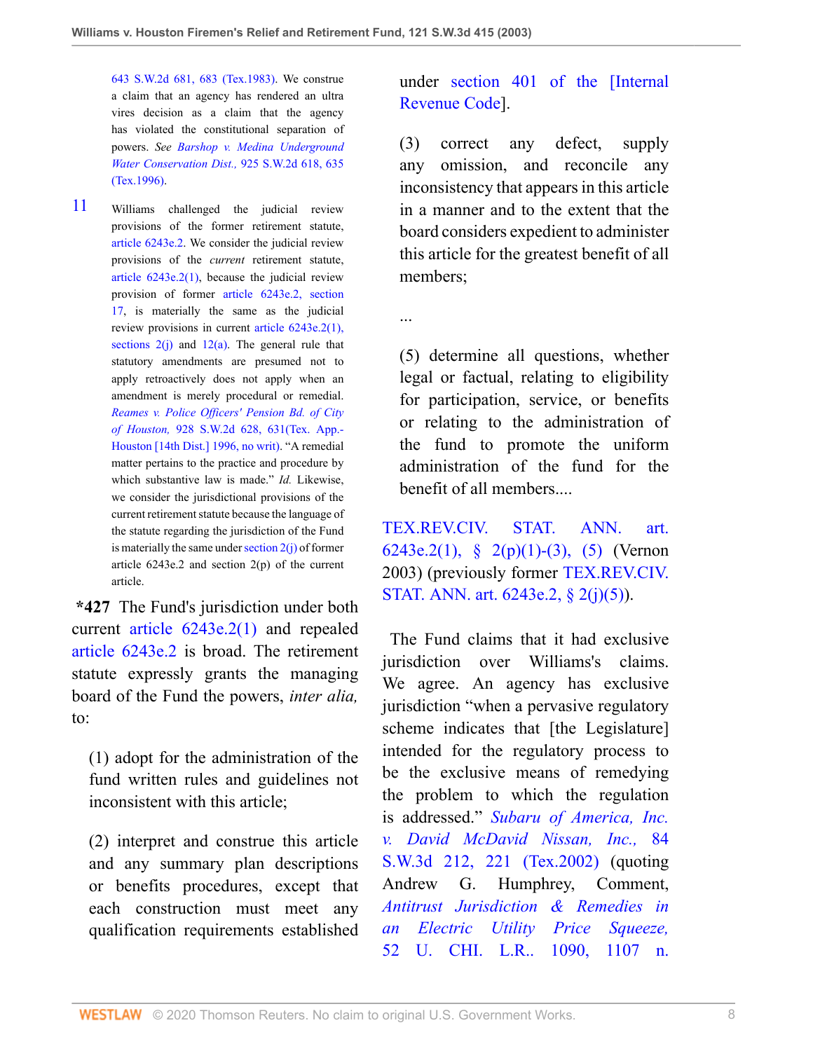643 S.W.2d 681, 683 (Tex.1983). We construe a claim that an agency has rendered an ultra vires decision as a claim that the agency has violated the constitutional separation of powers. *See Barshop v. Medina Underground Water Conservation Dist.,* 925 S.W.2d 618, 635 (Tex.1996).

11 Williams challenged the judicial review provisions of the former retirement statute, article 6243e.2. We consider the judicial review provisions of the *current* retirement statute, article 6243e.2(1), because the judicial review provision of former article 6243e.2, section 17, is materially the same as the judicial review provisions in current article 6243e.2(1), sections 2(j) and 12(a). The general rule that statutory amendments are presumed not to apply retroactively does not apply when an amendment is merely procedural or remedial. *Reames v. Police Officers' Pension Bd. of City of Houston,* 928 S.W.2d 628, 631(Tex. App.-Houston [14th Dist.] 1996, no writ). "A remedial matter pertains to the practice and procedure by which substantive law is made." *Id.* Likewise, we consider the jurisdictional provisions of the current retirement statute because the language of the statute regarding the jurisdiction of the Fund is materially the same under section 2(j) of former article 6243e.2 and section 2(p) of the current article.

**\*427** The Fund's jurisdiction under both current article 6243e.2(1) and repealed article 6243e.2 is broad. The retirement statute expressly grants the managing board of the Fund the powers, *inter alia,* to:

> (1) adopt for the administration of the fund written rules and guidelines not inconsistent with this article;
>
> (2) interpret and construe this article and any summary plan descriptions or benefits procedures, except that each construction must meet any qualification requirements established under section 401 of the [Internal Revenue Code].
>
> (3) correct any defect, supply any omission, and reconcile any inconsistency that appears in this article in a manner and to the extent that the board considers expedient to administer this article for the greatest benefit of all members;
>
> ...
>
> (5) determine all questions, whether legal or factual, relating to eligibility for participation, service, or benefits or relating to the administration of the fund to promote the uniform administration of the fund for the benefit of all members....

TEX.REV.CIV. STAT. ANN. art. 6243e.2(1), § 2(p)(1)-(3), (5) (Vernon 2003) (previously former TEX.REV.CIV. STAT. ANN. art. 6243e.2, § 2(j)(5)).

The Fund claims that it had exclusive jurisdiction over Williams's claims. We agree. An agency has exclusive jurisdiction "when a pervasive regulatory scheme indicates that [the Legislature] intended for the regulatory process to be the exclusive means of remedying the problem to which the regulation is addressed." *Subaru of America, Inc. v. David McDavid Nissan, Inc.,* 84 S.W.3d 212, 221 (Tex.2002) (quoting Andrew G. Humphrey, Comment, *Antitrust Jurisdiction & Remedies in an Electric Utility Price Squeeze,* 52 U. CHI. L.R.. 1090, 1107 n.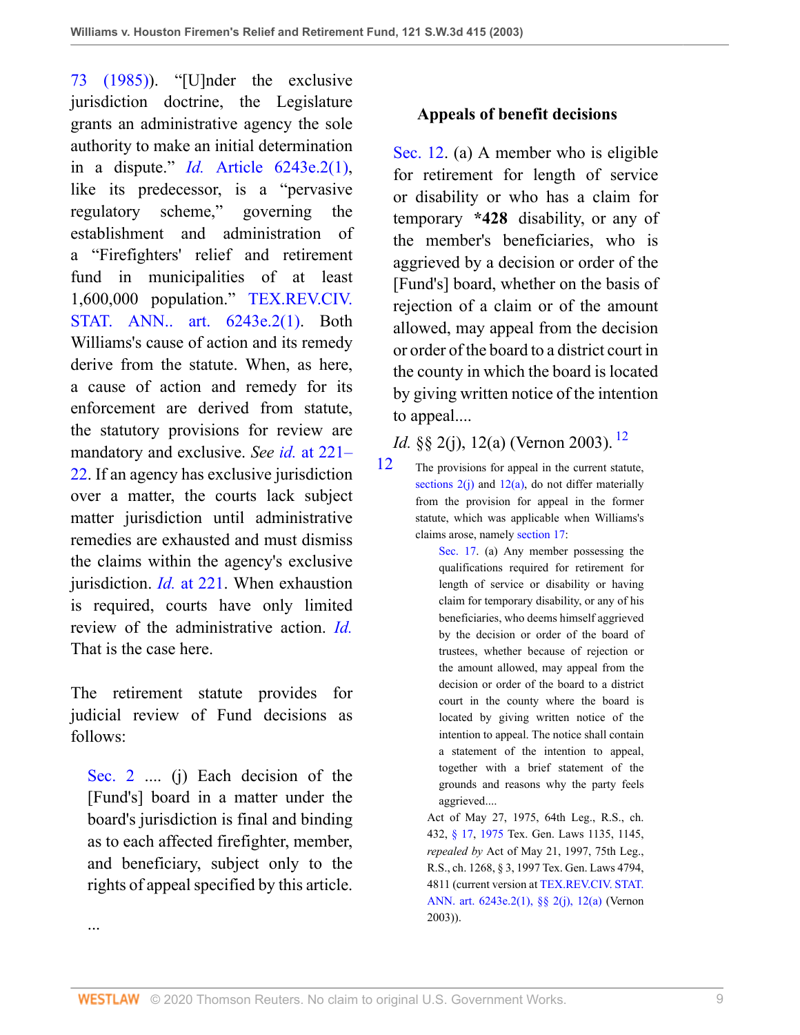73 (1985)). "[U]nder the exclusive jurisdiction doctrine, the Legislature grants an administrative agency the sole authority to make an initial determination in a dispute." *Id.* Article 6243e.2(1), like its predecessor, is a "pervasive regulatory scheme," governing the establishment and administration of a "Firefighters' relief and retirement fund in municipalities of at least 1,600,000 population." TEX.REV.CIV. STAT. ANN.. art. 6243e.2(1). Both Williams's cause of action and its remedy derive from the statute. When, as here, a cause of action and remedy for its enforcement are derived from statute, the statutory provisions for review are mandatory and exclusive. *See id.* at 221–22. If an agency has exclusive jurisdiction over a matter, the courts lack subject matter jurisdiction until administrative remedies are exhausted and must dismiss the claims within the agency's exclusive jurisdiction. *Id.* at 221. When exhaustion is required, courts have only limited review of the administrative action. *Id.* That is the case here.

The retirement statute provides for judicial review of Fund decisions as follows:

> Sec. 2 .... (j) Each decision of the [Fund's] board in a matter under the board's jurisdiction is final and binding as to each affected firefighter, member, and beneficiary, subject only to the rights of appeal specified by this article.
>
> ...
>
> **Appeals of benefit decisions**
>
> Sec. 12. (a) A member who is eligible for retirement for length of service or disability or who has a claim for temporary **\*428** disability, or any of the member's beneficiaries, who is aggrieved by a decision or order of the [Fund's] board, whether on the basis of rejection of a claim or of the amount allowed, may appeal from the decision or order of the board to a district court in the county in which the board is located by giving written notice of the intention to appeal....

*Id.* §§ 2(j), 12(a) (Vernon 2003).[12]

[12] The provisions for appeal in the current statute, sections 2(j) and 12(a), do not differ materially from the provision for appeal in the former statute, which was applicable when Williams's claims arose, namely section 17:

> Sec. 17. (a) Any member possessing the qualifications required for retirement for length of service or disability or having claim for temporary disability, or any of his beneficiaries, who deems himself aggrieved by the decision or order of the board of trustees, whether because of rejection or the amount allowed, may appeal from the decision or order of the board to a district court in the county where the board is located by giving written notice of the intention to appeal. The notice shall contain a statement of the intention to appeal, together with a brief statement of the grounds and reasons why the party feels aggrieved....

Act of May 27, 1975, 64th Leg., R.S., ch. 432, § 17, 1975 Tex. Gen. Laws 1135, 1145, *repealed by* Act of May 21, 1997, 75th Leg., R.S., ch. 1268, § 3, 1997 Tex. Gen. Laws 4794, 4811 (current version at TEX.REV.CIV. STAT. ANN. art. 6243e.2(1), §§ 2(j), 12(a) (Vernon 2003)).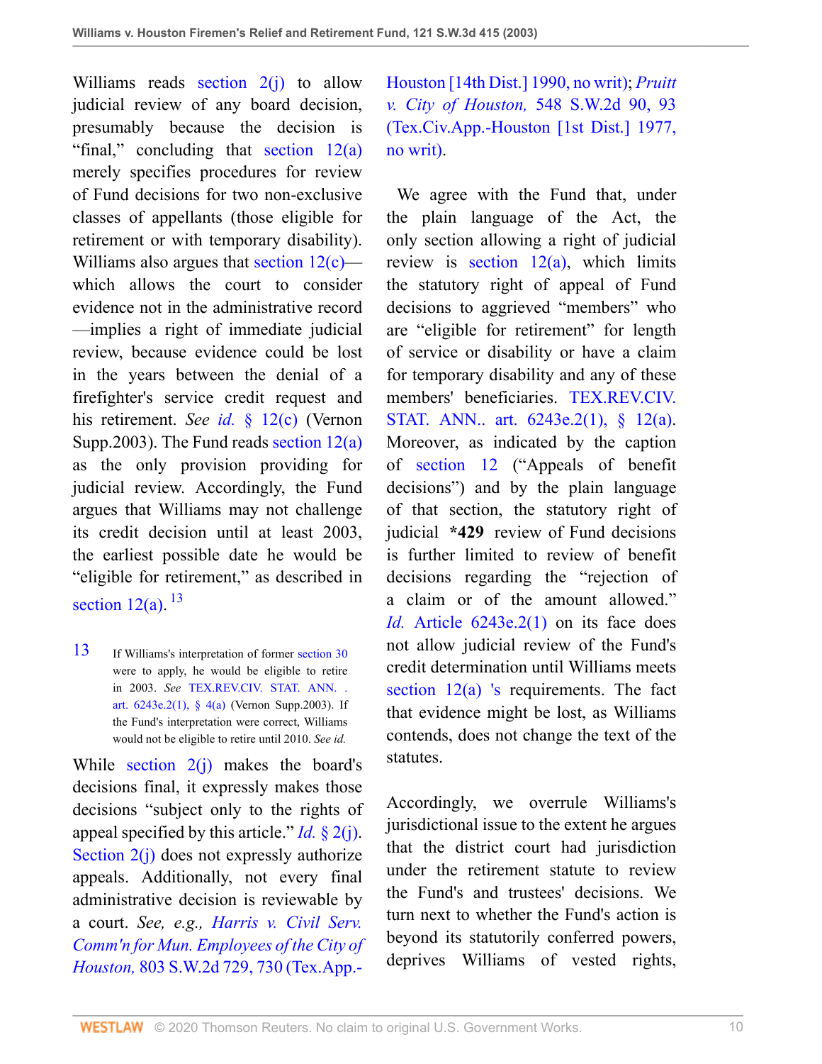Williams reads section 2(j) to allow judicial review of any board decision, presumably because the decision is "final," concluding that section 12(a) merely specifies procedures for review of Fund decisions for two non-exclusive classes of appellants (those eligible for retirement or with temporary disability). Williams also argues that section 12(c)—which allows the court to consider evidence not in the administrative record—implies a right of immediate judicial review, because evidence could be lost in the years between the denial of a firefighter's service credit request and his retirement. *See id.* § 12(c) (Vernon Supp.2003). The Fund reads section 12(a) as the only provision providing for judicial review. Accordingly, the Fund argues that Williams may not challenge its credit decision until at least 2003, the earliest possible date he would be "eligible for retirement," as described in section 12(a).[13]

[13] If Williams's interpretation of former section 30 were to apply, he would be eligible to retire in 2003. *See* TEX.REV.CIV. STAT. ANN. . art. 6243e.2(1), § 4(a) (Vernon Supp.2003). If the Fund's interpretation were correct, Williams would not be eligible to retire until 2010. *See id.*

While section 2(j) makes the board's decisions final, it expressly makes those decisions "subject only to the rights of appeal specified by this article." *Id.* § 2(j). Section 2(j) does not expressly authorize appeals. Additionally, not every final administrative decision is reviewable by a court. *See, e.g., Harris v. Civil Serv. Comm'n for Mun. Employees of the City of Houston,* 803 S.W.2d 729, 730 (Tex.App.-Houston [14th Dist.] 1990, no writ); *Pruitt v. City of Houston,* 548 S.W.2d 90, 93 (Tex.Civ.App.-Houston [1st Dist.] 1977, no writ).

We agree with the Fund that, under the plain language of the Act, the only section allowing a right of judicial review is section 12(a), which limits the statutory right of appeal of Fund decisions to aggrieved "members" who are "eligible for retirement" for length of service or disability or have a claim for temporary disability and any of these members' beneficiaries. TEX.REV.CIV. STAT. ANN.. art. 6243e.2(1), § 12(a). Moreover, as indicated by the caption of section 12 ("Appeals of benefit decisions") and by the plain language of that section, the statutory right of judicial **\*429** review of Fund decisions is further limited to review of benefit decisions regarding the "rejection of a claim or of the amount allowed." *Id.* Article 6243e.2(1) on its face does not allow judicial review of the Fund's credit determination until Williams meets section 12(a) 's requirements. The fact that evidence might be lost, as Williams contends, does not change the text of the statutes.

Accordingly, we overrule Williams's jurisdictional issue to the extent he argues that the district court had jurisdiction under the retirement statute to review the Fund's and trustees' decisions. We turn next to whether the Fund's action is beyond its statutorily conferred powers, deprives Williams of vested rights,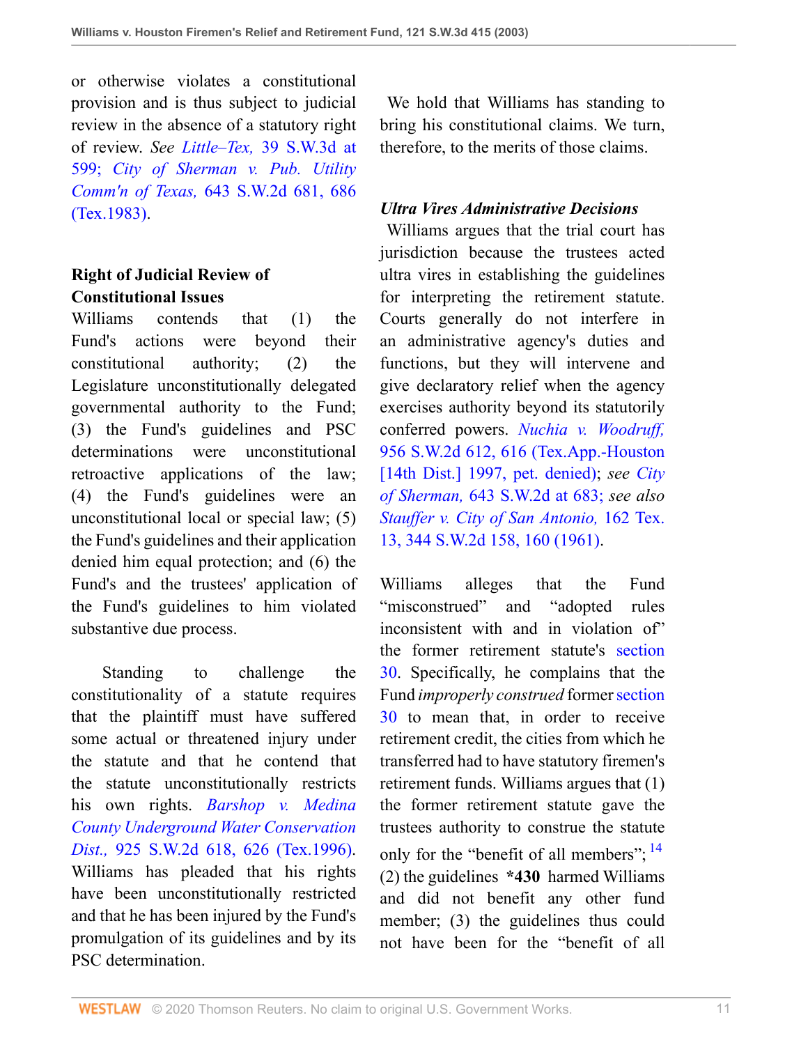or otherwise violates a constitutional provision and is thus subject to judicial review in the absence of a statutory right of review. *See Little–Tex,* 39 S.W.3d at 599; *City of Sherman v. Pub. Utility Comm'n of Texas,* 643 S.W.2d 681, 686 (Tex.1983).

**Right of Judicial Review of Constitutional Issues**

Williams contends that (1) the Fund's actions were beyond their constitutional authority; (2) the Legislature unconstitutionally delegated governmental authority to the Fund; (3) the Fund's guidelines and PSC determinations were unconstitutional retroactive applications of the law; (4) the Fund's guidelines were an unconstitutional local or special law; (5) the Fund's guidelines and their application denied him equal protection; and (6) the Fund's and the trustees' application of the Fund's guidelines to him violated substantive due process.

Standing to challenge the constitutionality of a statute requires that the plaintiff must have suffered some actual or threatened injury under the statute and that he contend that the statute unconstitutionally restricts his own rights. *Barshop v. Medina County Underground Water Conservation Dist.,* 925 S.W.2d 618, 626 (Tex.1996). Williams has pleaded that his rights have been unconstitutionally restricted and that he has been injured by the Fund's promulgation of its guidelines and by its PSC determination.

We hold that Williams has standing to bring his constitutional claims. We turn, therefore, to the merits of those claims.

***Ultra Vires Administrative Decisions***

Williams argues that the trial court has jurisdiction because the trustees acted ultra vires in establishing the guidelines for interpreting the retirement statute. Courts generally do not interfere in an administrative agency's duties and functions, but they will intervene and give declaratory relief when the agency exercises authority beyond its statutorily conferred powers. *Nuchia v. Woodruff,* 956 S.W.2d 612, 616 (Tex.App.-Houston [14th Dist.] 1997, pet. denied); *see City of Sherman,* 643 S.W.2d at 683; *see also Stauffer v. City of San Antonio,* 162 Tex. 13, 344 S.W.2d 158, 160 (1961).

Williams alleges that the Fund "misconstrued" and "adopted rules inconsistent with and in violation of" the former retirement statute's section 30. Specifically, he complains that the Fund *improperly construed* former section 30 to mean that, in order to receive retirement credit, the cities from which he transferred had to have statutory firemen's retirement funds. Williams argues that (1) the former retirement statute gave the trustees authority to construe the statute only for the "benefit of all members";[14] (2) the guidelines **\*430** harmed Williams and did not benefit any other fund member; (3) the guidelines thus could not have been for the "benefit of all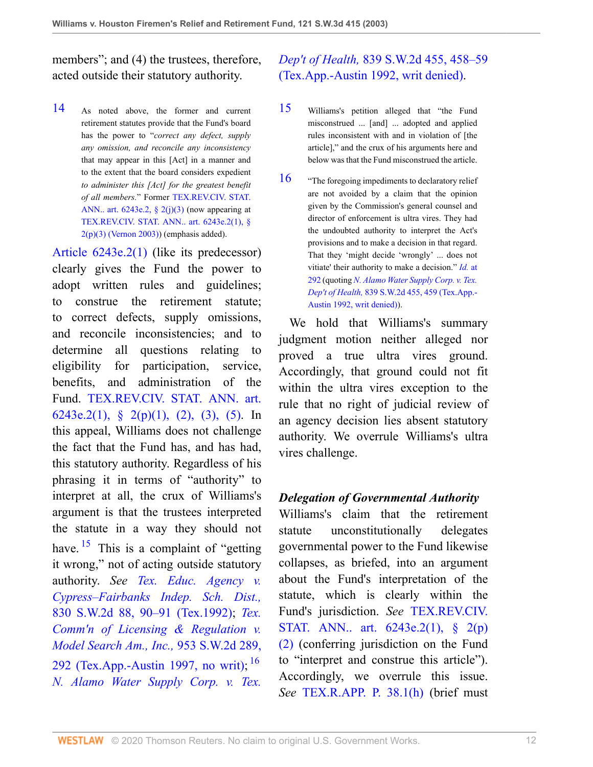members"; and (4) the trustees, therefore, acted outside their statutory authority.

14 As noted above, the former and current retirement statutes provide that the Fund's board has the power to "*correct any defect, supply any omission, and reconcile any inconsistency* that may appear in this [Act] in a manner and to the extent that the board considers expedient *to administer this [Act] for the greatest benefit of all members.*" Former TEX.REV.CIV. STAT. ANN.. art. 6243e.2, § 2(j)(3) (now appearing at TEX.REV.CIV. STAT. ANN.. art. 6243e.2(1), § 2(p)(3) (Vernon 2003)) (emphasis added).

Article 6243e.2(1) (like its predecessor) clearly gives the Fund the power to adopt written rules and guidelines; to construe the retirement statute; to correct defects, supply omissions, and reconcile inconsistencies; and to determine all questions relating to eligibility for participation, service, benefits, and administration of the Fund. TEX.REV.CIV. STAT. ANN. art. 6243e.2(1), § 2(p)(1), (2), (3), (5). In this appeal, Williams does not challenge the fact that the Fund has, and has had, this statutory authority. Regardless of his phrasing it in terms of "authority" to interpret at all, the crux of Williams's argument is that the trustees interpreted the statute in a way they should not have.[15] This is a complaint of "getting it wrong," not of acting outside statutory authority. *See Tex. Educ. Agency v. Cypress–Fairbanks Indep. Sch. Dist.,* 830 S.W.2d 88, 90–91 (Tex.1992); *Tex. Comm'n of Licensing & Regulation v. Model Search Am., Inc.,* 953 S.W.2d 289, 292 (Tex.App.-Austin 1997, no writ);[16] *N. Alamo Water Supply Corp. v. Tex. Dep't of Health,* 839 S.W.2d 455, 458–59 (Tex.App.-Austin 1992, writ denied).

15 Williams's petition alleged that "the Fund misconstrued ... [and] ... adopted and applied rules inconsistent with and in violation of [the article]," and the crux of his arguments here and below was that the Fund misconstrued the article.

16 "The foregoing impediments to declaratory relief are not avoided by a claim that the opinion given by the Commission's general counsel and director of enforcement is ultra vires. They had the undoubted authority to interpret the Act's provisions and to make a decision in that regard. That they 'might decide 'wrongly' ... does not vitiate' their authority to make a decision." *Id.* at 292 (quoting *N. Alamo Water Supply Corp. v. Tex. Dep't of Health,* 839 S.W.2d 455, 459 (Tex.App.-Austin 1992, writ denied)).

We hold that Williams's summary judgment motion neither alleged nor proved a true ultra vires ground. Accordingly, that ground could not fit within the ultra vires exception to the rule that no right of judicial review of an agency decision lies absent statutory authority. We overrule Williams's ultra vires challenge.

***Delegation of Governmental Authority***

Williams's claim that the retirement statute unconstitutionally delegates governmental power to the Fund likewise collapses, as briefed, into an argument about the Fund's interpretation of the statute, which is clearly within the Fund's jurisdiction. *See* TEX.REV.CIV. STAT. ANN.. art. 6243e.2(1), § 2(p)(2) (conferring jurisdiction on the Fund to "interpret and construe this article"). Accordingly, we overrule this issue. *See* TEX.R.APP. P. 38.1(h) (brief must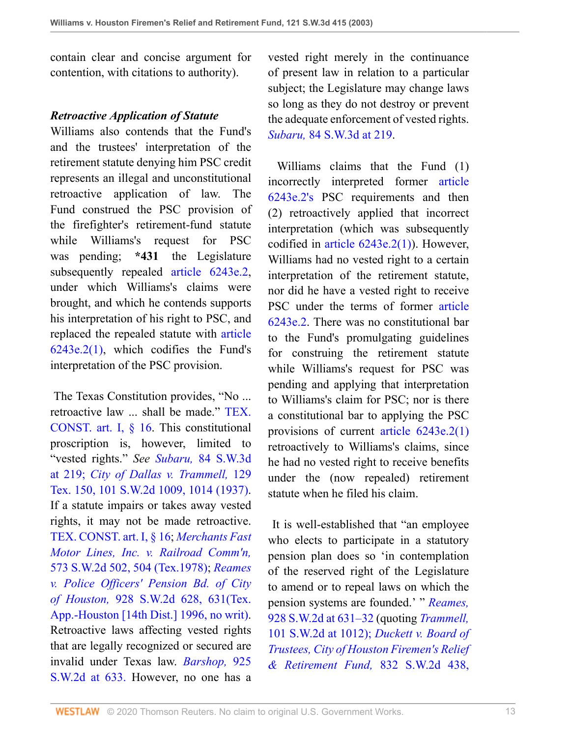contain clear and concise argument for contention, with citations to authority).

***Retroactive Application of Statute***

Williams also contends that the Fund's and the trustees' interpretation of the retirement statute denying him PSC credit represents an illegal and unconstitutional retroactive application of law. The Fund construed the PSC provision of the firefighter's retirement-fund statute while Williams's request for PSC was pending; **\*431** the Legislature subsequently repealed article 6243e.2, under which Williams's claims were brought, and which he contends supports his interpretation of his right to PSC, and replaced the repealed statute with article 6243e.2(1), which codifies the Fund's interpretation of the PSC provision.

The Texas Constitution provides, "No ... retroactive law ... shall be made." TEX. CONST. art. I, § 16. This constitutional proscription is, however, limited to "vested rights." *See Subaru,* 84 S.W.3d at 219; *City of Dallas v. Trammell,* 129 Tex. 150, 101 S.W.2d 1009, 1014 (1937). If a statute impairs or takes away vested rights, it may not be made retroactive. TEX. CONST. art. I, § 16; *Merchants Fast Motor Lines, Inc. v. Railroad Comm'n,* 573 S.W.2d 502, 504 (Tex.1978); *Reames v. Police Officers' Pension Bd. of City of Houston,* 928 S.W.2d 628, 631(Tex. App.-Houston [14th Dist.] 1996, no writ). Retroactive laws affecting vested rights that are legally recognized or secured are invalid under Texas law. *Barshop,* 925 S.W.2d at 633. However, no one has a vested right merely in the continuance of present law in relation to a particular subject; the Legislature may change laws so long as they do not destroy or prevent the adequate enforcement of vested rights. *Subaru,* 84 S.W.3d at 219.

Williams claims that the Fund (1) incorrectly interpreted former article 6243e.2's PSC requirements and then (2) retroactively applied that incorrect interpretation (which was subsequently codified in article 6243e.2(1)). However, Williams had no vested right to a certain interpretation of the retirement statute, nor did he have a vested right to receive PSC under the terms of former article 6243e.2. There was no constitutional bar to the Fund's promulgating guidelines for construing the retirement statute while Williams's request for PSC was pending and applying that interpretation to Williams's claim for PSC; nor is there a constitutional bar to applying the PSC provisions of current article 6243e.2(1) retroactively to Williams's claims, since he had no vested right to receive benefits under the (now repealed) retirement statute when he filed his claim.

It is well-established that "an employee who elects to participate in a statutory pension plan does so 'in contemplation of the reserved right of the Legislature to amend or to repeal laws on which the pension systems are founded.' " *Reames,* 928 S.W.2d at 631–32 (quoting *Trammell,* 101 S.W.2d at 1012); *Duckett v. Board of Trustees, City of Houston Firemen's Relief & Retirement Fund,* 832 S.W.2d 438,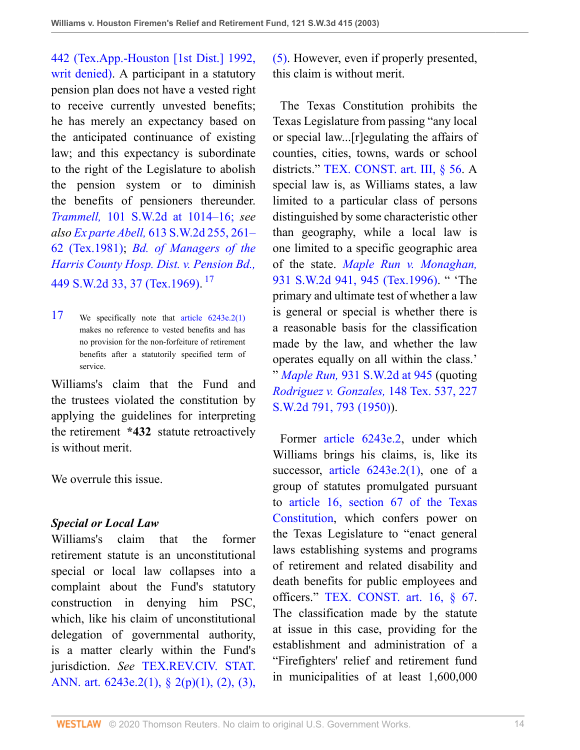442 (Tex.App.-Houston [1st Dist.] 1992, writ denied). A participant in a statutory pension plan does not have a vested right to receive currently unvested benefits; he has merely an expectancy based on the anticipated continuance of existing law; and this expectancy is subordinate to the right of the Legislature to abolish the pension system or to diminish the benefits of pensioners thereunder. *Trammell,* 101 S.W.2d at 1014–16; *see also Ex parte Abell,* 613 S.W.2d 255, 261–62 (Tex.1981); *Bd. of Managers of the Harris County Hosp. Dist. v. Pension Bd.,* 449 S.W.2d 33, 37 (Tex.1969).[17]

17 We specifically note that article 6243e.2(1) makes no reference to vested benefits and has no provision for the non-forfeiture of retirement benefits after a statutorily specified term of service.

Williams's claim that the Fund and the trustees violated the constitution by applying the guidelines for interpreting the retirement **\*432** statute retroactively is without merit.

We overrule this issue.

***Special or Local Law***

Williams's claim that the former retirement statute is an unconstitutional special or local law collapses into a complaint about the Fund's statutory construction in denying him PSC, which, like his claim of unconstitutional delegation of governmental authority, is a matter clearly within the Fund's jurisdiction. *See* TEX.REV.CIV. STAT. ANN. art. 6243e.2(1), § 2(p)(1), (2), (3), (5). However, even if properly presented, this claim is without merit.

The Texas Constitution prohibits the Texas Legislature from passing "any local or special law...[r]egulating the affairs of counties, cities, towns, wards or school districts." TEX. CONST. art. III, § 56. A special law is, as Williams states, a law limited to a particular class of persons distinguished by some characteristic other than geography, while a local law is one limited to a specific geographic area of the state. *Maple Run v. Monaghan,* 931 S.W.2d 941, 945 (Tex.1996). " 'The primary and ultimate test of whether a law is general or special is whether there is a reasonable basis for the classification made by the law, and whether the law operates equally on all within the class.' " *Maple Run,* 931 S.W.2d at 945 (quoting *Rodriguez v. Gonzales,* 148 Tex. 537, 227 S.W.2d 791, 793 (1950)).

Former article 6243e.2, under which Williams brings his claims, is, like its successor, article 6243e.2(1), one of a group of statutes promulgated pursuant to article 16, section 67 of the Texas Constitution, which confers power on the Texas Legislature to "enact general laws establishing systems and programs of retirement and related disability and death benefits for public employees and officers." TEX. CONST. art. 16, § 67. The classification made by the statute at issue in this case, providing for the establishment and administration of a "Firefighters' relief and retirement fund in municipalities of at least 1,600,000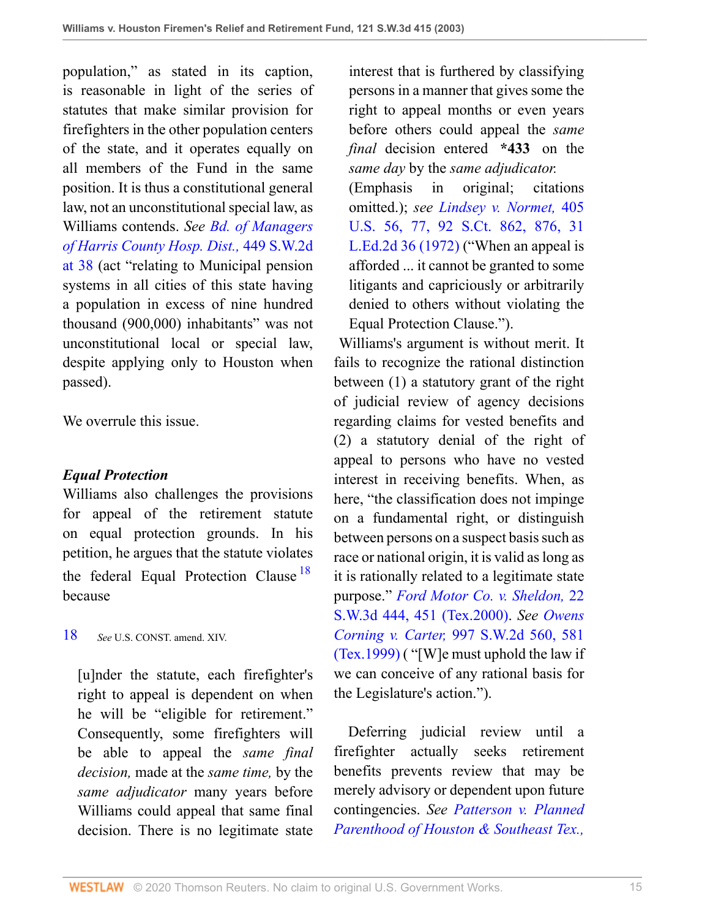population," as stated in its caption, is reasonable in light of the series of statutes that make similar provision for firefighters in the other population centers of the state, and it operates equally on all members of the Fund in the same position. It is thus a constitutional general law, not an unconstitutional special law, as Williams contends. *See Bd. of Managers of Harris County Hosp. Dist.,* 449 S.W.2d at 38 (act "relating to Municipal pension systems in all cities of this state having a population in excess of nine hundred thousand (900,000) inhabitants" was not unconstitutional local or special law, despite applying only to Houston when passed).

We overrule this issue.

***Equal Protection***

Williams also challenges the provisions for appeal of the retirement statute on equal protection grounds. In his petition, he argues that the statute violates the federal Equal Protection Clause[18] because

> [u]nder the statute, each firefighter's right to appeal is dependent on when he will be "eligible for retirement." Consequently, some firefighters will be able to appeal the *same final decision,* made at the *same time,* by the *same adjudicator* many years before Williams could appeal that same final decision. There is no legitimate state interest that is furthered by classifying persons in a manner that gives some the right to appeal months or even years before others could appeal the *same final* decision entered **\*433** on the *same day* by the *same adjudicator.*
>
> (Emphasis in original; citations omitted.); *see Lindsey v. Normet,* 405 U.S. 56, 77, 92 S.Ct. 862, 876, 31 L.Ed.2d 36 (1972) ("When an appeal is afforded ... it cannot be granted to some litigants and capriciously or arbitrarily denied to others without violating the Equal Protection Clause.").

Williams's argument is without merit. It fails to recognize the rational distinction between (1) a statutory grant of the right of judicial review of agency decisions regarding claims for vested benefits and (2) a statutory denial of the right of appeal to persons who have no vested interest in receiving benefits. When, as here, "the classification does not impinge on a fundamental right, or distinguish between persons on a suspect basis such as race or national origin, it is valid as long as it is rationally related to a legitimate state purpose." *Ford Motor Co. v. Sheldon,* 22 S.W.3d 444, 451 (Tex.2000). *See Owens Corning v. Carter,* 997 S.W.2d 560, 581 (Tex.1999) ( "[W]e must uphold the law if we can conceive of any rational basis for the Legislature's action.").

Deferring judicial review until a firefighter actually seeks retirement benefits prevents review that may be merely advisory or dependent upon future contingencies. *See Patterson v. Planned Parenthood of Houston & Southeast Tex.,*

18 *See* U.S. CONST. amend. XIV.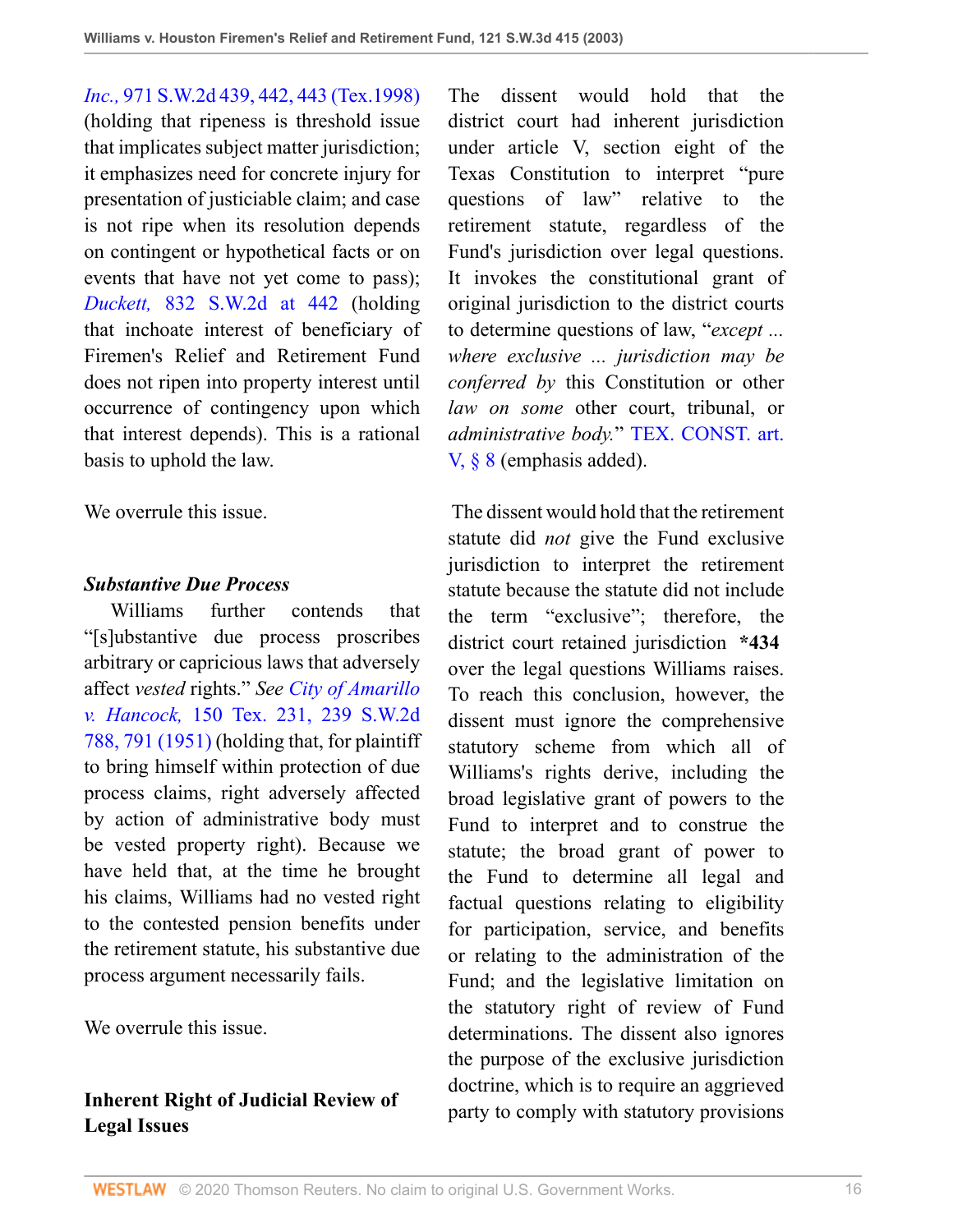*Inc.,* 971 S.W.2d 439, 442, 443 (Tex.1998) (holding that ripeness is threshold issue that implicates subject matter jurisdiction; it emphasizes need for concrete injury for presentation of justiciable claim; and case is not ripe when its resolution depends on contingent or hypothetical facts or on events that have not yet come to pass); *Duckett,* 832 S.W.2d at 442 (holding that inchoate interest of beneficiary of Firemen's Relief and Retirement Fund does not ripen into property interest until occurrence of contingency upon which that interest depends). This is a rational basis to uphold the law.

We overrule this issue.

### *Substantive Due Process*

Williams further contends that "[s]ubstantive due process proscribes arbitrary or capricious laws that adversely affect *vested* rights." *See City of Amarillo v. Hancock,* 150 Tex. 231, 239 S.W.2d 788, 791 (1951) (holding that, for plaintiff to bring himself within protection of due process claims, right adversely affected by action of administrative body must be vested property right). Because we have held that, at the time he brought his claims, Williams had no vested right to the contested pension benefits under the retirement statute, his substantive due process argument necessarily fails.

We overrule this issue.

### Inherent Right of Judicial Review of Legal Issues

The dissent would hold that the district court had inherent jurisdiction under article V, section eight of the Texas Constitution to interpret "pure questions of law" relative to the retirement statute, regardless of the Fund's jurisdiction over legal questions. It invokes the constitutional grant of original jurisdiction to the district courts to determine questions of law, "*except ... where exclusive ... jurisdiction may be conferred by* this Constitution or other *law on some* other court, tribunal, or *administrative body.*" TEX. CONST. art. V, § 8 (emphasis added).

The dissent would hold that the retirement statute did *not* give the Fund exclusive jurisdiction to interpret the retirement statute because the statute did not include the term "exclusive"; therefore, the district court retained jurisdiction **\*434** over the legal questions Williams raises. To reach this conclusion, however, the dissent must ignore the comprehensive statutory scheme from which all of Williams's rights derive, including the broad legislative grant of powers to the Fund to interpret and to construe the statute; the broad grant of power to the Fund to determine all legal and factual questions relating to eligibility for participation, service, and benefits or relating to the administration of the Fund; and the legislative limitation on the statutory right of review of Fund determinations. The dissent also ignores the purpose of the exclusive jurisdiction doctrine, which is to require an aggrieved party to comply with statutory provisions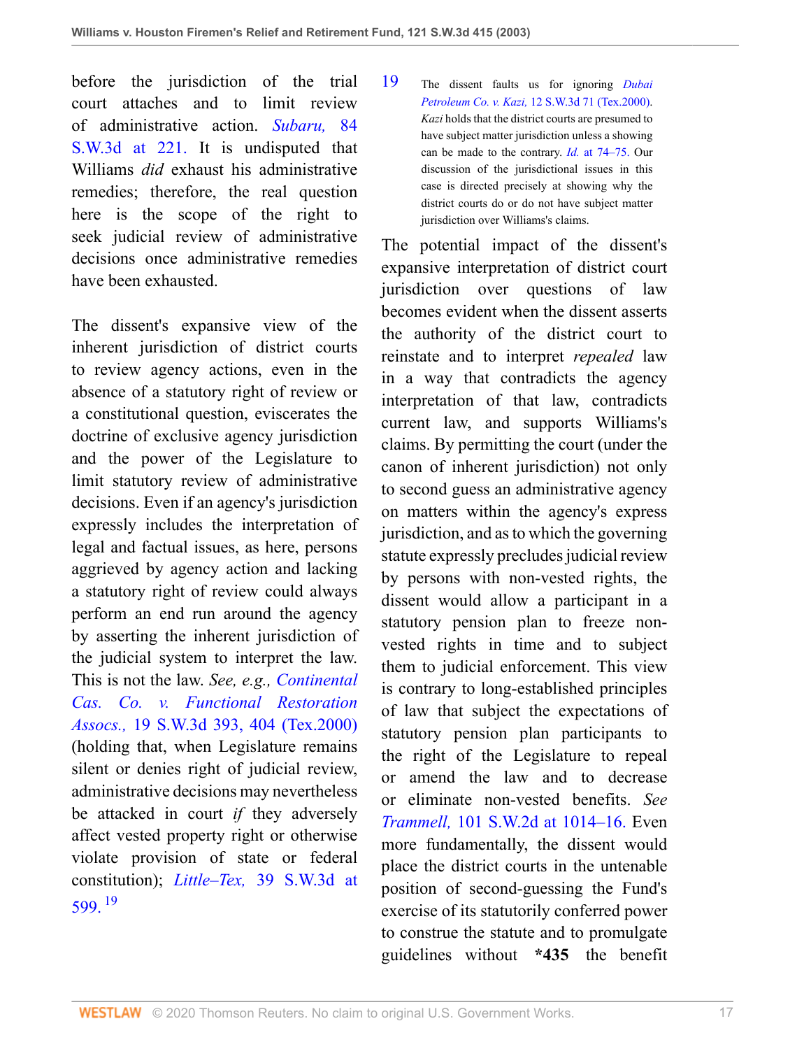before the jurisdiction of the trial court attaches and to limit review of administrative action. *Subaru,* 84 S.W.3d at 221. It is undisputed that Williams *did* exhaust his administrative remedies; therefore, the real question here is the scope of the right to seek judicial review of administrative decisions once administrative remedies have been exhausted.

The dissent's expansive view of the inherent jurisdiction of district courts to review agency actions, even in the absence of a statutory right of review or a constitutional question, eviscerates the doctrine of exclusive agency jurisdiction and the power of the Legislature to limit statutory review of administrative decisions. Even if an agency's jurisdiction expressly includes the interpretation of legal and factual issues, as here, persons aggrieved by agency action and lacking a statutory right of review could always perform an end run around the agency by asserting the inherent jurisdiction of the judicial system to interpret the law. This is not the law. *See, e.g., Continental Cas. Co. v. Functional Restoration Assocs.,* 19 S.W.3d 393, 404 (Tex.2000) (holding that, when Legislature remains silent or denies right of judicial review, administrative decisions may nevertheless be attacked in court *if* they adversely affect vested property right or otherwise violate provision of state or federal constitution); *Little–Tex,* 39 S.W.3d at 599.[19]

19 The dissent faults us for ignoring *Dubai Petroleum Co. v. Kazi,* 12 S.W.3d 71 (Tex.2000). *Kazi* holds that the district courts are presumed to have subject matter jurisdiction unless a showing can be made to the contrary. *Id.* at 74–75. Our discussion of the jurisdictional issues in this case is directed precisely at showing why the district courts do or do not have subject matter jurisdiction over Williams's claims.

The potential impact of the dissent's expansive interpretation of district court jurisdiction over questions of law becomes evident when the dissent asserts the authority of the district court to reinstate and to interpret *repealed* law in a way that contradicts the agency interpretation of that law, contradicts current law, and supports Williams's claims. By permitting the court (under the canon of inherent jurisdiction) not only to second guess an administrative agency on matters within the agency's express jurisdiction, and as to which the governing statute expressly precludes judicial review by persons with non-vested rights, the dissent would allow a participant in a statutory pension plan to freeze non-vested rights in time and to subject them to judicial enforcement. This view is contrary to long-established principles of law that subject the expectations of statutory pension plan participants to the right of the Legislature to repeal or amend the law and to decrease or eliminate non-vested benefits. *See Trammell,* 101 S.W.2d at 1014–16. Even more fundamentally, the dissent would place the district courts in the untenable position of second-guessing the Fund's exercise of its statutorily conferred power to construe the statute and to promulgate guidelines without **\*435** the benefit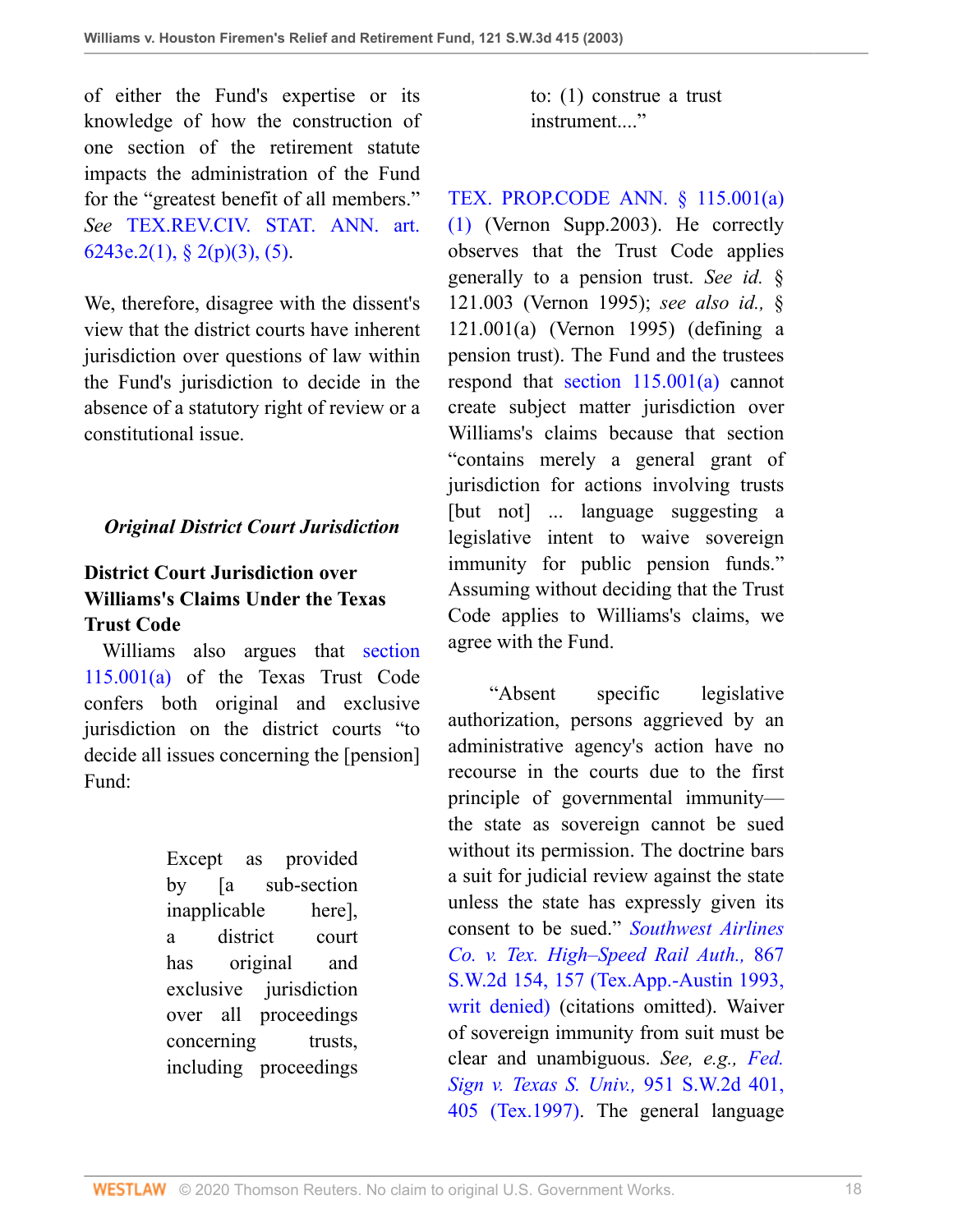of either the Fund's expertise or its knowledge of how the construction of one section of the retirement statute impacts the administration of the Fund for the "greatest benefit of all members." *See* TEX.REV.CIV. STAT. ANN. art. 6243e.2(1), § 2(p)(3), (5).

We, therefore, disagree with the dissent's view that the district courts have inherent jurisdiction over questions of law within the Fund's jurisdiction to decide in the absence of a statutory right of review or a constitutional issue.

### *Original District Court Jurisdiction*

### District Court Jurisdiction over Williams's Claims Under the Texas Trust Code

Williams also argues that section 115.001(a) of the Texas Trust Code confers both original and exclusive jurisdiction on the district courts "to decide all issues concerning the [pension] Fund:

> Except as provided by [a sub-section inapplicable here], a district court has original and exclusive jurisdiction over all proceedings concerning trusts, including proceedings to: (1) construe a trust instrument...."

TEX. PROP.CODE ANN. § 115.001(a)(1) (Vernon Supp.2003). He correctly observes that the Trust Code applies generally to a pension trust. *See id.* § 121.003 (Vernon 1995); *see also id.,* § 121.001(a) (Vernon 1995) (defining a pension trust). The Fund and the trustees respond that section 115.001(a) cannot create subject matter jurisdiction over Williams's claims because that section "contains merely a general grant of jurisdiction for actions involving trusts [but not] ... language suggesting a legislative intent to waive sovereign immunity for public pension funds." Assuming without deciding that the Trust Code applies to Williams's claims, we agree with the Fund.

"Absent specific legislative authorization, persons aggrieved by an administrative agency's action have no recourse in the courts due to the first principle of governmental immunity—the state as sovereign cannot be sued without its permission. The doctrine bars a suit for judicial review against the state unless the state has expressly given its consent to be sued." *Southwest Airlines Co. v. Tex. High–Speed Rail Auth.,* 867 S.W.2d 154, 157 (Tex.App.-Austin 1993, writ denied) (citations omitted). Waiver of sovereign immunity from suit must be clear and unambiguous. *See, e.g., Fed. Sign v. Texas S. Univ.,* 951 S.W.2d 401, 405 (Tex.1997). The general language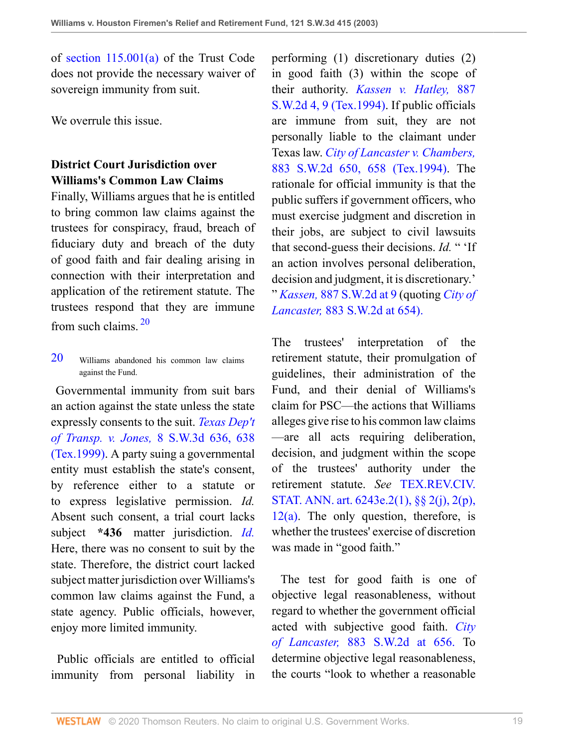of section 115.001(a) of the Trust Code does not provide the necessary waiver of sovereign immunity from suit.

We overrule this issue.

### District Court Jurisdiction over Williams's Common Law Claims

Finally, Williams argues that he is entitled to bring common law claims against the trustees for conspiracy, fraud, breach of fiduciary duty and breach of the duty of good faith and fair dealing arising in connection with their interpretation and application of the retirement statute. The trustees respond that they are immune from such claims.[20]

[20] Williams abandoned his common law claims against the Fund.

Governmental immunity from suit bars an action against the state unless the state expressly consents to the suit. *Texas Dep't of Transp. v. Jones,* 8 S.W.3d 636, 638 (Tex.1999). A party suing a governmental entity must establish the state's consent, by reference either to a statute or to express legislative permission. *Id.* Absent such consent, a trial court lacks subject **\*436** matter jurisdiction. *Id.* Here, there was no consent to suit by the state. Therefore, the district court lacked subject matter jurisdiction over Williams's common law claims against the Fund, a state agency. Public officials, however, enjoy more limited immunity.

Public officials are entitled to official immunity from personal liability in performing (1) discretionary duties (2) in good faith (3) within the scope of their authority. *Kassen v. Hatley,* 887 S.W.2d 4, 9 (Tex.1994). If public officials are immune from suit, they are not personally liable to the claimant under Texas law. *City of Lancaster v. Chambers,* 883 S.W.2d 650, 658 (Tex.1994). The rationale for official immunity is that the public suffers if government officers, who must exercise judgment and discretion in their jobs, are subject to civil lawsuits that second-guess their decisions. *Id.* " 'If an action involves personal deliberation, decision and judgment, it is discretionary.' " *Kassen,* 887 S.W.2d at 9 (quoting *City of Lancaster,* 883 S.W.2d at 654).

The trustees' interpretation of the retirement statute, their promulgation of guidelines, their administration of the Fund, and their denial of Williams's claim for PSC—the actions that Williams alleges give rise to his common law claims—are all acts requiring deliberation, decision, and judgment within the scope of the trustees' authority under the retirement statute. *See* TEX.REV.CIV. STAT. ANN. art. 6243e.2(1), §§ 2(j), 2(p), 12(a). The only question, therefore, is whether the trustees' exercise of discretion was made in "good faith."

The test for good faith is one of objective legal reasonableness, without regard to whether the government official acted with subjective good faith. *City of Lancaster,* 883 S.W.2d at 656. To determine objective legal reasonableness, the courts "look to whether a reasonable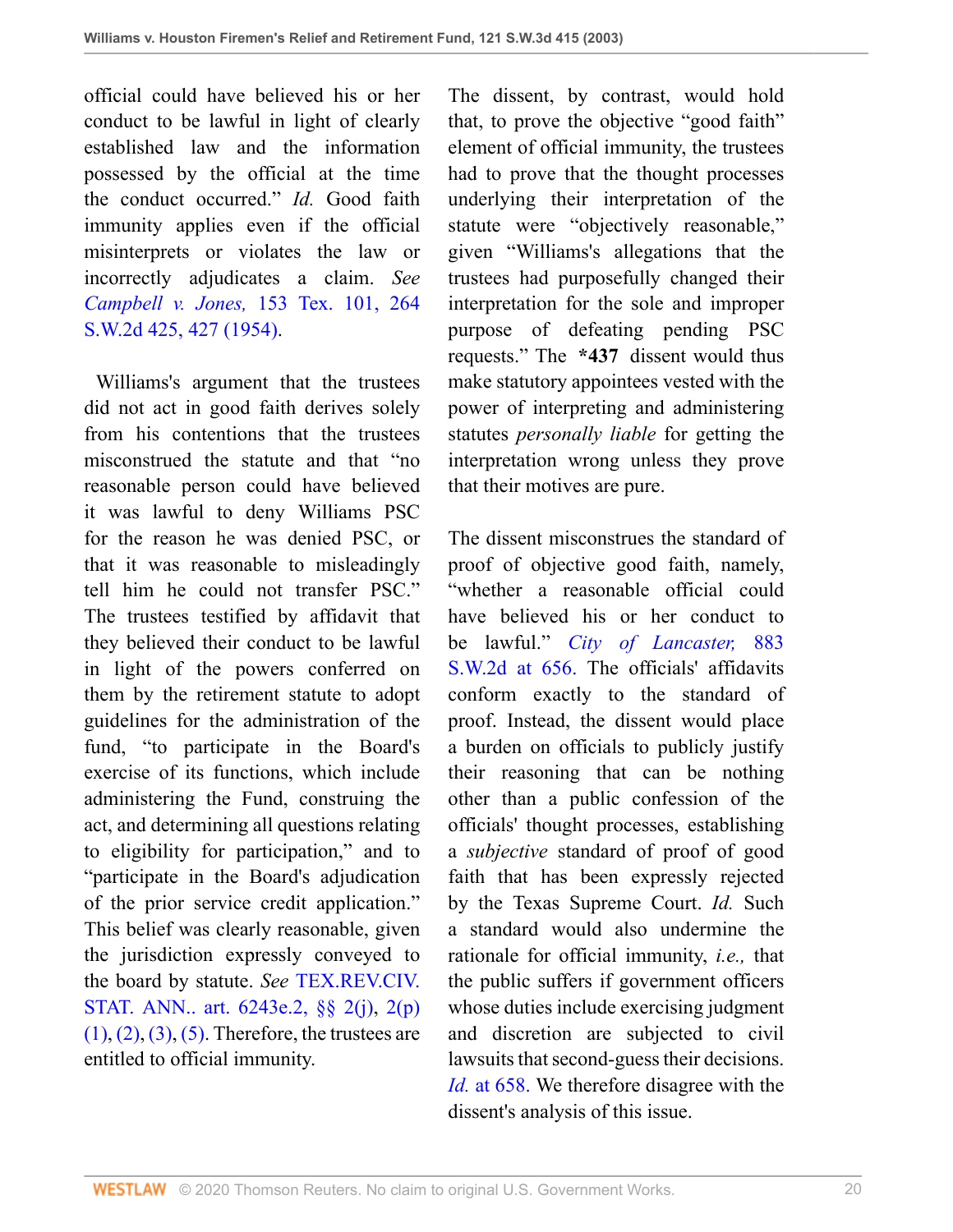official could have believed his or her conduct to be lawful in light of clearly established law and the information possessed by the official at the time the conduct occurred." *Id.* Good faith immunity applies even if the official misinterprets or violates the law or incorrectly adjudicates a claim. *See* *Campbell v. Jones,* 153 Tex. 101, 264 S.W.2d 425, 427 (1954).

Williams's argument that the trustees did not act in good faith derives solely from his contentions that the trustees misconstrued the statute and that "no reasonable person could have believed it was lawful to deny Williams PSC for the reason he was denied PSC, or that it was reasonable to misleadingly tell him he could not transfer PSC." The trustees testified by affidavit that they believed their conduct to be lawful in light of the powers conferred on them by the retirement statute to adopt guidelines for the administration of the fund, "to participate in the Board's exercise of its functions, which include administering the Fund, construing the act, and determining all questions relating to eligibility for participation," and to "participate in the Board's adjudication of the prior service credit application." This belief was clearly reasonable, given the jurisdiction expressly conveyed to the board by statute. *See* TEX.REV.CIV. STAT. ANN.. art. 6243e.2, §§ 2(j), 2(p)(1), (2), (3), (5). Therefore, the trustees are entitled to official immunity.

The dissent, by contrast, would hold that, to prove the objective "good faith" element of official immunity, the trustees had to prove that the thought processes underlying their interpretation of the statute were "objectively reasonable," given "Williams's allegations that the trustees had purposefully changed their interpretation for the sole and improper purpose of defeating pending PSC requests." The **\*437** dissent would thus make statutory appointees vested with the power of interpreting and administering statutes *personally liable* for getting the interpretation wrong unless they prove that their motives are pure.

The dissent misconstrues the standard of proof of objective good faith, namely, "whether a reasonable official could have believed his or her conduct to be lawful." *City of Lancaster,* 883 S.W.2d at 656. The officials' affidavits conform exactly to the standard of proof. Instead, the dissent would place a burden on officials to publicly justify their reasoning that can be nothing other than a public confession of the officials' thought processes, establishing a *subjective* standard of proof of good faith that has been expressly rejected by the Texas Supreme Court. *Id.* Such a standard would also undermine the rationale for official immunity, *i.e.,* that the public suffers if government officers whose duties include exercising judgment and discretion are subjected to civil lawsuits that second-guess their decisions. *Id.* at 658. We therefore disagree with the dissent's analysis of this issue.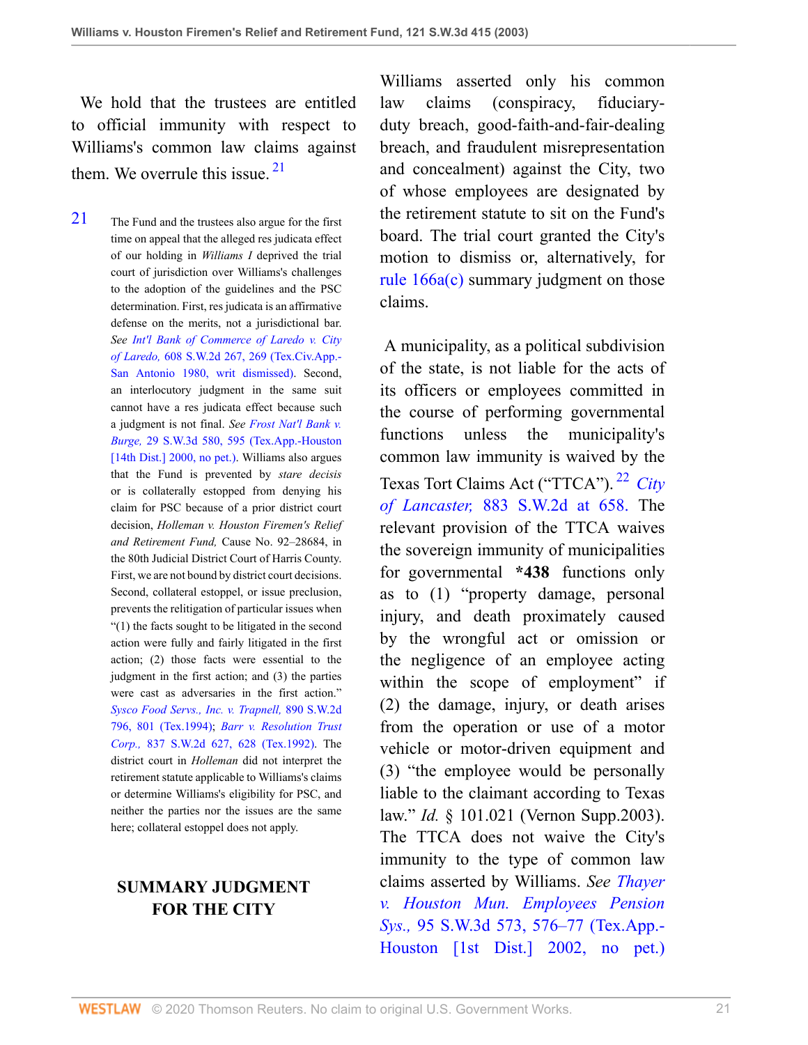We hold that the trustees are entitled to official immunity with respect to Williams's common law claims against them. We overrule this issue. [21]

[21] The Fund and the trustees also argue for the first time on appeal that the alleged res judicata effect of our holding in *Williams I* deprived the trial court of jurisdiction over Williams's challenges to the adoption of the guidelines and the PSC determination. First, res judicata is an affirmative defense on the merits, not a jurisdictional bar. *See Int'l Bank of Commerce of Laredo v. City of Laredo,* 608 S.W.2d 267, 269 (Tex.Civ.App.-San Antonio 1980, writ dismissed). Second, an interlocutory judgment in the same suit cannot have a res judicata effect because such a judgment is not final. *See Frost Nat'l Bank v. Burge,* 29 S.W.3d 580, 595 (Tex.App.-Houston [14th Dist.] 2000, no pet.). Williams also argues that the Fund is prevented by *stare decisis* or is collaterally estopped from denying his claim for PSC because of a prior district court decision, *Holleman v. Houston Firemen's Relief and Retirement Fund,* Cause No. 92–28684, in the 80th Judicial District Court of Harris County. First, we are not bound by district court decisions. Second, collateral estoppel, or issue preclusion, prevents the relitigation of particular issues when "(1) the facts sought to be litigated in the second action were fully and fairly litigated in the first action; (2) those facts were essential to the judgment in the first action; and (3) the parties were cast as adversaries in the first action." *Sysco Food Servs., Inc. v. Trapnell,* 890 S.W.2d 796, 801 (Tex.1994); *Barr v. Resolution Trust Corp.,* 837 S.W.2d 627, 628 (Tex.1992). The district court in *Holleman* did not interpret the retirement statute applicable to Williams's claims or determine Williams's eligibility for PSC, and neither the parties nor the issues are the same here; collateral estoppel does not apply.

## SUMMARY JUDGMENT FOR THE CITY

Williams asserted only his common law claims (conspiracy, fiduciary-duty breach, good-faith-and-fair-dealing breach, and fraudulent misrepresentation and concealment) against the City, two of whose employees are designated by the retirement statute to sit on the Fund's board. The trial court granted the City's motion to dismiss or, alternatively, for rule 166a(c) summary judgment on those claims.

A municipality, as a political subdivision of the state, is not liable for the acts of its officers or employees committed in the course of performing governmental functions unless the municipality's common law immunity is waived by the Texas Tort Claims Act ("TTCA"). [22] *City of Lancaster,* 883 S.W.2d at 658. The relevant provision of the TTCA waives the sovereign immunity of municipalities for governmental **\*438** functions only as to (1) "property damage, personal injury, and death proximately caused by the wrongful act or omission or the negligence of an employee acting within the scope of employment" if (2) the damage, injury, or death arises from the operation or use of a motor vehicle or motor-driven equipment and (3) "the employee would be personally liable to the claimant according to Texas law." *Id.* § 101.021 (Vernon Supp.2003). The TTCA does not waive the City's immunity to the type of common law claims asserted by Williams. *See Thayer v. Houston Mun. Employees Pension Sys.,* 95 S.W.3d 573, 576–77 (Tex.App.-Houston [1st Dist.] 2002, no pet.)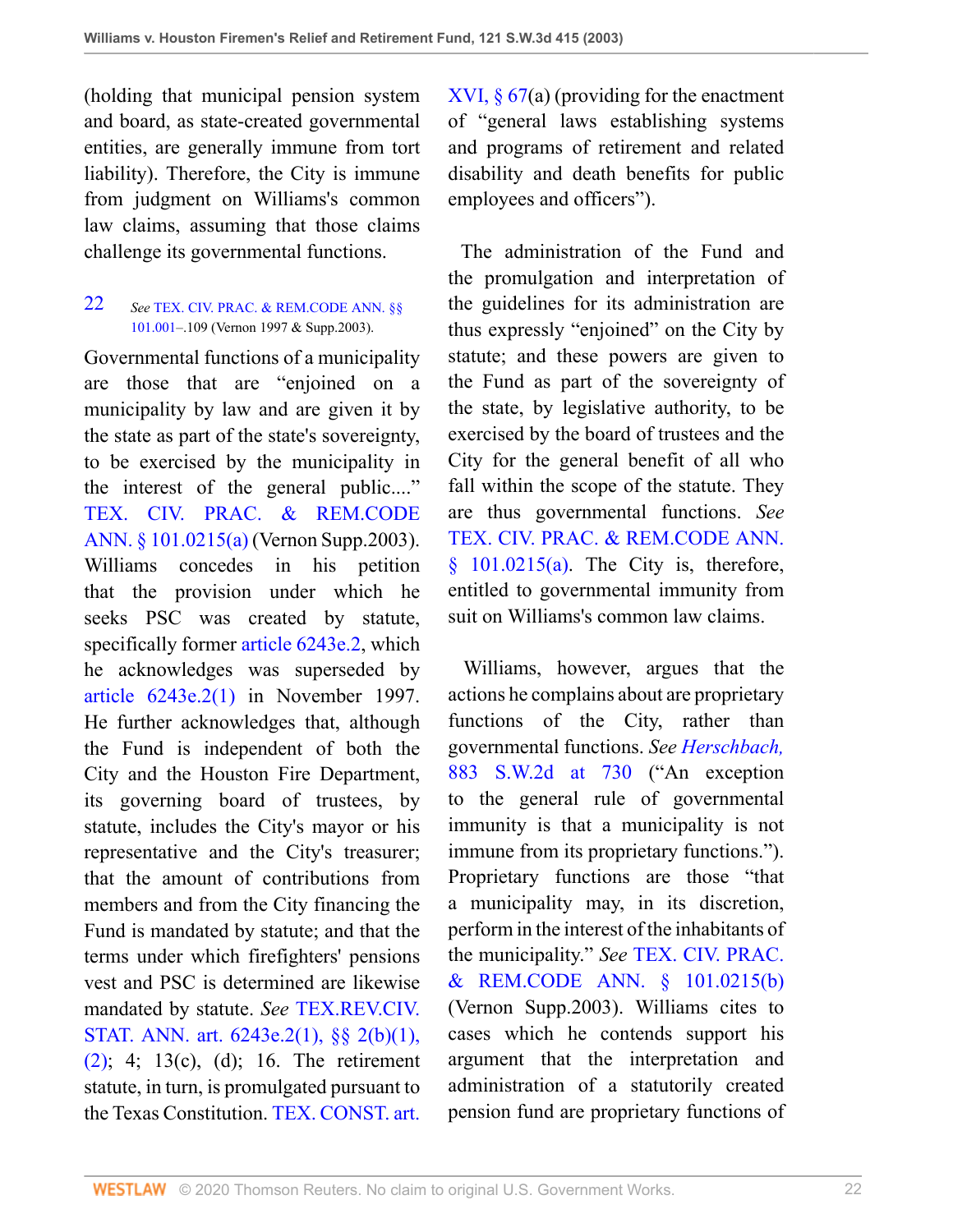(holding that municipal pension system and board, as state-created governmental entities, are generally immune from tort liability). Therefore, the City is immune from judgment on Williams's common law claims, assuming that those claims challenge its governmental functions.

22 *See* TEX. CIV. PRAC. & REM.CODE ANN. §§ 101.001–.109 (Vernon 1997 & Supp.2003).

Governmental functions of a municipality are those that are "enjoined on a municipality by law and are given it by the state as part of the state's sovereignty, to be exercised by the municipality in the interest of the general public...." TEX. CIV. PRAC. & REM.CODE ANN. § 101.0215(a) (Vernon Supp.2003). Williams concedes in his petition that the provision under which he seeks PSC was created by statute, specifically former article 6243e.2, which he acknowledges was superseded by article 6243e.2(1) in November 1997. He further acknowledges that, although the Fund is independent of both the City and the Houston Fire Department, its governing board of trustees, by statute, includes the City's mayor or his representative and the City's treasurer; that the amount of contributions from members and from the City financing the Fund is mandated by statute; and that the terms under which firefighters' pensions vest and PSC is determined are likewise mandated by statute. *See* TEX.REV.CIV. STAT. ANN. art. 6243e.2(1), §§ 2(b)(1), (2); 4; 13(c), (d); 16. The retirement statute, in turn, is promulgated pursuant to the Texas Constitution. TEX. CONST. art. XVI, § 67(a) (providing for the enactment of "general laws establishing systems and programs of retirement and related disability and death benefits for public employees and officers").

The administration of the Fund and the promulgation and interpretation of the guidelines for its administration are thus expressly "enjoined" on the City by statute; and these powers are given to the Fund as part of the sovereignty of the state, by legislative authority, to be exercised by the board of trustees and the City for the general benefit of all who fall within the scope of the statute. They are thus governmental functions. *See* TEX. CIV. PRAC. & REM.CODE ANN. § 101.0215(a). The City is, therefore, entitled to governmental immunity from suit on Williams's common law claims.

Williams, however, argues that the actions he complains about are proprietary functions of the City, rather than governmental functions. *See Herschbach,* 883 S.W.2d at 730 ("An exception to the general rule of governmental immunity is that a municipality is not immune from its proprietary functions."). Proprietary functions are those "that a municipality may, in its discretion, perform in the interest of the inhabitants of the municipality." *See* TEX. CIV. PRAC. & REM.CODE ANN. § 101.0215(b) (Vernon Supp.2003). Williams cites to cases which he contends support his argument that the interpretation and administration of a statutorily created pension fund are proprietary functions of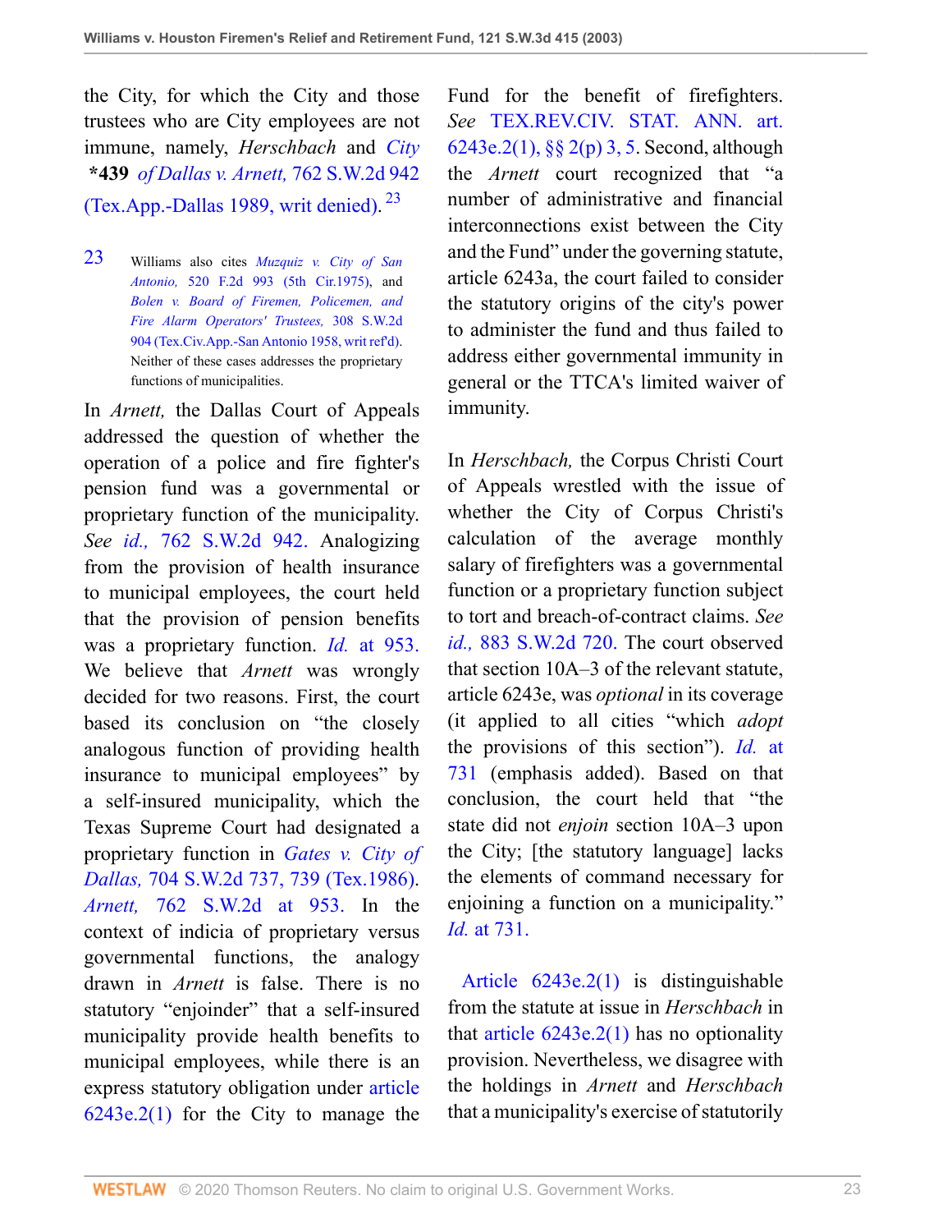the City, for which the City and those trustees who are City employees are not immune, namely, *Herschbach* and *City* **\*439** *of Dallas v. Arnett,* 762 S.W.2d 942 (Tex.App.-Dallas 1989, writ denied).[23]

[23] Williams also cites *Muzquiz v. City of San Antonio,* 520 F.2d 993 (5th Cir.1975), and *Bolen v. Board of Firemen, Policemen, and Fire Alarm Operators' Trustees,* 308 S.W.2d 904 (Tex.Civ.App.-San Antonio 1958, writ ref'd). Neither of these cases addresses the proprietary functions of municipalities.

In *Arnett,* the Dallas Court of Appeals addressed the question of whether the operation of a police and fire fighter's pension fund was a governmental or proprietary function of the municipality. *See id.,* 762 S.W.2d 942. Analogizing from the provision of health insurance to municipal employees, the court held that the provision of pension benefits was a proprietary function. *Id.* at 953. We believe that *Arnett* was wrongly decided for two reasons. First, the court based its conclusion on "the closely analogous function of providing health insurance to municipal employees" by a self-insured municipality, which the Texas Supreme Court had designated a proprietary function in *Gates v. City of Dallas,* 704 S.W.2d 737, 739 (Tex.1986). *Arnett,* 762 S.W.2d at 953. In the context of indicia of proprietary versus governmental functions, the analogy drawn in *Arnett* is false. There is no statutory "enjoinder" that a self-insured municipality provide health benefits to municipal employees, while there is an express statutory obligation under article 6243e.2(1) for the City to manage the Fund for the benefit of firefighters. *See* TEX.REV.CIV. STAT. ANN. art. 6243e.2(1), §§ 2(p) 3, 5. Second, although the *Arnett* court recognized that "a number of administrative and financial interconnections exist between the City and the Fund" under the governing statute, article 6243a, the court failed to consider the statutory origins of the city's power to administer the fund and thus failed to address either governmental immunity in general or the TTCA's limited waiver of immunity.

In *Herschbach,* the Corpus Christi Court of Appeals wrestled with the issue of whether the City of Corpus Christi's calculation of the average monthly salary of firefighters was a governmental function or a proprietary function subject to tort and breach-of-contract claims. *See id.,* 883 S.W.2d 720. The court observed that section 10A–3 of the relevant statute, article 6243e, was *optional* in its coverage (it applied to all cities "which *adopt* the provisions of this section"). *Id.* at 731 (emphasis added). Based on that conclusion, the court held that "the state did not *enjoin* section 10A–3 upon the City; [the statutory language] lacks the elements of command necessary for enjoining a function on a municipality." *Id.* at 731.

Article 6243e.2(1) is distinguishable from the statute at issue in *Herschbach* in that article 6243e.2(1) has no optionality provision. Nevertheless, we disagree with the holdings in *Arnett* and *Herschbach* that a municipality's exercise of statutorily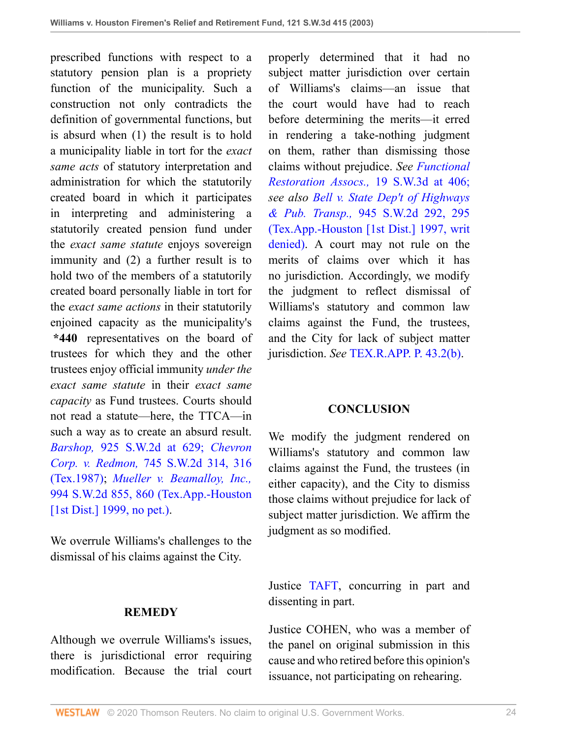prescribed functions with respect to a statutory pension plan is a propriety function of the municipality. Such a construction not only contradicts the definition of governmental functions, but is absurd when (1) the result is to hold a municipality liable in tort for the *exact same acts* of statutory interpretation and administration for which the statutorily created board in which it participates in interpreting and administering a statutorily created pension fund under the *exact same statute* enjoys sovereign immunity and (2) a further result is to hold two of the members of a statutorily created board personally liable in tort for the *exact same actions* in their statutorily enjoined capacity as the municipality's **\*440** representatives on the board of trustees for which they and the other trustees enjoy official immunity *under the exact same statute* in their *exact same capacity* as Fund trustees. Courts should not read a statute—here, the TTCA—in such a way as to create an absurd result. *Barshop,* 925 S.W.2d at 629; *Chevron Corp. v. Redmon,* 745 S.W.2d 314, 316 (Tex.1987); *Mueller v. Beamalloy, Inc.,* 994 S.W.2d 855, 860 (Tex.App.-Houston [1st Dist.] 1999, no pet.).

We overrule Williams's challenges to the dismissal of his claims against the City.

## REMEDY

Although we overrule Williams's issues, there is jurisdictional error requiring modification. Because the trial court properly determined that it had no subject matter jurisdiction over certain of Williams's claims—an issue that the court would have had to reach before determining the merits—it erred in rendering a take-nothing judgment on them, rather than dismissing those claims without prejudice. *See Functional Restoration Assocs.,* 19 S.W.3d at 406; *see also Bell v. State Dep't of Highways & Pub. Transp.,* 945 S.W.2d 292, 295 (Tex.App.-Houston [1st Dist.] 1997, writ denied). A court may not rule on the merits of claims over which it has no jurisdiction. Accordingly, we modify the judgment to reflect dismissal of Williams's statutory and common law claims against the Fund, the trustees, and the City for lack of subject matter jurisdiction. *See* TEX.R.APP. P. 43.2(b).

## CONCLUSION

We modify the judgment rendered on Williams's statutory and common law claims against the Fund, the trustees (in either capacity), and the City to dismiss those claims without prejudice for lack of subject matter jurisdiction. We affirm the judgment as so modified.

Justice TAFT, concurring in part and dissenting in part.

Justice COHEN, who was a member of the panel on original submission in this cause and who retired before this opinion's issuance, not participating on rehearing.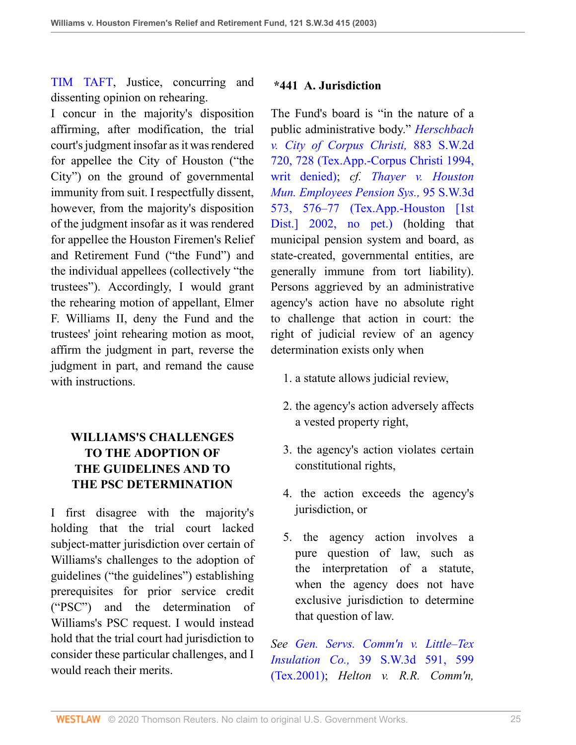TIM TAFT, Justice, concurring and dissenting opinion on rehearing.

I concur in the majority's disposition affirming, after modification, the trial court's judgment insofar as it was rendered for appellee the City of Houston ("the City") on the ground of governmental immunity from suit. I respectfully dissent, however, from the majority's disposition of the judgment insofar as it was rendered for appellee the Houston Firemen's Relief and Retirement Fund ("the Fund") and the individual appellees (collectively "the trustees"). Accordingly, I would grant the rehearing motion of appellant, Elmer F. Williams II, deny the Fund and the trustees' joint rehearing motion as moot, affirm the judgment in part, reverse the judgment in part, and remand the cause with instructions.

### WILLIAMS'S CHALLENGES TO THE ADOPTION OF THE GUIDELINES AND TO THE PSC DETERMINATION

I first disagree with the majority's holding that the trial court lacked subject-matter jurisdiction over certain of Williams's challenges to the adoption of guidelines ("the guidelines") establishing prerequisites for prior service credit ("PSC") and the determination of Williams's PSC request. I would instead hold that the trial court had jurisdiction to consider these particular challenges, and I would reach their merits.

#### *441 A. Jurisdiction

The Fund's board is "in the nature of a public administrative body." *Herschbach v. City of Corpus Christi,* 883 S.W.2d 720, 728 (Tex.App.-Corpus Christi 1994, writ denied); *cf. Thayer v. Houston Mun. Employees Pension Sys.,* 95 S.W.3d 573, 576–77 (Tex.App.-Houston [1st Dist.] 2002, no pet.) (holding that municipal pension system and board, as state-created, governmental entities, are generally immune from tort liability). Persons aggrieved by an administrative agency's action have no absolute right to challenge that action in court: the right of judicial review of an agency determination exists only when

1. a statute allows judicial review,
2. the agency's action adversely affects a vested property right,
3. the agency's action violates certain constitutional rights,
4. the action exceeds the agency's jurisdiction, or
5. the agency action involves a pure question of law, such as the interpretation of a statute, when the agency does not have exclusive jurisdiction to determine that question of law.

*See Gen. Servs. Comm'n v. Little–Tex Insulation Co.,* 39 S.W.3d 591, 599 (Tex.2001); *Helton v. R.R. Comm'n,*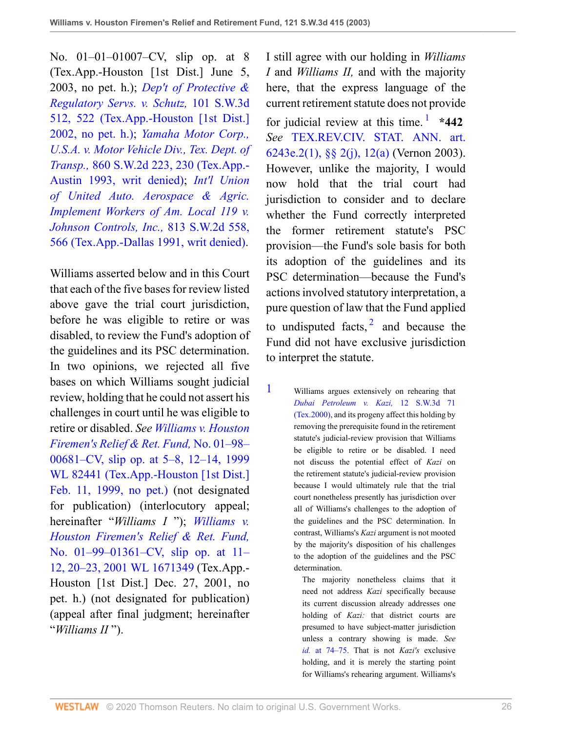No. 01–01–01007–CV, slip op. at 8 (Tex.App.-Houston [1st Dist.] June 5, 2003, no pet. h.); *Dep't of Protective & Regulatory Servs. v. Schutz,* 101 S.W.3d 512, 522 (Tex.App.-Houston [1st Dist.] 2002, no pet. h.); *Yamaha Motor Corp., U.S.A. v. Motor Vehicle Div., Tex. Dept. of Transp.,* 860 S.W.2d 223, 230 (Tex.App.-Austin 1993, writ denied); *Int'l Union of United Auto. Aerospace & Agric. Implement Workers of Am. Local 119 v. Johnson Controls, Inc.,* 813 S.W.2d 558, 566 (Tex.App.-Dallas 1991, writ denied).

Williams asserted below and in this Court that each of the five bases for review listed above gave the trial court jurisdiction, before he was eligible to retire or was disabled, to review the Fund's adoption of the guidelines and its PSC determination. In two opinions, we rejected all five bases on which Williams sought judicial review, holding that he could not assert his challenges in court until he was eligible to retire or disabled. *See Williams v. Houston Firemen's Relief & Ret. Fund,* No. 01–98–00681–CV, slip op. at 5–8, 12–14, 1999 WL 82441 (Tex.App.-Houston [1st Dist.] Feb. 11, 1999, no pet.) (not designated for publication) (interlocutory appeal; hereinafter "*Williams I* "); *Williams v. Houston Firemen's Relief & Ret. Fund,* No. 01–99–01361–CV, slip op. at 11–12, 20–23, 2001 WL 1671349 (Tex.App.-Houston [1st Dist.] Dec. 27, 2001, no pet. h.) (not designated for publication) (appeal after final judgment; hereinafter "*Williams II* ").

I still agree with our holding in *Williams I* and *Williams II,* and with the majority here, that the express language of the current retirement statute does not provide for judicial review at this time.[1] **\*442** *See* TEX.REV.CIV. STAT. ANN. art. 6243e.2(1), §§ 2(j), 12(a) (Vernon 2003). However, unlike the majority, I would now hold that the trial court had jurisdiction to consider and to declare whether the Fund correctly interpreted the former retirement statute's PSC provision—the Fund's sole basis for both its adoption of the guidelines and its PSC determination—because the Fund's actions involved statutory interpretation, a pure question of law that the Fund applied to undisputed facts,[2] and because the Fund did not have exclusive jurisdiction to interpret the statute.

1 Williams argues extensively on rehearing that *Dubai Petroleum v. Kazi,* 12 S.W.3d 71 (Tex.2000), and its progeny affect this holding by removing the prerequisite found in the retirement statute's judicial-review provision that Williams be eligible to retire or be disabled. I need not discuss the potential effect of *Kazi* on the retirement statute's judicial-review provision because I would ultimately rule that the trial court nonetheless presently has jurisdiction over all of Williams's challenges to the adoption of the guidelines and the PSC determination. In contrast, Williams's *Kazi* argument is not mooted by the majority's disposition of his challenges to the adoption of the guidelines and the PSC determination.

The majority nonetheless claims that it need not address *Kazi* specifically because its current discussion already addresses one holding of *Kazi:* that district courts are presumed to have subject-matter jurisdiction unless a contrary showing is made. *See id.* at 74–75. That is not *Kazi's* exclusive holding, and it is merely the starting point for Williams's rehearing argument. Williams's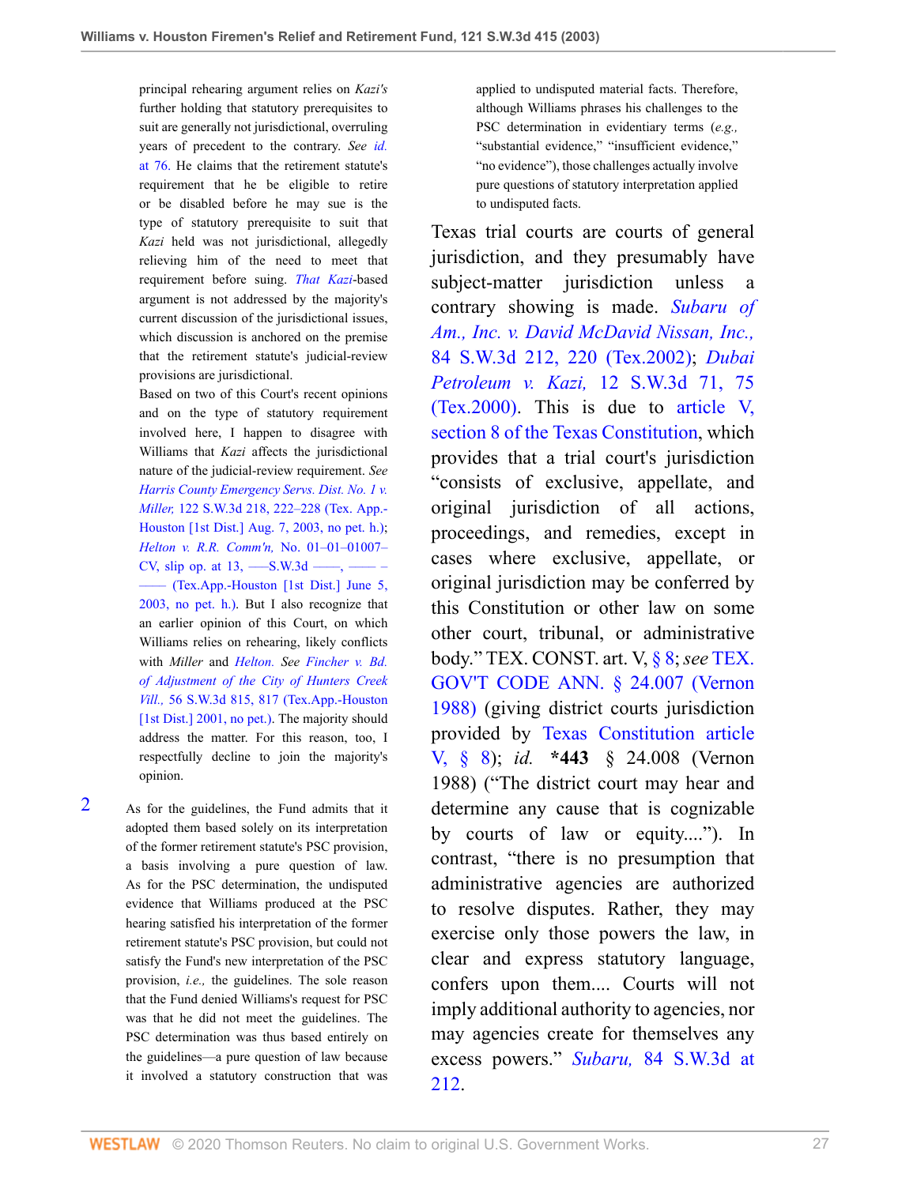principal rehearing argument relies on *Kazi's* further holding that statutory prerequisites to suit are generally not jurisdictional, overruling years of precedent to the contrary. *See id.* at 76. He claims that the retirement statute's requirement that he be eligible to retire or be disabled before he may sue is the type of statutory prerequisite to suit that *Kazi* held was not jurisdictional, allegedly relieving him of the need to meet that requirement before suing. That *Kazi*-based argument is not addressed by the majority's current discussion of the jurisdictional issues, which discussion is anchored on the premise that the retirement statute's judicial-review provisions are jurisdictional.

Based on two of this Court's recent opinions and on the type of statutory requirement involved here, I happen to disagree with Williams that *Kazi* affects the jurisdictional nature of the judicial-review requirement. *See Harris County Emergency Servs. Dist. No. 1 v. Miller,* 122 S.W.3d 218, 222–228 (Tex. App.-Houston [1st Dist.] Aug. 7, 2003, no pet. h.); *Helton v. R.R. Comm'n,* No. 01–01–01007–CV, slip op. at 13, ––– S.W.3d ––––, –––– – –––– (Tex.App.-Houston [1st Dist.] June 5, 2003, no pet. h.). But I also recognize that an earlier opinion of this Court, on which Williams relies on rehearing, likely conflicts with *Miller* and *Helton. See Fincher v. Bd. of Adjustment of the City of Hunters Creek Vill.,* 56 S.W.3d 815, 817 (Tex.App.-Houston [1st Dist.] 2001, no pet.). The majority should address the matter. For this reason, too, I respectfully decline to join the majority's opinion.

2 As for the guidelines, the Fund admits that it adopted them based solely on its interpretation of the former retirement statute's PSC provision, a basis involving a pure question of law. As for the PSC determination, the undisputed evidence that Williams produced at the PSC hearing satisfied his interpretation of the former retirement statute's PSC provision, but could not satisfy the Fund's new interpretation of the PSC provision, *i.e.,* the guidelines. The sole reason that the Fund denied Williams's request for PSC was that he did not meet the guidelines. The PSC determination was thus based entirely on the guidelines—a pure question of law because it involved a statutory construction that was applied to undisputed material facts. Therefore, although Williams phrases his challenges to the PSC determination in evidentiary terms (*e.g.,* "substantial evidence," "insufficient evidence," "no evidence"), those challenges actually involve pure questions of statutory interpretation applied to undisputed facts.

Texas trial courts are courts of general jurisdiction, and they presumably have subject-matter jurisdiction unless a contrary showing is made. *Subaru of Am., Inc. v. David McDavid Nissan, Inc.,* 84 S.W.3d 212, 220 (Tex.2002); *Dubai Petroleum v. Kazi,* 12 S.W.3d 71, 75 (Tex.2000). This is due to article V, section 8 of the Texas Constitution, which provides that a trial court's jurisdiction "consists of exclusive, appellate, and original jurisdiction of all actions, proceedings, and remedies, except in cases where exclusive, appellate, or original jurisdiction may be conferred by this Constitution or other law on some other court, tribunal, or administrative body." TEX. CONST. art. V, § 8; *see* TEX. GOV'T CODE ANN. § 24.007 (Vernon 1988) (giving district courts jurisdiction provided by Texas Constitution article V, § 8); *id.* **\*443** § 24.008 (Vernon 1988) ("The district court may hear and determine any cause that is cognizable by courts of law or equity...."). In contrast, "there is no presumption that administrative agencies are authorized to resolve disputes. Rather, they may exercise only those powers the law, in clear and express statutory language, confers upon them.... Courts will not imply additional authority to agencies, nor may agencies create for themselves any excess powers." *Subaru,* 84 S.W.3d at 212.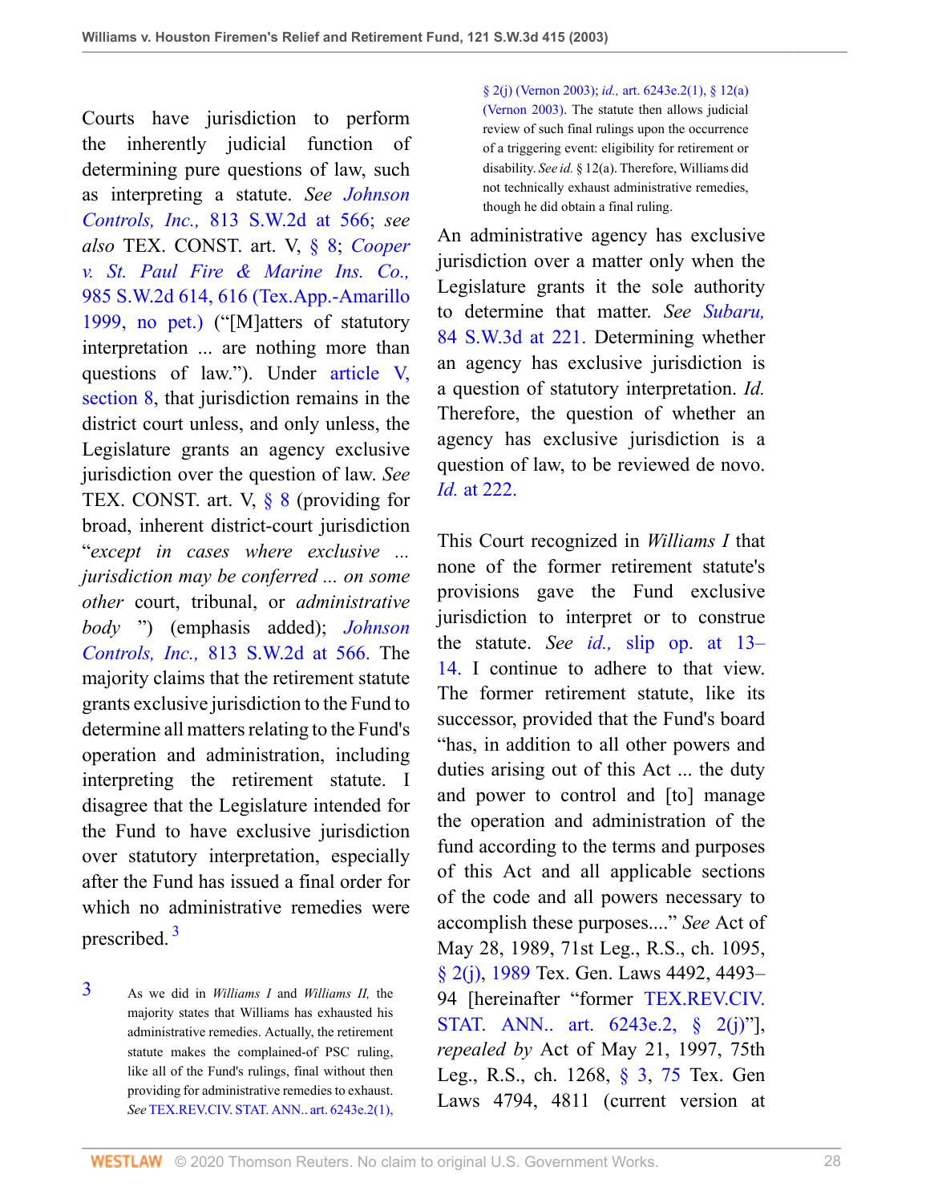Courts have jurisdiction to perform the inherently judicial function of determining pure questions of law, such as interpreting a statute. *See Johnson Controls, Inc.,* 813 S.W.2d at 566; *see also* TEX. CONST. art. V, § 8; *Cooper v. St. Paul Fire & Marine Ins. Co.,* 985 S.W.2d 614, 616 (Tex.App.-Amarillo 1999, no pet.) ("[M]atters of statutory interpretation ... are nothing more than questions of law."). Under article V, section 8, that jurisdiction remains in the district court unless, and only unless, the Legislature grants an agency exclusive jurisdiction over the question of law. *See* TEX. CONST. art. V, § 8 (providing for broad, inherent district-court jurisdiction "*except in cases where exclusive ... jurisdiction may be conferred ... on some other* court, tribunal, or *administrative body* ") (emphasis added); *Johnson Controls, Inc.,* 813 S.W.2d at 566. The majority claims that the retirement statute grants exclusive jurisdiction to the Fund to determine all matters relating to the Fund's operation and administration, including interpreting the retirement statute. I disagree that the Legislature intended for the Fund to have exclusive jurisdiction over statutory interpretation, especially after the Fund has issued a final order for which no administrative remedies were prescribed. [3]

[3] As we did in *Williams I* and *Williams II,* the majority states that Williams has exhausted his administrative remedies. Actually, the retirement statute makes the complained-of PSC ruling, like all of the Fund's rulings, final without then providing for administrative remedies to exhaust. *See* TEX.REV.CIV. STAT. ANN.. art. 6243e.2(1), § 2(j) (Vernon 2003); *id.,* art. 6243e.2(1), § 12(a) (Vernon 2003). The statute then allows judicial review of such final rulings upon the occurrence of a triggering event: eligibility for retirement or disability. *See id.* § 12(a). Therefore, Williams did not technically exhaust administrative remedies, though he did obtain a final ruling.

An administrative agency has exclusive jurisdiction over a matter only when the Legislature grants it the sole authority to determine that matter. *See Subaru,* 84 S.W.3d at 221. Determining whether an agency has exclusive jurisdiction is a question of statutory interpretation. *Id.* Therefore, the question of whether an agency has exclusive jurisdiction is a question of law, to be reviewed de novo. *Id.* at 222.

This Court recognized in *Williams I* that none of the former retirement statute's provisions gave the Fund exclusive jurisdiction to interpret or to construe the statute. *See id.,* slip op. at 13–14. I continue to adhere to that view. The former retirement statute, like its successor, provided that the Fund's board "has, in addition to all other powers and duties arising out of this Act ... the duty and power to control and [to] manage the operation and administration of the fund according to the terms and purposes of this Act and all applicable sections of the code and all powers necessary to accomplish these purposes...." *See* Act of May 28, 1989, 71st Leg., R.S., ch. 1095, § 2(j), 1989 Tex. Gen. Laws 4492, 4493–94 [hereinafter "former TEX.REV.CIV. STAT. ANN.. art. 6243e.2, § 2(j)"], *repealed by* Act of May 21, 1997, 75th Leg., R.S., ch. 1268, § 3, 75 Tex. Gen Laws 4794, 4811 (current version at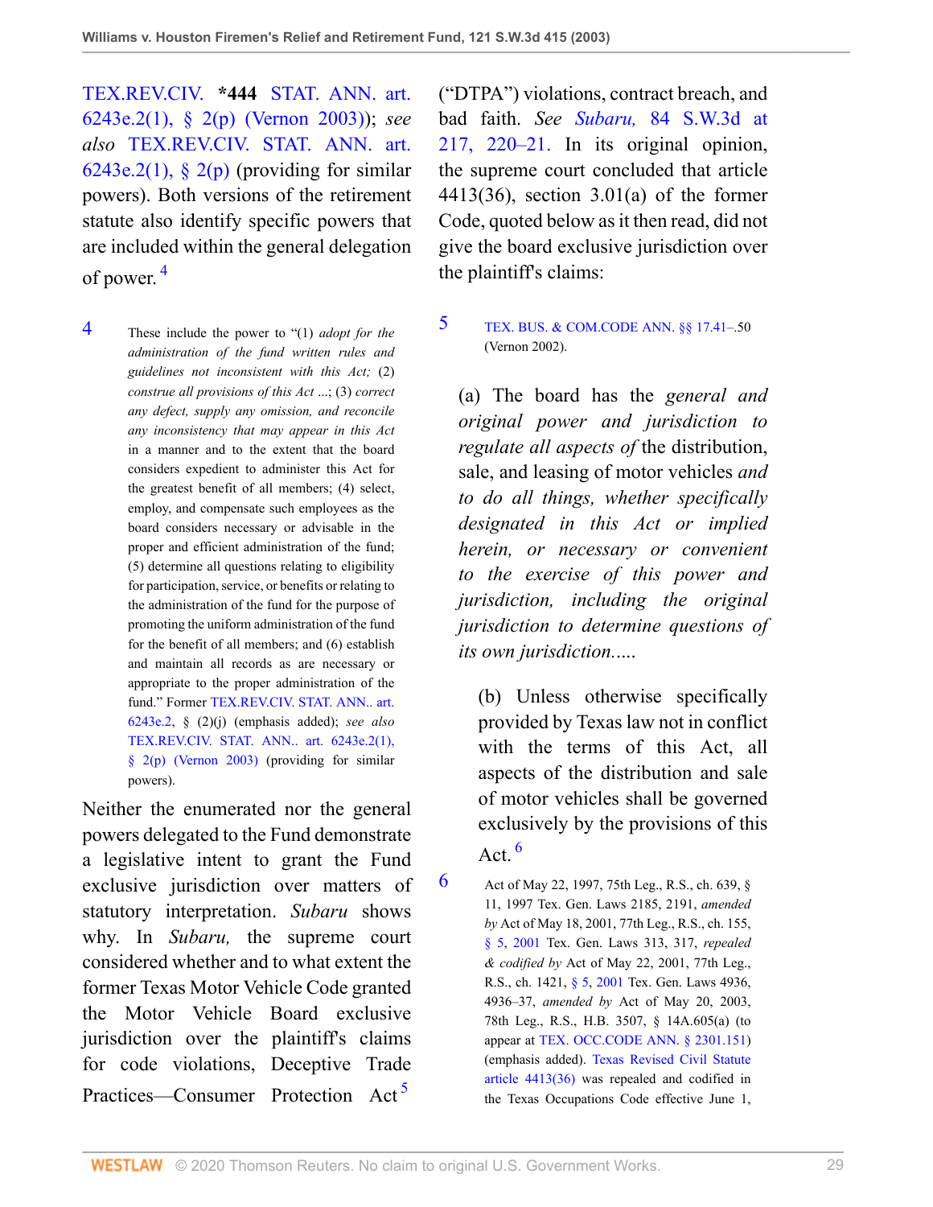TEX.REV.CIV. **\*444** STAT. ANN. art. 6243e.2(1), § 2(p) (Vernon 2003)); *see also* TEX.REV.CIV. STAT. ANN. art. 6243e.2(1), § 2(p) (providing for similar powers). Both versions of the retirement statute also identify specific powers that are included within the general delegation of power.[4]

Neither the enumerated nor the general powers delegated to the Fund demonstrate a legislative intent to grant the Fund exclusive jurisdiction over matters of statutory interpretation. *Subaru* shows why. In *Subaru,* the supreme court considered whether and to what extent the former Texas Motor Vehicle Code granted the Motor Vehicle Board exclusive jurisdiction over the plaintiff's claims for code violations, Deceptive Trade Practices—Consumer Protection Act[5] ("DTPA") violations, contract breach, and bad faith. *See Subaru,* 84 S.W.3d at 217, 220–21. In its original opinion, the supreme court concluded that article 4413(36), section 3.01(a) of the former Code, quoted below as it then read, did not give the board exclusive jurisdiction over the plaintiff's claims:

> (a) The board has the *general and original power and jurisdiction to regulate all aspects of* the distribution, sale, and leasing of motor vehicles *and to do all things, whether specifically designated in this Act or implied herein, or necessary or convenient to the exercise of this power and jurisdiction, including the original jurisdiction to determine questions of its own jurisdiction.....*
>
> (b) Unless otherwise specifically provided by Texas law not in conflict with the terms of this Act, all aspects of the distribution and sale of motor vehicles shall be governed exclusively by the provisions of this Act.[6]

4 These include the power to "(1) *adopt for the administration of the fund written rules and guidelines not inconsistent with this Act;* (2) *construe all provisions of this Act* ...; (3) *correct any defect, supply any omission, and reconcile any inconsistency that may appear in this Act* in a manner and to the extent that the board considers expedient to administer this Act for the greatest benefit of all members; (4) select, employ, and compensate such employees as the board considers necessary or advisable in the proper and efficient administration of the fund; (5) determine all questions relating to eligibility for participation, service, or benefits or relating to the administration of the fund for the purpose of promoting the uniform administration of the fund for the benefit of all members; and (6) establish and maintain all records as are necessary or appropriate to the proper administration of the fund." Former TEX.REV.CIV. STAT. ANN.. art. 6243e.2, § (2)(j) (emphasis added); *see also* TEX.REV.CIV. STAT. ANN.. art. 6243e.2(1), § 2(p) (Vernon 2003) (providing for similar powers).

5 TEX. BUS. & COM.CODE ANN. §§ 17.41–.50 (Vernon 2002).

6 Act of May 22, 1997, 75th Leg., R.S., ch. 639, § 11, 1997 Tex. Gen. Laws 2185, 2191, *amended by* Act of May 18, 2001, 77th Leg., R.S., ch. 155, § 5, 2001 Tex. Gen. Laws 313, 317, *repealed & codified by* Act of May 22, 2001, 77th Leg., R.S., ch. 1421, § 5, 2001 Tex. Gen. Laws 4936, 4936–37, *amended by* Act of May 20, 2003, 78th Leg., R.S., H.B. 3507, § 14A.605(a) (to appear at TEX. OCC.CODE ANN. § 2301.151) (emphasis added). Texas Revised Civil Statute article 4413(36) was repealed and codified in the Texas Occupations Code effective June 1,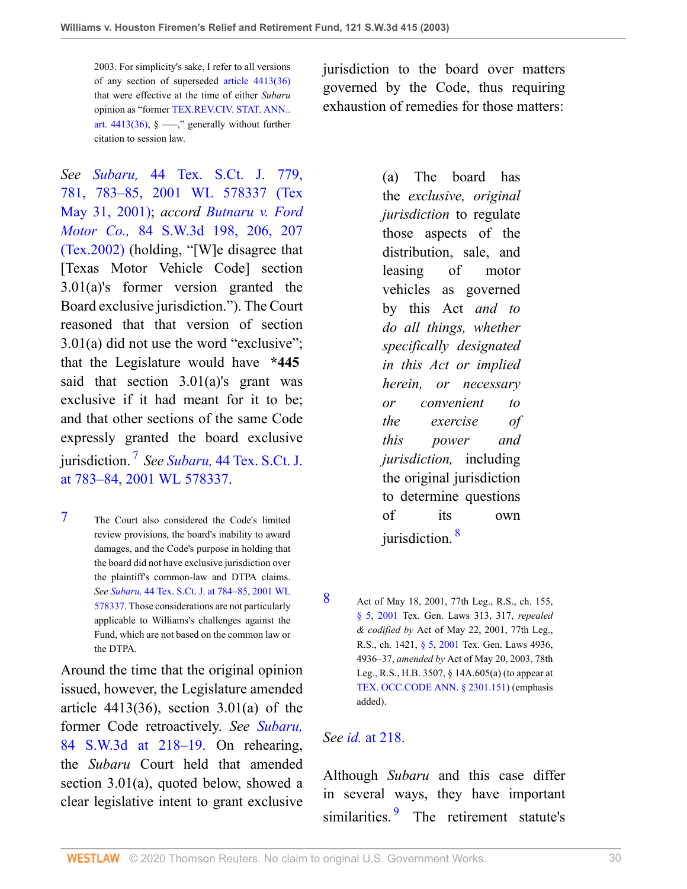2003. For simplicity's sake, I refer to all versions of any section of superseded article 4413(36) that were effective at the time of either *Subaru* opinion as "former TEX.REV.CIV. STAT. ANN.. art. 4413(36), § —," generally without further citation to session law.

*See Subaru,* 44 Tex. S.Ct. J. 779, 781, 783–85, 2001 WL 578337 (Tex May 31, 2001); *accord Butnaru v. Ford Motor Co.,* 84 S.W.3d 198, 206, 207 (Tex.2002) (holding, "[W]e disagree that [Texas Motor Vehicle Code] section 3.01(a)'s former version granted the Board exclusive jurisdiction."). The Court reasoned that that version of section 3.01(a) did not use the word "exclusive"; that the Legislature would have **\*445** said that section 3.01(a)'s grant was exclusive if it had meant for it to be; and that other sections of the same Code expressly granted the board exclusive jurisdiction.[7] *See Subaru,* 44 Tex. S.Ct. J. at 783–84, 2001 WL 578337.

7 The Court also considered the Code's limited review provisions, the board's inability to award damages, and the Code's purpose in holding that the board did not have exclusive jurisdiction over the plaintiff's common-law and DTPA claims. *See Subaru,* 44 Tex. S.Ct. J. at 784–85, 2001 WL 578337. Those considerations are not particularly applicable to Williams's challenges against the Fund, which are not based on the common law or the DTPA.

Around the time that the original opinion issued, however, the Legislature amended article 4413(36), section 3.01(a) of the former Code retroactively. *See Subaru,* 84 S.W.3d at 218–19. On rehearing, the *Subaru* Court held that amended section 3.01(a), quoted below, showed a clear legislative intent to grant exclusive jurisdiction to the board over matters governed by the Code, thus requiring exhaustion of remedies for those matters:

> (a) The board has the *exclusive, original jurisdiction* to regulate those aspects of the distribution, sale, and leasing of motor vehicles as governed by this Act *and to do all things, whether specifically designated in this Act or implied herein, or necessary or convenient to the exercise of this power and jurisdiction,* including the original jurisdiction to determine questions of its own jurisdiction.[8]

8 Act of May 18, 2001, 77th Leg., R.S., ch. 155, § 5, 2001 Tex. Gen. Laws 313, 317, *repealed & codified by* Act of May 22, 2001, 77th Leg., R.S., ch. 1421, § 5, 2001 Tex. Gen. Laws 4936, 4936–37, *amended by* Act of May 20, 2003, 78th Leg., R.S., H.B. 3507, § 14A.605(a) (to appear at TEX. OCC.CODE ANN. § 2301.151) (emphasis added).

*See id.* at 218.

Although *Subaru* and this case differ in several ways, they have important similarities.[9] The retirement statute's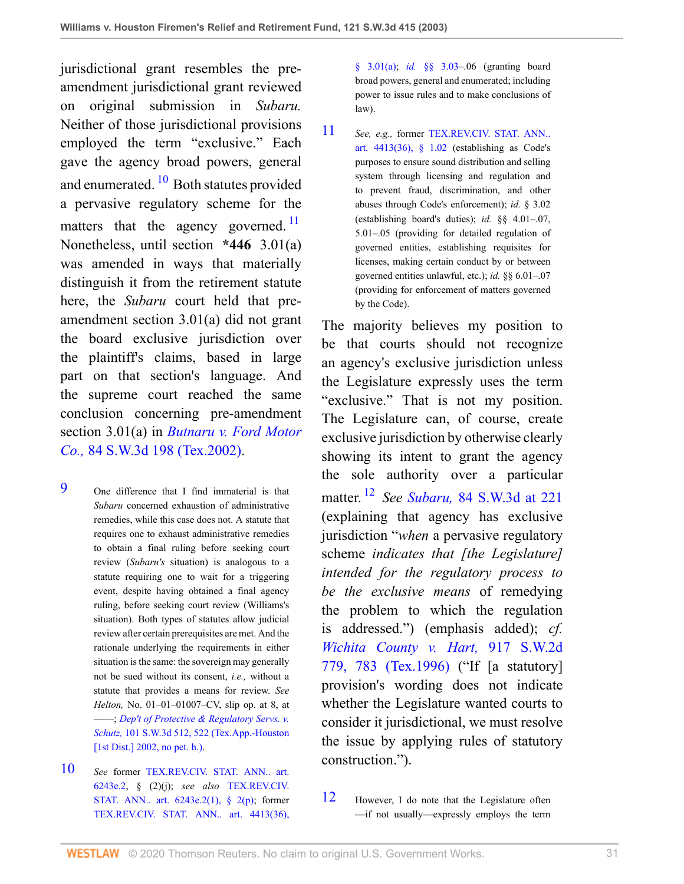jurisdictional grant resembles the pre-amendment jurisdictional grant reviewed on original submission in *Subaru.* Neither of those jurisdictional provisions employed the term "exclusive." Each gave the agency broad powers, general and enumerated.[10] Both statutes provided a pervasive regulatory scheme for the matters that the agency governed.[11] Nonetheless, until section **\*446** 3.01(a) was amended in ways that materially distinguish it from the retirement statute here, the *Subaru* court held that pre-amendment section 3.01(a) did not grant the board exclusive jurisdiction over the plaintiff's claims, based in large part on that section's language. And the supreme court reached the same conclusion concerning pre-amendment section 3.01(a) in *Butnaru v. Ford Motor Co.,* 84 S.W.3d 198 (Tex.2002).

The majority believes my position to be that courts should not recognize an agency's exclusive jurisdiction unless the Legislature expressly uses the term "exclusive." That is not my position. The Legislature can, of course, create exclusive jurisdiction by otherwise clearly showing its intent to grant the agency the sole authority over a particular matter.[12] *See Subaru,* 84 S.W.3d at 221 (explaining that agency has exclusive jurisdiction "*when* a pervasive regulatory scheme *indicates that [the Legislature] intended for the regulatory process to be the exclusive means* of remedying the problem to which the regulation is addressed.") (emphasis added); *cf. Wichita County v. Hart,* 917 S.W.2d 779, 783 (Tex.1996) ("If [a statutory] provision's wording does not indicate whether the Legislature wanted courts to consider it jurisdictional, we must resolve the issue by applying rules of statutory construction.").

9 One difference that I find immaterial is that *Subaru* concerned exhaustion of administrative remedies, while this case does not. A statute that requires one to exhaust administrative remedies to obtain a final ruling before seeking court review (*Subaru's* situation) is analogous to a statute requiring one to wait for a triggering event, despite having obtained a final agency ruling, before seeking court review (Williams's situation). Both types of statutes allow judicial review after certain prerequisites are met. And the rationale underlying the requirements in either situation is the same: the sovereign may generally not be sued without its consent, *i.e.,* without a statute that provides a means for review. *See Helton,* No. 01–01–01007–CV, slip op. at 8, at ––––; *Dep't of Protective & Regulatory Servs. v. Schutz,* 101 S.W.3d 512, 522 (Tex.App.-Houston [1st Dist.] 2002, no pet. h.).

10 *See* former TEX.REV.CIV. STAT. ANN.. art. 6243e.2, § (2)(j); *see also* TEX.REV.CIV. STAT. ANN.. art. 6243e.2(1), § 2(p); former TEX.REV.CIV. STAT. ANN.. art. 4413(36), § 3.01(a); *id.* §§ 3.03–.06 (granting board broad powers, general and enumerated; including power to issue rules and to make conclusions of law).

11 *See, e.g.,* former TEX.REV.CIV. STAT. ANN.. art. 4413(36), § 1.02 (establishing as Code's purposes to ensure sound distribution and selling system through licensing and regulation and to prevent fraud, discrimination, and other abuses through Code's enforcement); *id.* § 3.02 (establishing board's duties); *id.* §§ 4.01–.07, 5.01–.05 (providing for detailed regulation of governed entities, establishing requisites for licenses, making certain conduct by or between governed entities unlawful, etc.); *id.* §§ 6.01–.07 (providing for enforcement of matters governed by the Code).

12 However, I do note that the Legislature often—if not usually—expressly employs the term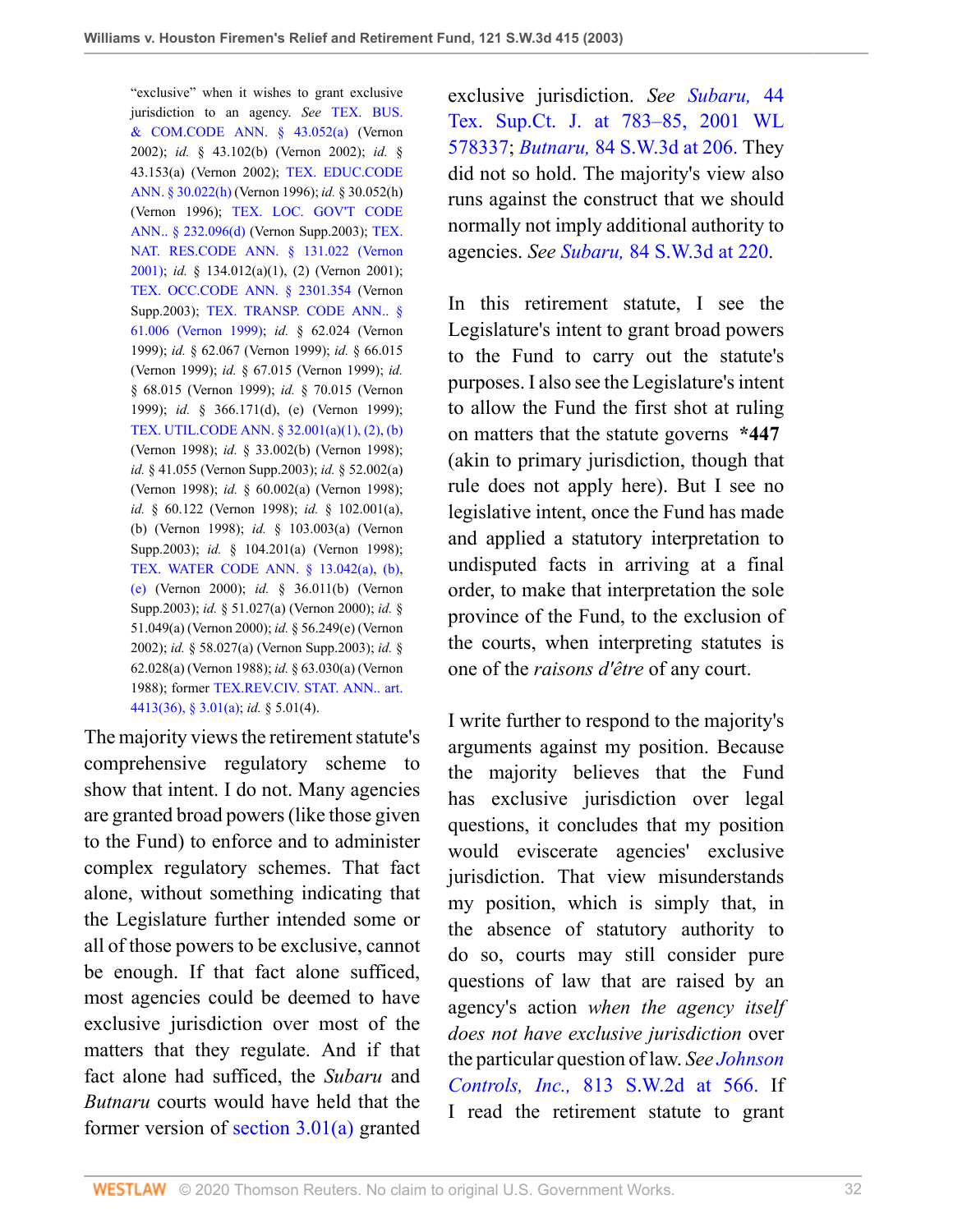"exclusive" when it wishes to grant exclusive jurisdiction to an agency. *See* TEX. BUS. & COM.CODE ANN. § 43.052(a) (Vernon 2002); *id.* § 43.102(b) (Vernon 2002); *id.* § 43.153(a) (Vernon 2002); TEX. EDUC.CODE ANN. § 30.022(h) (Vernon 1996); *id.* § 30.052(h) (Vernon 1996); TEX. LOC. GOV'T CODE ANN.. § 232.096(d) (Vernon Supp.2003); TEX. NAT. RES.CODE ANN. § 131.022 (Vernon 2001); *id.* § 134.012(a)(1), (2) (Vernon 2001); TEX. OCC.CODE ANN. § 2301.354 (Vernon Supp.2003); TEX. TRANSP. CODE ANN.. § 61.006 (Vernon 1999); *id.* § 62.024 (Vernon 1999); *id.* § 62.067 (Vernon 1999); *id.* § 66.015 (Vernon 1999); *id.* § 67.015 (Vernon 1999); *id.* § 68.015 (Vernon 1999); *id.* § 70.015 (Vernon 1999); *id.* § 366.171(d), (e) (Vernon 1999); TEX. UTIL.CODE ANN. § 32.001(a)(1), (2), (b) (Vernon 1998); *id.* § 33.002(b) (Vernon 1998); *id.* § 41.055 (Vernon Supp.2003); *id.* § 52.002(a) (Vernon 1998); *id.* § 60.002(a) (Vernon 1998); *id.* § 60.122 (Vernon 1998); *id.* § 102.001(a), (b) (Vernon 1998); *id.* § 103.003(a) (Vernon Supp.2003); *id.* § 104.201(a) (Vernon 1998); TEX. WATER CODE ANN. § 13.042(a), (b), (e) (Vernon 2000); *id.* § 36.011(b) (Vernon Supp.2003); *id.* § 51.027(a) (Vernon 2000); *id.* § 51.049(a) (Vernon 2000); *id.* § 56.249(e) (Vernon 2002); *id.* § 58.027(a) (Vernon Supp.2003); *id.* § 62.028(a) (Vernon 1988); *id.* § 63.030(a) (Vernon 1988); former TEX.REV.CIV. STAT. ANN.. art. 4413(36), § 3.01(a); *id.* § 5.01(4).

The majority views the retirement statute's comprehensive regulatory scheme to show that intent. I do not. Many agencies are granted broad powers (like those given to the Fund) to enforce and to administer complex regulatory schemes. That fact alone, without something indicating that the Legislature further intended some or all of those powers to be exclusive, cannot be enough. If that fact alone sufficed, most agencies could be deemed to have exclusive jurisdiction over most of the matters that they regulate. And if that fact alone had sufficed, the *Subaru* and *Butnaru* courts would have held that the former version of section 3.01(a) granted exclusive jurisdiction. *See Subaru,* 44 Tex. Sup.Ct. J. at 783–85, 2001 WL 578337; *Butnaru,* 84 S.W.3d at 206. They did not so hold. The majority's view also runs against the construct that we should normally not imply additional authority to agencies. *See Subaru,* 84 S.W.3d at 220.

In this retirement statute, I see the Legislature's intent to grant broad powers to the Fund to carry out the statute's purposes. I also see the Legislature's intent to allow the Fund the first shot at ruling on matters that the statute governs **\*447** (akin to primary jurisdiction, though that rule does not apply here). But I see no legislative intent, once the Fund has made and applied a statutory interpretation to undisputed facts in arriving at a final order, to make that interpretation the sole province of the Fund, to the exclusion of the courts, when interpreting statutes is one of the *raisons d'être* of any court.

I write further to respond to the majority's arguments against my position. Because the majority believes that the Fund has exclusive jurisdiction over legal questions, it concludes that my position would eviscerate agencies' exclusive jurisdiction. That view misunderstands my position, which is simply that, in the absence of statutory authority to do so, courts may still consider pure questions of law that are raised by an agency's action *when the agency itself does not have exclusive jurisdiction* over the particular question of law. *See Johnson Controls, Inc.,* 813 S.W.2d at 566. If I read the retirement statute to grant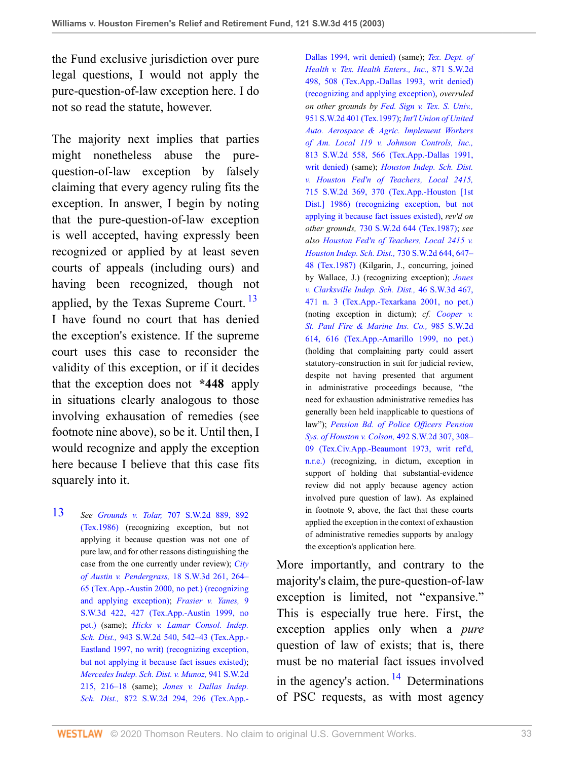the Fund exclusive jurisdiction over pure legal questions, I would not apply the pure-question-of-law exception here. I do not so read the statute, however.

The majority next implies that parties might nonetheless abuse the pure-question-of-law exception by falsely claiming that every agency ruling fits the exception. In answer, I begin by noting that the pure-question-of-law exception is well accepted, having expressly been recognized or applied by at least seven courts of appeals (including ours) and having been recognized, though not applied, by the Texas Supreme Court.[13] I have found no court that has denied the exception's existence. If the supreme court uses this case to reconsider the validity of this exception, or if it decides that the exception does not **\*448** apply in situations clearly analogous to those involving exhausation of remedies (see footnote nine above), so be it. Until then, I would recognize and apply the exception here because I believe that this case fits squarely into it.

More importantly, and contrary to the majority's claim, the pure-question-of-law exception is limited, not "expansive." This is especially true here. First, the exception applies only when a *pure* question of law of exists; that is, there must be no material fact issues involved in the agency's action.[14] Determinations of PSC requests, as with most agency

---

13 *See Grounds v. Tolar,* 707 S.W.2d 889, 892 (Tex.1986) (recognizing exception, but not applying it because question was not one of pure law, and for other reasons distinguishing the case from the one currently under review); *City of Austin v. Pendergrass,* 18 S.W.3d 261, 264–65 (Tex.App.-Austin 2000, no pet.) (recognizing and applying exception); *Frasier v. Yanes,* 9 S.W.3d 422, 427 (Tex.App.-Austin 1999, no pet.) (same); *Hicks v. Lamar Consol. Indep. Sch. Dist.,* 943 S.W.2d 540, 542–43 (Tex.App.-Eastland 1997, no writ) (recognizing exception, but not applying it because fact issues existed); *Mercedes Indep. Sch. Dist. v. Munoz,* 941 S.W.2d 215, 216–18 (same); *Jones v. Dallas Indep. Sch. Dist.,* 872 S.W.2d 294, 296 (Tex.App.-Dallas 1994, writ denied) (same); *Tex. Dept. of Health v. Tex. Health Enters., Inc.,* 871 S.W.2d 498, 508 (Tex.App.-Dallas 1993, writ denied) (recognizing and applying exception), *overruled on other grounds by Fed. Sign v. Tex. S. Univ.,* 951 S.W.2d 401 (Tex.1997); *Int'l Union of United Auto. Aerospace & Agric. Implement Workers of Am. Local 119 v. Johnson Controls, Inc.,* 813 S.W.2d 558, 566 (Tex.App.-Dallas 1991, writ denied) (same); *Houston Indep. Sch. Dist. v. Houston Fed'n of Teachers, Local 2415,* 715 S.W.2d 369, 370 (Tex.App.-Houston [1st Dist.] 1986) (recognizing exception, but not applying it because fact issues existed), *rev'd on other grounds,* 730 S.W.2d 644 (Tex.1987); *see also Houston Fed'n of Teachers, Local 2415 v. Houston Indep. Sch. Dist.,* 730 S.W.2d 644, 647–48 (Tex.1987) (Kilgarin, J., concurring, joined by Wallace, J.) (recognizing exception); *Jones v. Clarksville Indep. Sch. Dist.,* 46 S.W.3d 467, 471 n. 3 (Tex.App.-Texarkana 2001, no pet.) (noting exception in dictum); *cf. Cooper v. St. Paul Fire & Marine Ins. Co.,* 985 S.W.2d 614, 616 (Tex.App.-Amarillo 1999, no pet.) (holding that complaining party could assert statutory-construction in suit for judicial review, despite not having presented that argument in administrative proceedings because, "the need for exhaustion administrative remedies has generally been held inapplicable to questions of law"); *Pension Bd. of Police Officers Pension Sys. of Houston v. Colson,* 492 S.W.2d 307, 308–09 (Tex.Civ.App.-Beaumont 1973, writ ref'd, n.r.e.) (recognizing, in dictum, exception in support of holding that substantial-evidence review did not apply because agency action involved pure question of law). As explained in footnote 9, above, the fact that these courts applied the exception in the context of exhaustion of administrative remedies supports by analogy the exception's application here.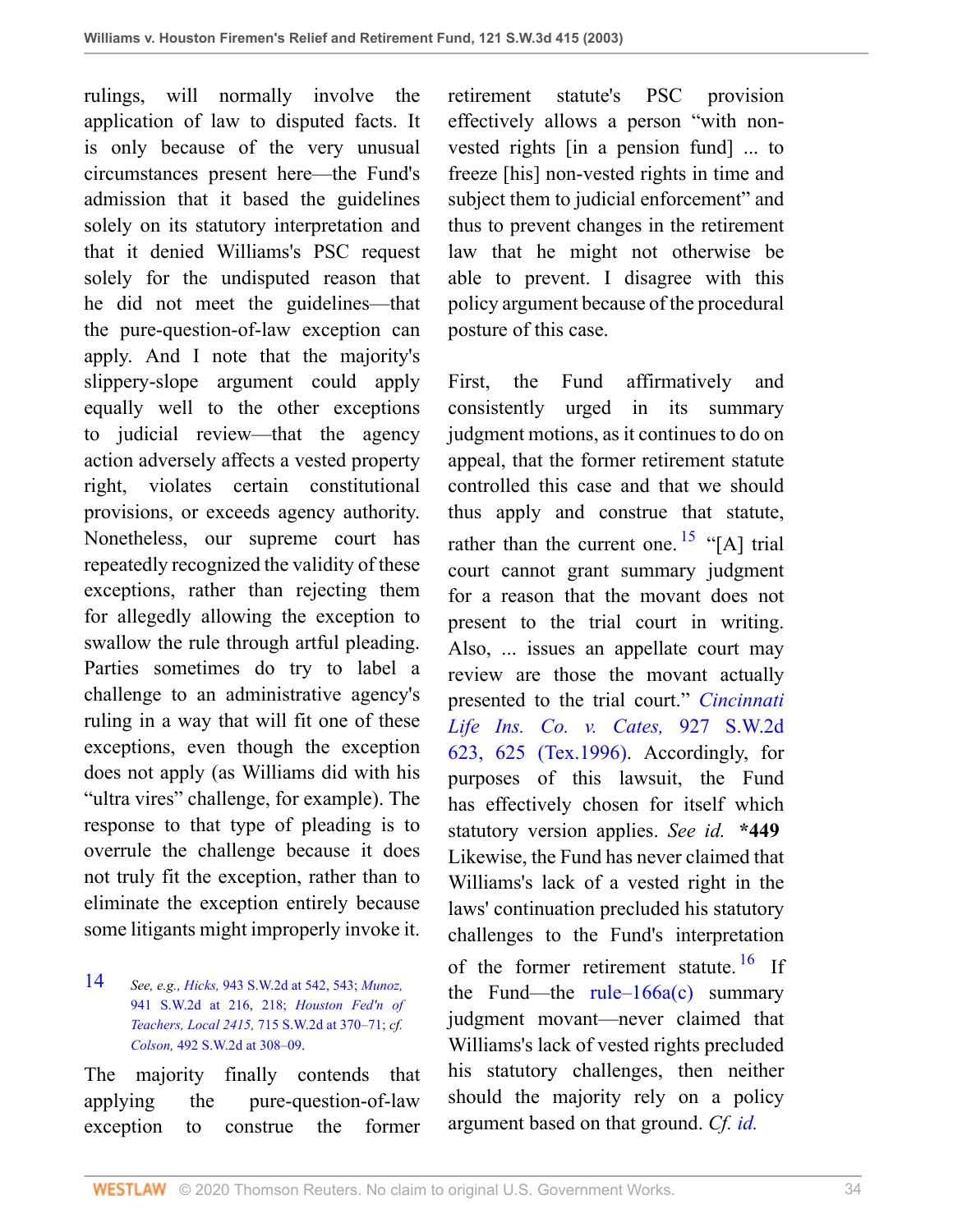rulings, will normally involve the application of law to disputed facts. It is only because of the very unusual circumstances present here—the Fund's admission that it based the guidelines solely on its statutory interpretation and that it denied Williams's PSC request solely for the undisputed reason that he did not meet the guidelines—that the pure-question-of-law exception can apply. And I note that the majority's slippery-slope argument could apply equally well to the other exceptions to judicial review—that the agency action adversely affects a vested property right, violates certain constitutional provisions, or exceeds agency authority. Nonetheless, our supreme court has repeatedly recognized the validity of these exceptions, rather than rejecting them for allegedly allowing the exception to swallow the rule through artful pleading. Parties sometimes do try to label a challenge to an administrative agency's ruling in a way that will fit one of these exceptions, even though the exception does not apply (as Williams did with his "ultra vires" challenge, for example). The response to that type of pleading is to overrule the challenge because it does not truly fit the exception, rather than to eliminate the exception entirely because some litigants might improperly invoke it.

14 *See, e.g., Hicks,* 943 S.W.2d at 542, 543; *Munoz,* 941 S.W.2d at 216, 218; *Houston Fed'n of Teachers, Local 2415,* 715 S.W.2d at 370–71; *cf. Colson,* 492 S.W.2d at 308–09.

The majority finally contends that applying the pure-question-of-law exception to construe the former retirement statute's PSC provision effectively allows a person "with non-vested rights [in a pension fund] ... to freeze [his] non-vested rights in time and subject them to judicial enforcement" and thus to prevent changes in the retirement law that he might not otherwise be able to prevent. I disagree with this policy argument because of the procedural posture of this case.

First, the Fund affirmatively and consistently urged in its summary judgment motions, as it continues to do on appeal, that the former retirement statute controlled this case and that we should thus apply and construe that statute, rather than the current one.[15] "[A] trial court cannot grant summary judgment for a reason that the movant does not present to the trial court in writing. Also, ... issues an appellate court may review are those the movant actually presented to the trial court." *Cincinnati Life Ins. Co. v. Cates,* 927 S.W.2d 623, 625 (Tex.1996). Accordingly, for purposes of this lawsuit, the Fund has effectively chosen for itself which statutory version applies. *See id.* **\*449** Likewise, the Fund has never claimed that Williams's lack of a vested right in the laws' continuation precluded his statutory challenges to the Fund's interpretation of the former retirement statute.[16] If the Fund—the rule–166a(c) summary judgment movant—never claimed that Williams's lack of vested rights precluded his statutory challenges, then neither should the majority rely on a policy argument based on that ground. *Cf. id.*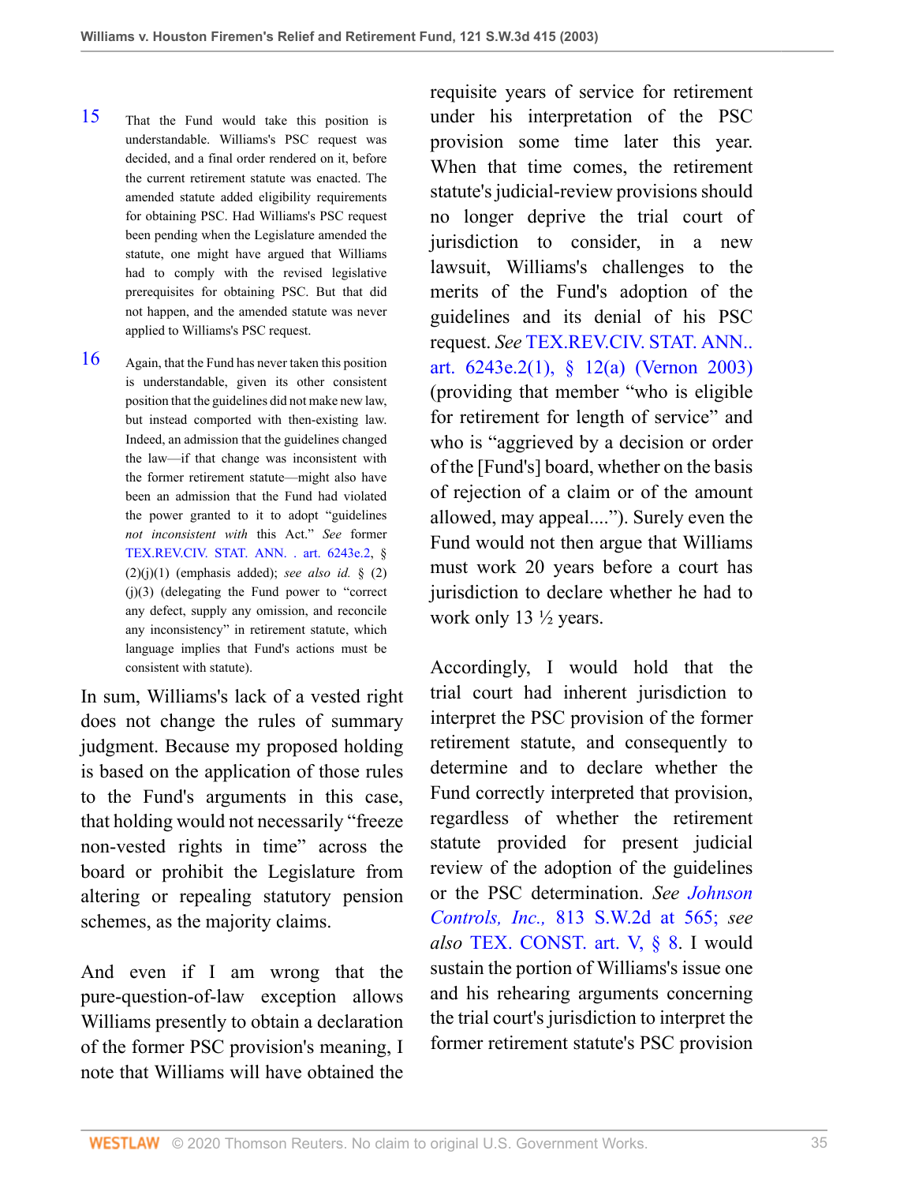15 That the Fund would take this position is understandable. Williams's PSC request was decided, and a final order rendered on it, before the current retirement statute was enacted. The amended statute added eligibility requirements for obtaining PSC. Had Williams's PSC request been pending when the Legislature amended the statute, one might have argued that Williams had to comply with the revised legislative prerequisites for obtaining PSC. But that did not happen, and the amended statute was never applied to Williams's PSC request.

16 Again, that the Fund has never taken this position is understandable, given its other consistent position that the guidelines did not make new law, but instead comported with then-existing law. Indeed, an admission that the guidelines changed the law—if that change was inconsistent with the former retirement statute—might also have been an admission that the Fund had violated the power granted to it to adopt "guidelines *not inconsistent with* this Act." *See* former TEX.REV.CIV. STAT. ANN. . art. 6243e.2, § (2)(j)(1) (emphasis added); *see also id.* § (2)(j)(3) (delegating the Fund power to "correct any defect, supply any omission, and reconcile any inconsistency" in retirement statute, which language implies that Fund's actions must be consistent with statute).

In sum, Williams's lack of a vested right does not change the rules of summary judgment. Because my proposed holding is based on the application of those rules to the Fund's arguments in this case, that holding would not necessarily "freeze non-vested rights in time" across the board or prohibit the Legislature from altering or repealing statutory pension schemes, as the majority claims.

And even if I am wrong that the pure-question-of-law exception allows Williams presently to obtain a declaration of the former PSC provision's meaning, I note that Williams will have obtained the requisite years of service for retirement under his interpretation of the PSC provision some time later this year. When that time comes, the retirement statute's judicial-review provisions should no longer deprive the trial court of jurisdiction to consider, in a new lawsuit, Williams's challenges to the merits of the Fund's adoption of the guidelines and its denial of his PSC request. *See* TEX.REV.CIV. STAT. ANN.. art. 6243e.2(1), § 12(a) (Vernon 2003) (providing that member "who is eligible for retirement for length of service" and who is "aggrieved by a decision or order of the [Fund's] board, whether on the basis of rejection of a claim or of the amount allowed, may appeal...."). Surely even the Fund would not then argue that Williams must work 20 years before a court has jurisdiction to declare whether he had to work only 13 ½ years.

Accordingly, I would hold that the trial court had inherent jurisdiction to interpret the PSC provision of the former retirement statute, and consequently to determine and to declare whether the Fund correctly interpreted that provision, regardless of whether the retirement statute provided for present judicial review of the adoption of the guidelines or the PSC determination. *See Johnson Controls, Inc.,* 813 S.W.2d at 565; *see also* TEX. CONST. art. V, § 8. I would sustain the portion of Williams's issue one and his rehearing arguments concerning the trial court's jurisdiction to interpret the former retirement statute's PSC provision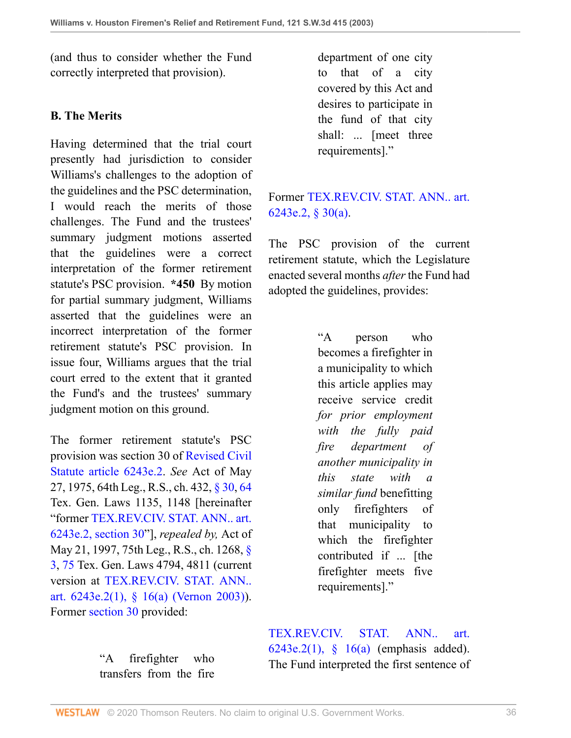(and thus to consider whether the Fund correctly interpreted that provision).

### B. The Merits

Having determined that the trial court presently had jurisdiction to consider Williams's challenges to the adoption of the guidelines and the PSC determination, I would reach the merits of those challenges. The Fund and the trustees' summary judgment motions asserted that the guidelines were a correct interpretation of the former retirement statute's PSC provision. **\*450** By motion for partial summary judgment, Williams asserted that the guidelines were an incorrect interpretation of the former retirement statute's PSC provision. In issue four, Williams argues that the trial court erred to the extent that it granted the Fund's and the trustees' summary judgment motion on this ground.

The former retirement statute's PSC provision was section 30 of Revised Civil Statute article 6243e.2. *See* Act of May 27, 1975, 64th Leg., R.S., ch. 432, § 30, 64 Tex. Gen. Laws 1135, 1148 [hereinafter "former TEX.REV.CIV. STAT. ANN.. art. 6243e.2, section 30"], *repealed by,* Act of May 21, 1997, 75th Leg., R.S., ch. 1268, § 3, 75 Tex. Gen. Laws 4794, 4811 (current version at TEX.REV.CIV. STAT. ANN.. art. 6243e.2(1), § 16(a) (Vernon 2003)). Former section 30 provided:

> "A firefighter who transfers from the fire department of one city to that of a city covered by this Act and desires to participate in the fund of that city shall: ... [meet three requirements]."

Former TEX.REV.CIV. STAT. ANN.. art. 6243e.2, § 30(a).

The PSC provision of the current retirement statute, which the Legislature enacted several months *after* the Fund had adopted the guidelines, provides:

> "A person who becomes a firefighter in a municipality to which this article applies may receive service credit *for prior employment with the fully paid fire department of another municipality in this state with a similar fund* benefitting only firefighters of that municipality to which the firefighter contributed if ... [the firefighter meets five requirements]."

TEX.REV.CIV. STAT. ANN.. art. 6243e.2(1), § 16(a) (emphasis added). The Fund interpreted the first sentence of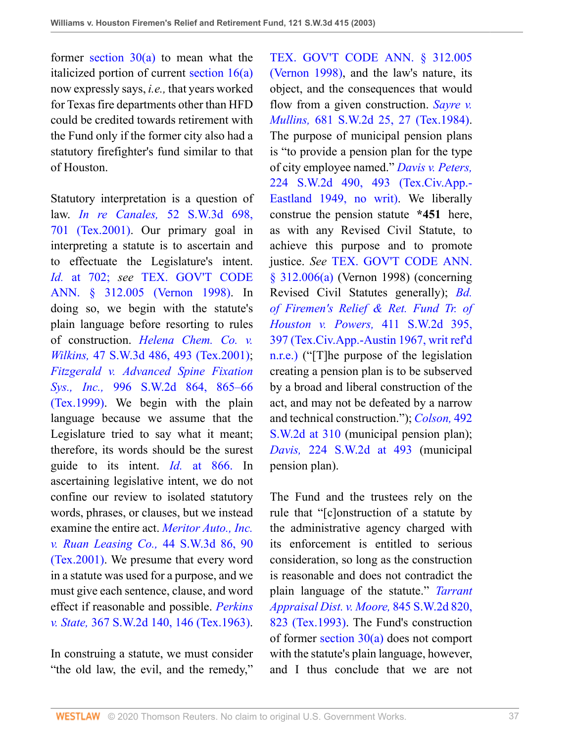former section 30(a) to mean what the italicized portion of current section 16(a) now expressly says, *i.e.,* that years worked for Texas fire departments other than HFD could be credited towards retirement with the Fund only if the former city also had a statutory firefighter's fund similar to that of Houston.

Statutory interpretation is a question of law. *In re Canales,* 52 S.W.3d 698, 701 (Tex.2001). Our primary goal in interpreting a statute is to ascertain and to effectuate the Legislature's intent. *Id.* at 702; *see* TEX. GOV'T CODE ANN. § 312.005 (Vernon 1998). In doing so, we begin with the statute's plain language before resorting to rules of construction. *Helena Chem. Co. v. Wilkins,* 47 S.W.3d 486, 493 (Tex.2001); *Fitzgerald v. Advanced Spine Fixation Sys., Inc.,* 996 S.W.2d 864, 865–66 (Tex.1999). We begin with the plain language because we assume that the Legislature tried to say what it meant; therefore, its words should be the surest guide to its intent. *Id.* at 866. In ascertaining legislative intent, we do not confine our review to isolated statutory words, phrases, or clauses, but we instead examine the entire act. *Meritor Auto., Inc. v. Ruan Leasing Co.,* 44 S.W.3d 86, 90 (Tex.2001). We presume that every word in a statute was used for a purpose, and we must give each sentence, clause, and word effect if reasonable and possible. *Perkins v. State,* 367 S.W.2d 140, 146 (Tex.1963).

In construing a statute, we must consider "the old law, the evil, and the remedy," TEX. GOV'T CODE ANN. § 312.005 (Vernon 1998), and the law's nature, its object, and the consequences that would flow from a given construction. *Sayre v. Mullins,* 681 S.W.2d 25, 27 (Tex.1984). The purpose of municipal pension plans is "to provide a pension plan for the type of city employee named." *Davis v. Peters,* 224 S.W.2d 490, 493 (Tex.Civ.App.-Eastland 1949, no writ). We liberally construe the pension statute **\*451** here, as with any Revised Civil Statute, to achieve this purpose and to promote justice. *See* TEX. GOV'T CODE ANN. § 312.006(a) (Vernon 1998) (concerning Revised Civil Statutes generally); *Bd. of Firemen's Relief & Ret. Fund Tr. of Houston v. Powers,* 411 S.W.2d 395, 397 (Tex.Civ.App.-Austin 1967, writ ref'd n.r.e.) ("[T]he purpose of the legislation creating a pension plan is to be subserved by a broad and liberal construction of the act, and may not be defeated by a narrow and technical construction."); *Colson,* 492 S.W.2d at 310 (municipal pension plan); *Davis,* 224 S.W.2d at 493 (municipal pension plan).

The Fund and the trustees rely on the rule that "[c]onstruction of a statute by the administrative agency charged with its enforcement is entitled to serious consideration, so long as the construction is reasonable and does not contradict the plain language of the statute." *Tarrant Appraisal Dist. v. Moore,* 845 S.W.2d 820, 823 (Tex.1993). The Fund's construction of former section 30(a) does not comport with the statute's plain language, however, and I thus conclude that we are not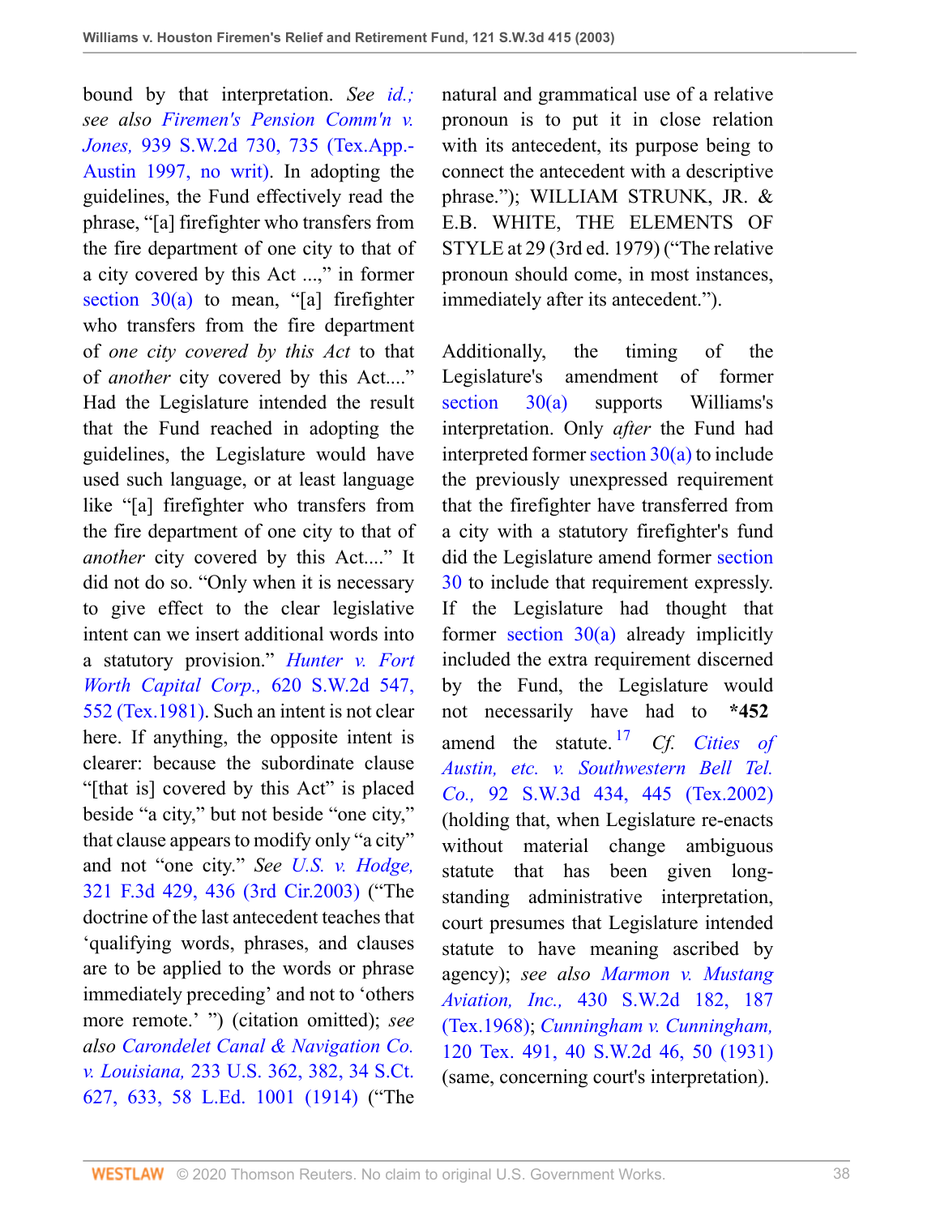bound by that interpretation. *See id.; see also Firemen's Pension Comm'n v. Jones,* 939 S.W.2d 730, 735 (Tex.App.-Austin 1997, no writ). In adopting the guidelines, the Fund effectively read the phrase, "[a] firefighter who transfers from the fire department of one city to that of a city covered by this Act ...," in former section 30(a) to mean, "[a] firefighter who transfers from the fire department of *one city covered by this Act* to that of *another* city covered by this Act...." Had the Legislature intended the result that the Fund reached in adopting the guidelines, the Legislature would have used such language, or at least language like "[a] firefighter who transfers from the fire department of one city to that of *another* city covered by this Act...." It did not do so. "Only when it is necessary to give effect to the clear legislative intent can we insert additional words into a statutory provision." *Hunter v. Fort Worth Capital Corp.,* 620 S.W.2d 547, 552 (Tex.1981). Such an intent is not clear here. If anything, the opposite intent is clearer: because the subordinate clause "[that is] covered by this Act" is placed beside "a city," but not beside "one city," that clause appears to modify only "a city" and not "one city." *See U.S. v. Hodge,* 321 F.3d 429, 436 (3rd Cir.2003) ("The doctrine of the last antecedent teaches that 'qualifying words, phrases, and clauses are to be applied to the words or phrase immediately preceding' and not to 'others more remote.' ") (citation omitted); *see also Carondelet Canal & Navigation Co. v. Louisiana,* 233 U.S. 362, 382, 34 S.Ct. 627, 633, 58 L.Ed. 1001 (1914) ("The natural and grammatical use of a relative pronoun is to put it in close relation with its antecedent, its purpose being to connect the antecedent with a descriptive phrase."); WILLIAM STRUNK, JR. & E.B. WHITE, THE ELEMENTS OF STYLE at 29 (3rd ed. 1979) ("The relative pronoun should come, in most instances, immediately after its antecedent.").

Additionally, the timing of the Legislature's amendment of former section 30(a) supports Williams's interpretation. Only *after* the Fund had interpreted former section 30(a) to include the previously unexpressed requirement that the firefighter have transferred from a city with a statutory firefighter's fund did the Legislature amend former section 30 to include that requirement expressly. If the Legislature had thought that former section 30(a) already implicitly included the extra requirement discerned by the Fund, the Legislature would not necessarily have had to **\*452** amend the statute.[17] *Cf. Cities of Austin, etc. v. Southwestern Bell Tel. Co.,* 92 S.W.3d 434, 445 (Tex.2002) (holding that, when Legislature re-enacts without material change ambiguous statute that has been given long-standing administrative interpretation, court presumes that Legislature intended statute to have meaning ascribed by agency); *see also Marmon v. Mustang Aviation, Inc.,* 430 S.W.2d 182, 187 (Tex.1968); *Cunningham v. Cunningham,* 120 Tex. 491, 40 S.W.2d 46, 50 (1931) (same, concerning court's interpretation).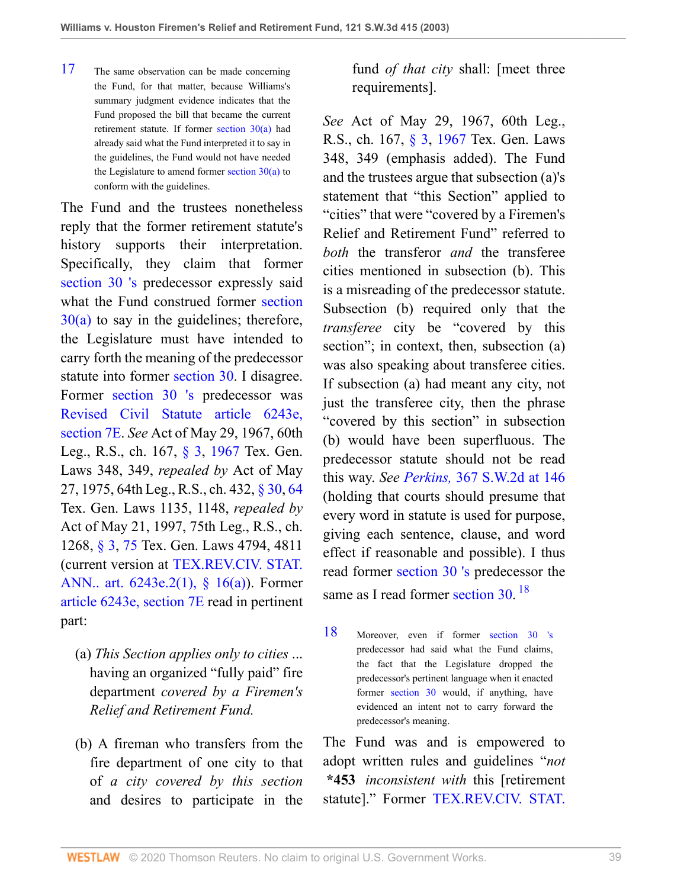17 The same observation can be made concerning the Fund, for that matter, because Williams's summary judgment evidence indicates that the Fund proposed the bill that became the current retirement statute. If former section 30(a) had already said what the Fund interpreted it to say in the guidelines, the Fund would not have needed the Legislature to amend former section 30(a) to conform with the guidelines.

The Fund and the trustees nonetheless reply that the former retirement statute's history supports their interpretation. Specifically, they claim that former section 30 's predecessor expressly said what the Fund construed former section 30(a) to say in the guidelines; therefore, the Legislature must have intended to carry forth the meaning of the predecessor statute into former section 30. I disagree. Former section 30 's predecessor was Revised Civil Statute article 6243e, section 7E. *See* Act of May 29, 1967, 60th Leg., R.S., ch. 167, § 3, 1967 Tex. Gen. Laws 348, 349, *repealed by* Act of May 27, 1975, 64th Leg., R.S., ch. 432, § 30, 64 Tex. Gen. Laws 1135, 1148, *repealed by* Act of May 21, 1997, 75th Leg., R.S., ch. 1268, § 3, 75 Tex. Gen. Laws 4794, 4811 (current version at TEX.REV.CIV. STAT. ANN.. art. 6243e.2(1), § 16(a)). Former article 6243e, section 7E read in pertinent part:

> (a) *This Section applies only to cities* ... having an organized "fully paid" fire department *covered by a Firemen's Relief and Retirement Fund.*
>
> (b) A fireman who transfers from the fire department of one city to that of *a city covered by this section* and desires to participate in the fund *of that city* shall: [meet three requirements].

*See* Act of May 29, 1967, 60th Leg., R.S., ch. 167, § 3, 1967 Tex. Gen. Laws 348, 349 (emphasis added). The Fund and the trustees argue that subsection (a)'s statement that "this Section" applied to "cities" that were "covered by a Firemen's Relief and Retirement Fund" referred to *both* the transferor *and* the transferee cities mentioned in subsection (b). This is a misreading of the predecessor statute. Subsection (b) required only that the *transferee* city be "covered by this section"; in context, then, subsection (a) was also speaking about transferee cities. If subsection (a) had meant any city, not just the transferee city, then the phrase "covered by this section" in subsection (b) would have been superfluous. The predecessor statute should not be read this way. *See Perkins,* 367 S.W.2d at 146 (holding that courts should presume that every word in statute is used for purpose, giving each sentence, clause, and word effect if reasonable and possible). I thus read former section 30 's predecessor the same as I read former section 30. [18]

18 Moreover, even if former section 30 's predecessor had said what the Fund claims, the fact that the Legislature dropped the predecessor's pertinent language when it enacted former section 30 would, if anything, have evidenced an intent not to carry forward the predecessor's meaning.

The Fund was and is empowered to adopt written rules and guidelines "*not* **\*453** *inconsistent with* this [retirement statute]." Former TEX.REV.CIV. STAT.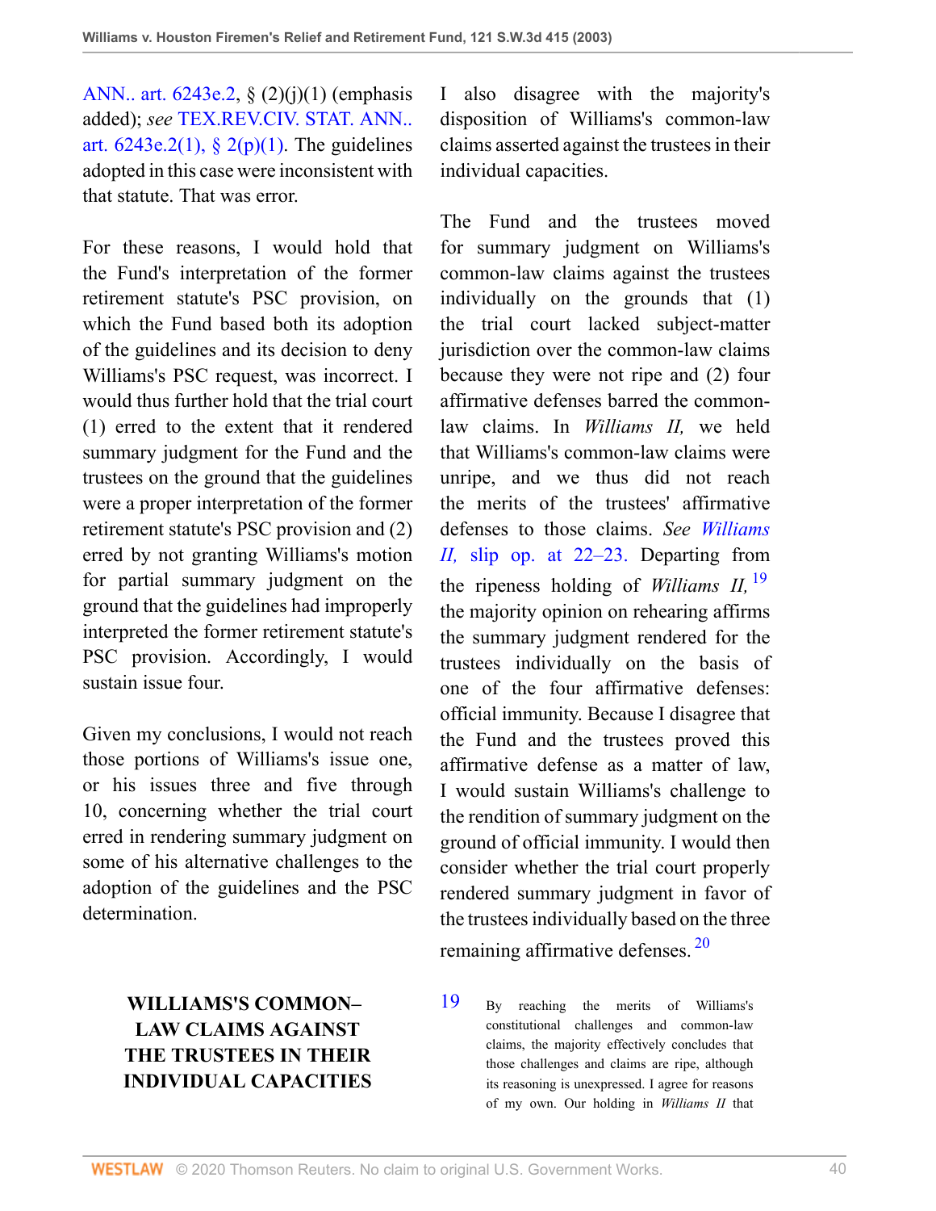ANN.. art. 6243e.2, § (2)(j)(1) (emphasis added); *see* TEX.REV.CIV. STAT. ANN.. art. 6243e.2(1), § 2(p)(1). The guidelines adopted in this case were inconsistent with that statute. That was error.

For these reasons, I would hold that the Fund's interpretation of the former retirement statute's PSC provision, on which the Fund based both its adoption of the guidelines and its decision to deny Williams's PSC request, was incorrect. I would thus further hold that the trial court (1) erred to the extent that it rendered summary judgment for the Fund and the trustees on the ground that the guidelines were a proper interpretation of the former retirement statute's PSC provision and (2) erred by not granting Williams's motion for partial summary judgment on the ground that the guidelines had improperly interpreted the former retirement statute's PSC provision. Accordingly, I would sustain issue four.

Given my conclusions, I would not reach those portions of Williams's issue one, or his issues three and five through 10, concerning whether the trial court erred in rendering summary judgment on some of his alternative challenges to the adoption of the guidelines and the PSC determination.

## WILLIAMS'S COMMON–LAW CLAIMS AGAINST THE TRUSTEES IN THEIR INDIVIDUAL CAPACITIES

I also disagree with the majority's disposition of Williams's common-law claims asserted against the trustees in their individual capacities.

The Fund and the trustees moved for summary judgment on Williams's common-law claims against the trustees individually on the grounds that (1) the trial court lacked subject-matter jurisdiction over the common-law claims because they were not ripe and (2) four affirmative defenses barred the common-law claims. In *Williams II,* we held that Williams's common-law claims were unripe, and we thus did not reach the merits of the trustees' affirmative defenses to those claims. *See Williams II,* slip op. at 22–23. Departing from the ripeness holding of *Williams II,*[19] the majority opinion on rehearing affirms the summary judgment rendered for the trustees individually on the basis of one of the four affirmative defenses: official immunity. Because I disagree that the Fund and the trustees proved this affirmative defense as a matter of law, I would sustain Williams's challenge to the rendition of summary judgment on the ground of official immunity. I would then consider whether the trial court properly rendered summary judgment in favor of the trustees individually based on the three remaining affirmative defenses.[20]

19 By reaching the merits of Williams's constitutional challenges and common-law claims, the majority effectively concludes that those challenges and claims are ripe, although its reasoning is unexpressed. I agree for reasons of my own. Our holding in *Williams II* that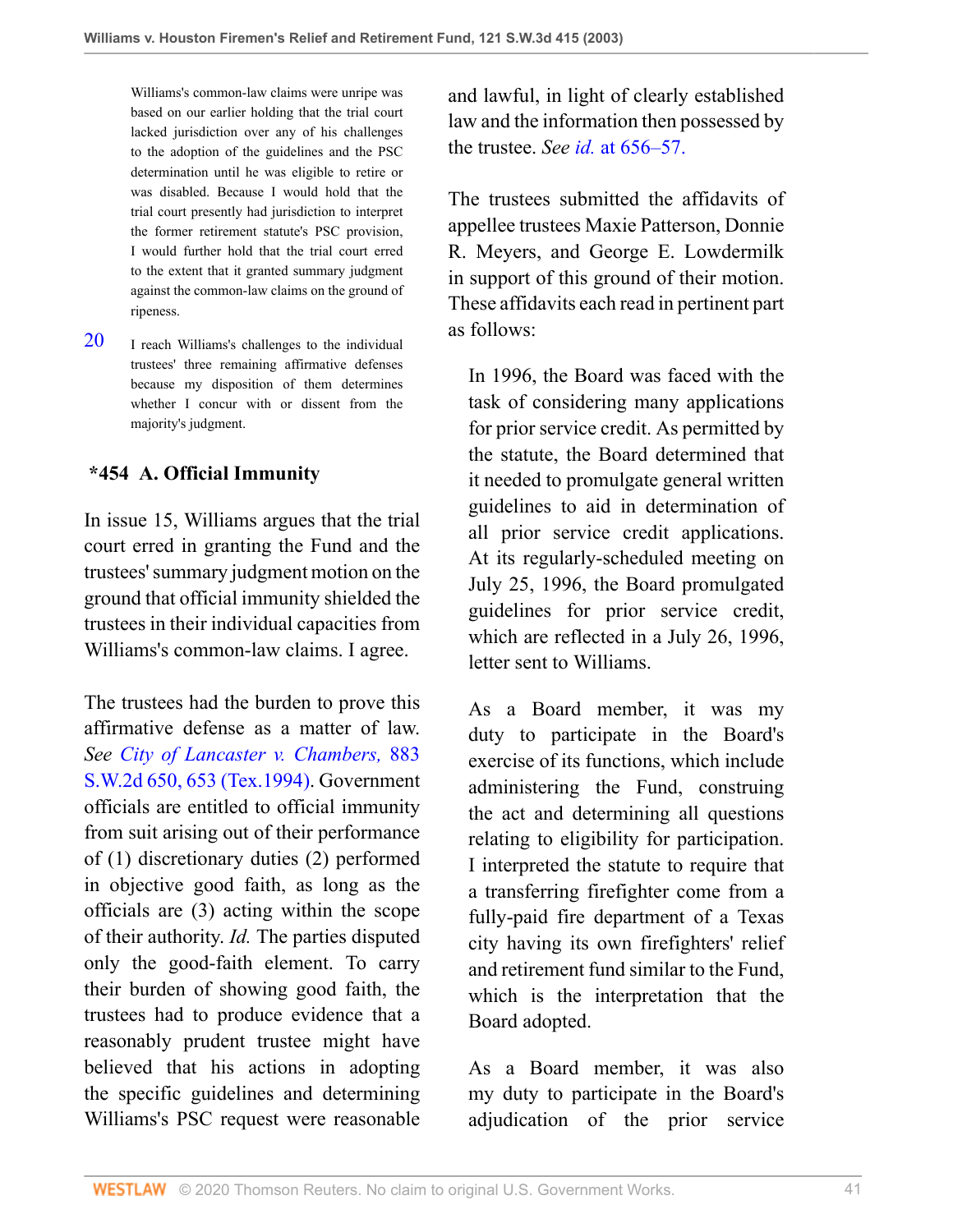Williams's common-law claims were unripe was based on our earlier holding that the trial court lacked jurisdiction over any of his challenges to the adoption of the guidelines and the PSC determination until he was eligible to retire or was disabled. Because I would hold that the trial court presently had jurisdiction to interpret the former retirement statute's PSC provision, I would further hold that the trial court erred to the extent that it granted summary judgment against the common-law claims on the ground of ripeness.

20 I reach Williams's challenges to the individual trustees' three remaining affirmative defenses because my disposition of them determines whether I concur with or dissent from the majority's judgment.

### *454 A. Official Immunity

In issue 15, Williams argues that the trial court erred in granting the Fund and the trustees' summary judgment motion on the ground that official immunity shielded the trustees in their individual capacities from Williams's common-law claims. I agree.

The trustees had the burden to prove this affirmative defense as a matter of law. *See* City of Lancaster v. Chambers, 883 S.W.2d 650, 653 (Tex.1994). Government officials are entitled to official immunity from suit arising out of their performance of (1) discretionary duties (2) performed in objective good faith, as long as the officials are (3) acting within the scope of their authority. *Id.* The parties disputed only the good-faith element. To carry their burden of showing good faith, the trustees had to produce evidence that a reasonably prudent trustee might have believed that his actions in adopting the specific guidelines and determining Williams's PSC request were reasonable and lawful, in light of clearly established law and the information then possessed by the trustee. *See id.* at 656–57.

The trustees submitted the affidavits of appellee trustees Maxie Patterson, Donnie R. Meyers, and George E. Lowdermilk in support of this ground of their motion. These affidavits each read in pertinent part as follows:

> In 1996, the Board was faced with the task of considering many applications for prior service credit. As permitted by the statute, the Board determined that it needed to promulgate general written guidelines to aid in determination of all prior service credit applications. At its regularly-scheduled meeting on July 25, 1996, the Board promulgated guidelines for prior service credit, which are reflected in a July 26, 1996, letter sent to Williams.
>
> As a Board member, it was my duty to participate in the Board's exercise of its functions, which include administering the Fund, construing the act and determining all questions relating to eligibility for participation. I interpreted the statute to require that a transferring firefighter come from a fully-paid fire department of a Texas city having its own firefighters' relief and retirement fund similar to the Fund, which is the interpretation that the Board adopted.
>
> As a Board member, it was also my duty to participate in the Board's adjudication of the prior service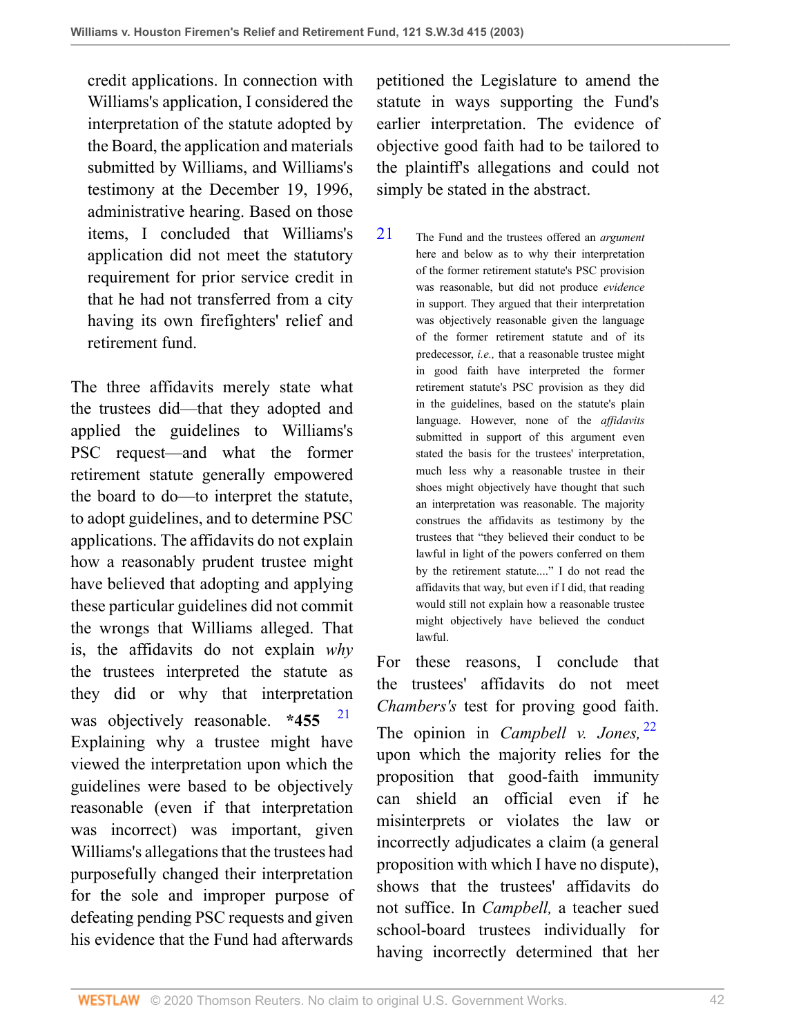credit applications. In connection with Williams's application, I considered the interpretation of the statute adopted by the Board, the application and materials submitted by Williams, and Williams's testimony at the December 19, 1996, administrative hearing. Based on those items, I concluded that Williams's application did not meet the statutory requirement for prior service credit in that he had not transferred from a city having its own firefighters' relief and retirement fund.

The three affidavits merely state what the trustees did—that they adopted and applied the guidelines to Williams's PSC request—and what the former retirement statute generally empowered the board to do—to interpret the statute, to adopt guidelines, and to determine PSC applications. The affidavits do not explain how a reasonably prudent trustee might have believed that adopting and applying these particular guidelines did not commit the wrongs that Williams alleged. That is, the affidavits do not explain *why* the trustees interpreted the statute as they did or why that interpretation was objectively reasonable. **\*455** [21] Explaining why a trustee might have viewed the interpretation upon which the guidelines were based to be objectively reasonable (even if that interpretation was incorrect) was important, given Williams's allegations that the trustees had purposefully changed their interpretation for the sole and improper purpose of defeating pending PSC requests and given his evidence that the Fund had afterwards petitioned the Legislature to amend the statute in ways supporting the Fund's earlier interpretation. The evidence of objective good faith had to be tailored to the plaintiff's allegations and could not simply be stated in the abstract.

[21] The Fund and the trustees offered an *argument* here and below as to why their interpretation of the former retirement statute's PSC provision was reasonable, but did not produce *evidence* in support. They argued that their interpretation was objectively reasonable given the language of the former retirement statute and of its predecessor, *i.e.,* that a reasonable trustee might in good faith have interpreted the former retirement statute's PSC provision as they did in the guidelines, based on the statute's plain language. However, none of the *affidavits* submitted in support of this argument even stated the basis for the trustees' interpretation, much less why a reasonable trustee in their shoes might objectively have thought that such an interpretation was reasonable. The majority construes the affidavits as testimony by the trustees that "they believed their conduct to be lawful in light of the powers conferred on them by the retirement statute...." I do not read the affidavits that way, but even if I did, that reading would still not explain how a reasonable trustee might objectively have believed the conduct lawful.

For these reasons, I conclude that the trustees' affidavits do not meet *Chambers's* test for proving good faith. The opinion in *Campbell v. Jones,* [22] upon which the majority relies for the proposition that good-faith immunity can shield an official even if he misinterprets or violates the law or incorrectly adjudicates a claim (a general proposition with which I have no dispute), shows that the trustees' affidavits do not suffice. In *Campbell,* a teacher sued school-board trustees individually for having incorrectly determined that her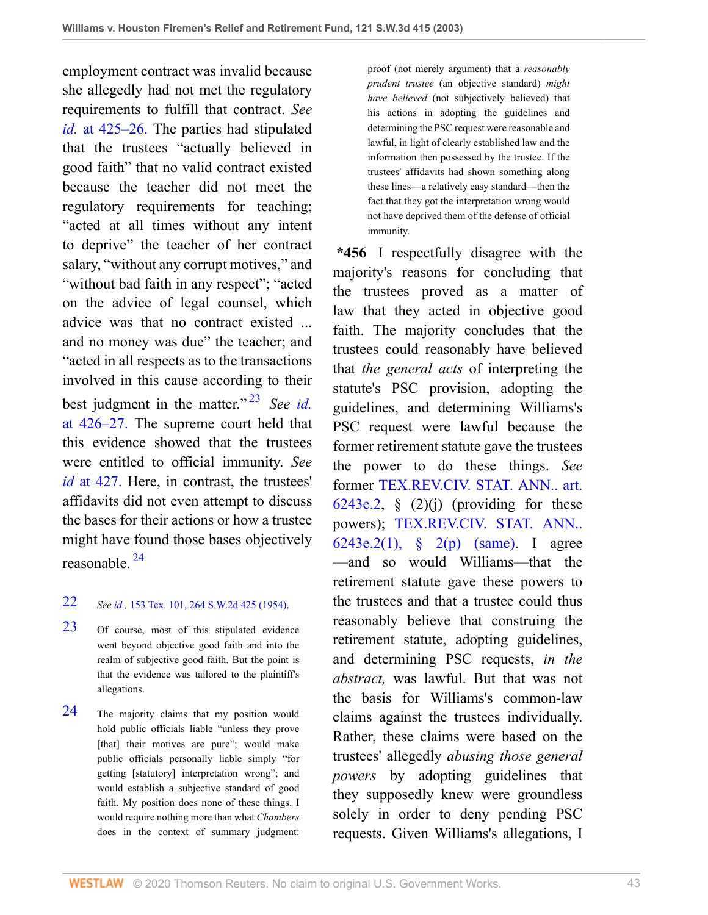employment contract was invalid because she allegedly had not met the regulatory requirements to fulfill that contract. *See id.* at 425–26. The parties had stipulated that the trustees "actually believed in good faith" that no valid contract existed because the teacher did not meet the regulatory requirements for teaching; "acted at all times without any intent to deprive" the teacher of her contract salary, "without any corrupt motives," and "without bad faith in any respect"; "acted on the advice of legal counsel, which advice was that no contract existed ... and no money was due" the teacher; and "acted in all respects as to the transactions involved in this cause according to their best judgment in the matter."[23] *See id.* at 426–27. The supreme court held that this evidence showed that the trustees were entitled to official immunity. *See id* at 427. Here, in contrast, the trustees' affidavits did not even attempt to discuss the bases for their actions or how a trustee might have found those bases objectively reasonable.[24]

22 *See id.,* 153 Tex. 101, 264 S.W.2d 425 (1954).

23 Of course, most of this stipulated evidence went beyond objective good faith and into the realm of subjective good faith. But the point is that the evidence was tailored to the plaintiff's allegations.

24 The majority claims that my position would hold public officials liable "unless they prove [that] their motives are pure"; would make public officials personally liable simply "for getting [statutory] interpretation wrong"; and would establish a subjective standard of good faith. My position does none of these things. I would require nothing more than what *Chambers* does in the context of summary judgment: proof (not merely argument) that a *reasonably prudent trustee* (an objective standard) *might have believed* (not subjectively believed) that his actions in adopting the guidelines and determining the PSC request were reasonable and lawful, in light of clearly established law and the information then possessed by the trustee. If the trustees' affidavits had shown something along these lines—a relatively easy standard—then the fact that they got the interpretation wrong would not have deprived them of the defense of official immunity.

**\*456** I respectfully disagree with the majority's reasons for concluding that the trustees proved as a matter of law that they acted in objective good faith. The majority concludes that the trustees could reasonably have believed that *the general acts* of interpreting the statute's PSC provision, adopting the guidelines, and determining Williams's PSC request were lawful because the former retirement statute gave the trustees the power to do these things. *See* former TEX.REV.CIV. STAT. ANN.. art. 6243e.2, § (2)(j) (providing for these powers); TEX.REV.CIV. STAT. ANN.. 6243e.2(1), § 2(p) (same). I agree—and so would Williams—that the retirement statute gave these powers to the trustees and that a trustee could thus reasonably believe that construing the retirement statute, adopting guidelines, and determining PSC requests, *in the abstract,* was lawful. But that was not the basis for Williams's common-law claims against the trustees individually. Rather, these claims were based on the trustees' allegedly *abusing those general powers* by adopting guidelines that they supposedly knew were groundless solely in order to deny pending PSC requests. Given Williams's allegations, I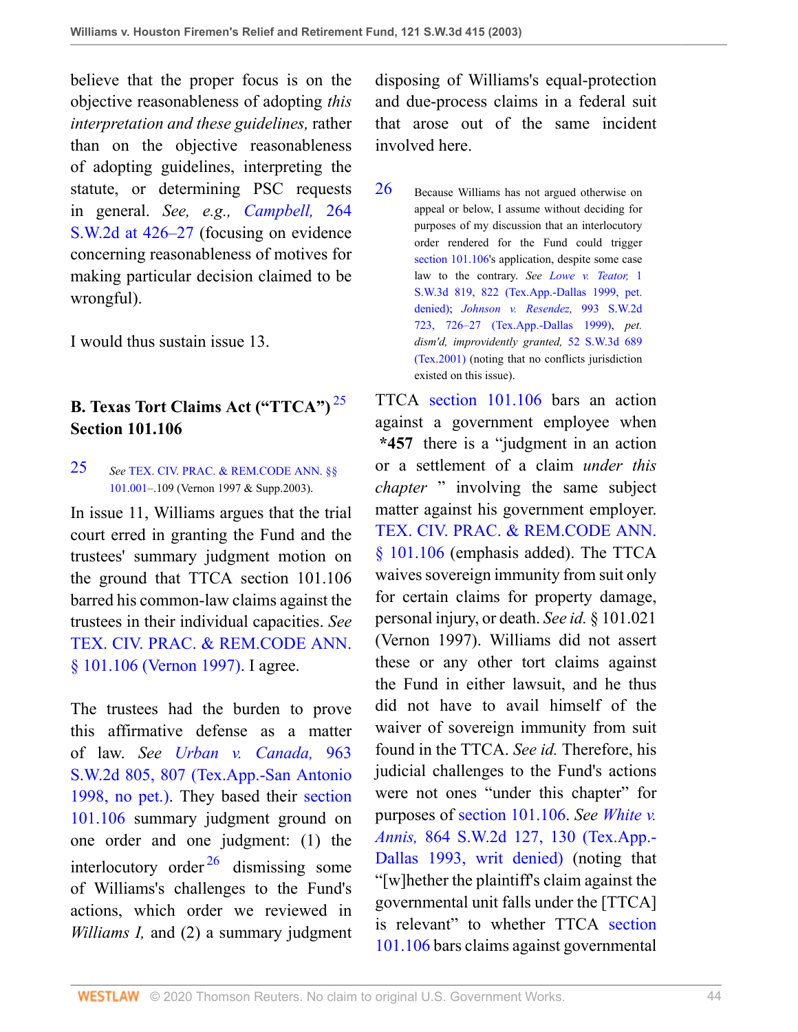believe that the proper focus is on the objective reasonableness of adopting *this interpretation and these guidelines,* rather than on the objective reasonableness of adopting guidelines, interpreting the statute, or determining PSC requests in general. *See, e.g., Campbell,* 264 S.W.2d at 426–27 (focusing on evidence concerning reasonableness of motives for making particular decision claimed to be wrongful).

I would thus sustain issue 13.

## B. Texas Tort Claims Act ("TTCA")[25] Section 101.106

[25] *See* TEX. CIV. PRAC. & REM.CODE ANN. §§ 101.001–.109 (Vernon 1997 & Supp.2003).

In issue 11, Williams argues that the trial court erred in granting the Fund and the trustees' summary judgment motion on the ground that TTCA section 101.106 barred his common-law claims against the trustees in their individual capacities. *See* TEX. CIV. PRAC. & REM.CODE ANN. § 101.106 (Vernon 1997). I agree.

The trustees had the burden to prove this affirmative defense as a matter of law. *See Urban v. Canada,* 963 S.W.2d 805, 807 (Tex.App.-San Antonio 1998, no pet.). They based their section 101.106 summary judgment ground on one order and one judgment: (1) the interlocutory order[26] dismissing some of Williams's challenges to the Fund's actions, which order we reviewed in *Williams I,* and (2) a summary judgment disposing of Williams's equal-protection and due-process claims in a federal suit that arose out of the same incident involved here.

[26] Because Williams has not argued otherwise on appeal or below, I assume without deciding for purposes of my discussion that an interlocutory order rendered for the Fund could trigger section 101.106's application, despite some case law to the contrary. *See Lowe v. Teator,* 1 S.W.3d 819, 822 (Tex.App.-Dallas 1999, pet. denied); *Johnson v. Resendez,* 993 S.W.2d 723, 726–27 (Tex.App.-Dallas 1999), *pet. dism'd, improvidently granted,* 52 S.W.3d 689 (Tex.2001) (noting that no conflicts jurisdiction existed on this issue).

TTCA section 101.106 bars an action against a government employee when **\*457** there is a "judgment in an action or a settlement of a claim *under this chapter* " involving the same subject matter against his government employer. TEX. CIV. PRAC. & REM.CODE ANN. § 101.106 (emphasis added). The TTCA waives sovereign immunity from suit only for certain claims for property damage, personal injury, or death. *See id.* § 101.021 (Vernon 1997). Williams did not assert these or any other tort claims against the Fund in either lawsuit, and he thus did not have to avail himself of the waiver of sovereign immunity from suit found in the TTCA. *See id.* Therefore, his judicial challenges to the Fund's actions were not ones "under this chapter" for purposes of section 101.106. *See White v. Annis,* 864 S.W.2d 127, 130 (Tex.App.-Dallas 1993, writ denied) (noting that "[w]hether the plaintiff's claim against the governmental unit falls under the [TTCA] is relevant" to whether TTCA section 101.106 bars claims against governmental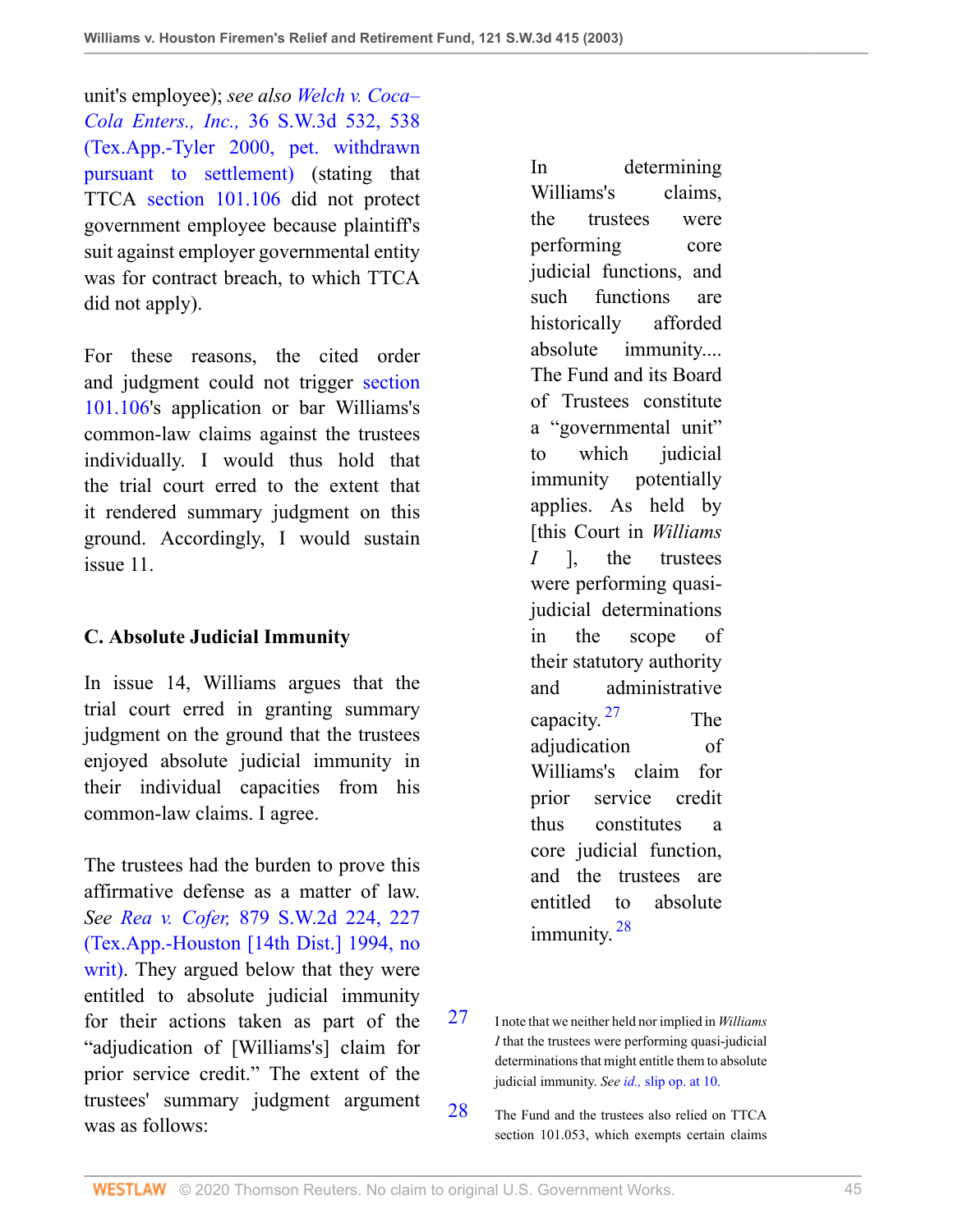unit's employee); *see also* Welch v. Coca–Cola Enters., Inc., 36 S.W.3d 532, 538 (Tex.App.-Tyler 2000, pet. withdrawn pursuant to settlement) (stating that TTCA section 101.106 did not protect government employee because plaintiff's suit against employer governmental entity was for contract breach, to which TTCA did not apply).

For these reasons, the cited order and judgment could not trigger section 101.106's application or bar Williams's common-law claims against the trustees individually. I would thus hold that the trial court erred to the extent that it rendered summary judgment on this ground. Accordingly, I would sustain issue 11.

### C. Absolute Judicial Immunity

In issue 14, Williams argues that the trial court erred in granting summary judgment on the ground that the trustees enjoyed absolute judicial immunity in their individual capacities from his common-law claims. I agree.

The trustees had the burden to prove this affirmative defense as a matter of law. *See* Rea v. Cofer, 879 S.W.2d 224, 227 (Tex.App.-Houston [14th Dist.] 1994, no writ). They argued below that they were entitled to absolute judicial immunity for their actions taken as part of the "adjudication of [Williams's] claim for prior service credit." The extent of the trustees' summary judgment argument was as follows:

> In determining Williams's claims, the trustees were performing core judicial functions, and such functions are historically afforded absolute immunity.... The Fund and its Board of Trustees constitute a "governmental unit" to which judicial immunity potentially applies. As held by [this Court in *Williams I* ], the trustees were performing quasi-judicial determinations in the scope of their statutory authority and administrative capacity.[27] The adjudication of Williams's claim for prior service credit thus constitutes a core judicial function, and the trustees are entitled to absolute immunity.[28]

[27] I note that we neither held nor implied in *Williams I* that the trustees were performing quasi-judicial determinations that might entitle them to absolute judicial immunity. *See id.,* slip op. at 10.

[28] The Fund and the trustees also relied on TTCA section 101.053, which exempts certain claims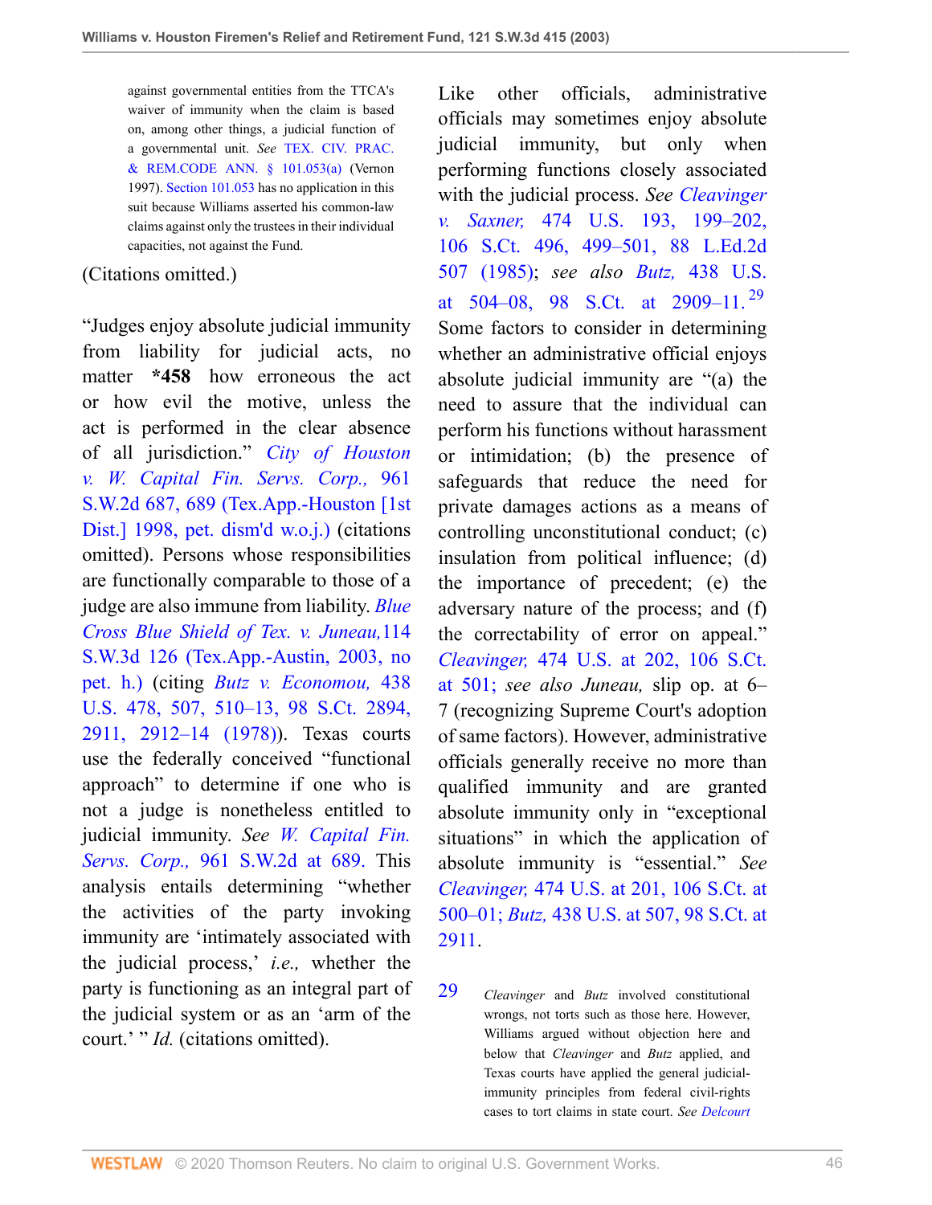against governmental entities from the TTCA's waiver of immunity when the claim is based on, among other things, a judicial function of a governmental unit. *See* TEX. CIV. PRAC. & REM.CODE ANN. § 101.053(a) (Vernon 1997). Section 101.053 has no application in this suit because Williams asserted his common-law claims against only the trustees in their individual capacities, not against the Fund.

(Citations omitted.)

"Judges enjoy absolute judicial immunity from liability for judicial acts, no matter **\*458** how erroneous the act or how evil the motive, unless the act is performed in the clear absence of all jurisdiction." *City of Houston v. W. Capital Fin. Servs. Corp.,* 961 S.W.2d 687, 689 (Tex.App.-Houston [1st Dist.] 1998, pet. dism'd w.o.j.) (citations omitted). Persons whose responsibilities are functionally comparable to those of a judge are also immune from liability. *Blue Cross Blue Shield of Tex. v. Juneau,* 114 S.W.3d 126 (Tex.App.-Austin, 2003, no pet. h.) (citing *Butz v. Economou,* 438 U.S. 478, 507, 510–13, 98 S.Ct. 2894, 2911, 2912–14 (1978)). Texas courts use the federally conceived "functional approach" to determine if one who is not a judge is nonetheless entitled to judicial immunity. *See W. Capital Fin. Servs. Corp.,* 961 S.W.2d at 689. This analysis entails determining "whether the activities of the party invoking immunity are 'intimately associated with the judicial process,' *i.e.,* whether the party is functioning as an integral part of the judicial system or as an 'arm of the court.' " *Id.* (citations omitted).

Like other officials, administrative officials may sometimes enjoy absolute judicial immunity, but only when performing functions closely associated with the judicial process. *See Cleavinger v. Saxner,* 474 U.S. 193, 199–202, 106 S.Ct. 496, 499–501, 88 L.Ed.2d 507 (1985); *see also Butz,* 438 U.S. at 504–08, 98 S.Ct. at 2909–11.[29] Some factors to consider in determining whether an administrative official enjoys absolute judicial immunity are "(a) the need to assure that the individual can perform his functions without harassment or intimidation; (b) the presence of safeguards that reduce the need for private damages actions as a means of controlling unconstitutional conduct; (c) insulation from political influence; (d) the importance of precedent; (e) the adversary nature of the process; and (f) the correctability of error on appeal." *Cleavinger,* 474 U.S. at 202, 106 S.Ct. at 501; *see also Juneau,* slip op. at 6–7 (recognizing Supreme Court's adoption of same factors). However, administrative officials generally receive no more than qualified immunity and are granted absolute immunity only in "exceptional situations" in which the application of absolute immunity is "essential." *See Cleavinger,* 474 U.S. at 201, 106 S.Ct. at 500–01; *Butz,* 438 U.S. at 507, 98 S.Ct. at 2911.

29 *Cleavinger* and *Butz* involved constitutional wrongs, not torts such as those here. However, Williams argued without objection here and below that *Cleavinger* and *Butz* applied, and Texas courts have applied the general judicial-immunity principles from federal civil-rights cases to tort claims in state court. *See Delcourt*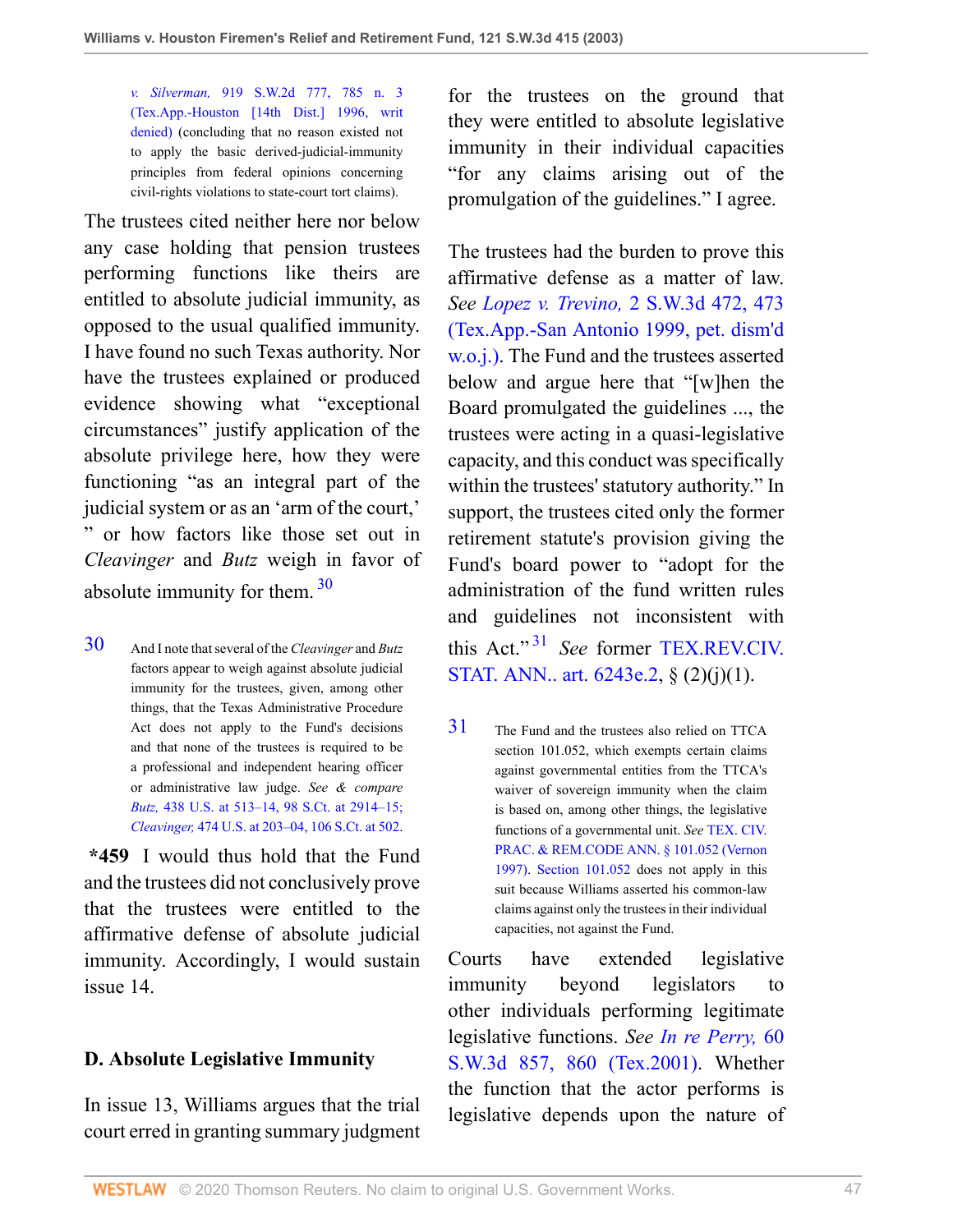*v. Silverman,* 919 S.W.2d 777, 785 n. 3 (Tex.App.-Houston [14th Dist.] 1996, writ denied) (concluding that no reason existed not to apply the basic derived-judicial-immunity principles from federal opinions concerning civil-rights violations to state-court tort claims).

The trustees cited neither here nor below any case holding that pension trustees performing functions like theirs are entitled to absolute judicial immunity, as opposed to the usual qualified immunity. I have found no such Texas authority. Nor have the trustees explained or produced evidence showing what "exceptional circumstances" justify application of the absolute privilege here, how they were functioning "as an integral part of the judicial system or as an 'arm of the court,' " or how factors like those set out in *Cleavinger* and *Butz* weigh in favor of absolute immunity for them.[30]

[30] And I note that several of the *Cleavinger* and *Butz* factors appear to weigh against absolute judicial immunity for the trustees, given, among other things, that the Texas Administrative Procedure Act does not apply to the Fund's decisions and that none of the trustees is required to be a professional and independent hearing officer or administrative law judge. *See & compare Butz,* 438 U.S. at 513–14, 98 S.Ct. at 2914–15; *Cleavinger,* 474 U.S. at 203–04, 106 S.Ct. at 502.

**\*459** I would thus hold that the Fund and the trustees did not conclusively prove that the trustees were entitled to the affirmative defense of absolute judicial immunity. Accordingly, I would sustain issue 14.

### D. Absolute Legislative Immunity

In issue 13, Williams argues that the trial court erred in granting summary judgment for the trustees on the ground that they were entitled to absolute legislative immunity in their individual capacities "for any claims arising out of the promulgation of the guidelines." I agree.

The trustees had the burden to prove this affirmative defense as a matter of law. *See Lopez v. Trevino,* 2 S.W.3d 472, 473 (Tex.App.-San Antonio 1999, pet. dism'd w.o.j.). The Fund and the trustees asserted below and argue here that "[w]hen the Board promulgated the guidelines ..., the trustees were acting in a quasi-legislative capacity, and this conduct was specifically within the trustees' statutory authority." In support, the trustees cited only the former retirement statute's provision giving the Fund's board power to "adopt for the administration of the fund written rules and guidelines not inconsistent with this Act."[31] *See* former TEX.REV.CIV. STAT. ANN.. art. 6243e.2, § (2)(j)(1).

[31] The Fund and the trustees also relied on TTCA section 101.052, which exempts certain claims against governmental entities from the TTCA's waiver of sovereign immunity when the claim is based on, among other things, the legislative functions of a governmental unit. *See* TEX. CIV. PRAC. & REM.CODE ANN. § 101.052 (Vernon 1997). Section 101.052 does not apply in this suit because Williams asserted his common-law claims against only the trustees in their individual capacities, not against the Fund.

Courts have extended legislative immunity beyond legislators to other individuals performing legitimate legislative functions. *See In re Perry,* 60 S.W.3d 857, 860 (Tex.2001). Whether the function that the actor performs is legislative depends upon the nature of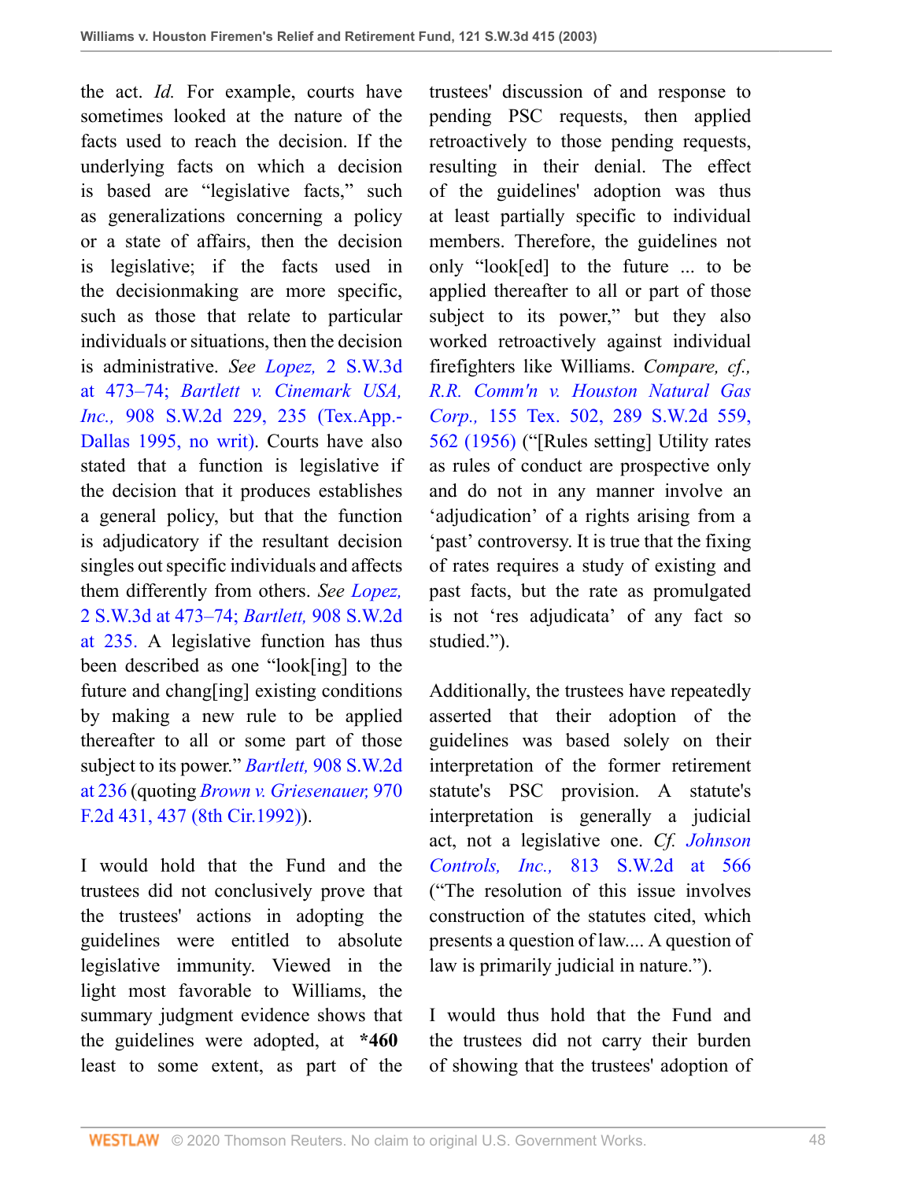the act. *Id.* For example, courts have sometimes looked at the nature of the facts used to reach the decision. If the underlying facts on which a decision is based are "legislative facts," such as generalizations concerning a policy or a state of affairs, then the decision is legislative; if the facts used in the decisionmaking are more specific, such as those that relate to particular individuals or situations, then the decision is administrative. *See Lopez,* 2 S.W.3d at 473–74; *Bartlett v. Cinemark USA, Inc.,* 908 S.W.2d 229, 235 (Tex.App.-Dallas 1995, no writ). Courts have also stated that a function is legislative if the decision that it produces establishes a general policy, but that the function is adjudicatory if the resultant decision singles out specific individuals and affects them differently from others. *See Lopez,* 2 S.W.3d at 473–74; *Bartlett,* 908 S.W.2d at 235. A legislative function has thus been described as one "look[ing] to the future and chang[ing] existing conditions by making a new rule to be applied thereafter to all or some part of those subject to its power." *Bartlett,* 908 S.W.2d at 236 (quoting *Brown v. Griesenauer,* 970 F.2d 431, 437 (8th Cir.1992)).

I would hold that the Fund and the trustees did not conclusively prove that the trustees' actions in adopting the guidelines were entitled to absolute legislative immunity. Viewed in the light most favorable to Williams, the summary judgment evidence shows that the guidelines were adopted, at **\*460** least to some extent, as part of the trustees' discussion of and response to pending PSC requests, then applied retroactively to those pending requests, resulting in their denial. The effect of the guidelines' adoption was thus at least partially specific to individual members. Therefore, the guidelines not only "look[ed] to the future ... to be applied thereafter to all or part of those subject to its power," but they also worked retroactively against individual firefighters like Williams. *Compare, cf., R.R. Comm'n v. Houston Natural Gas Corp.,* 155 Tex. 502, 289 S.W.2d 559, 562 (1956) ("[Rules setting] Utility rates as rules of conduct are prospective only and do not in any manner involve an 'adjudication' of a rights arising from a 'past' controversy. It is true that the fixing of rates requires a study of existing and past facts, but the rate as promulgated is not 'res adjudicata' of any fact so studied.").

Additionally, the trustees have repeatedly asserted that their adoption of the guidelines was based solely on their interpretation of the former retirement statute's PSC provision. A statute's interpretation is generally a judicial act, not a legislative one. *Cf. Johnson Controls, Inc.,* 813 S.W.2d at 566 ("The resolution of this issue involves construction of the statutes cited, which presents a question of law.... A question of law is primarily judicial in nature.").

I would thus hold that the Fund and the trustees did not carry their burden of showing that the trustees' adoption of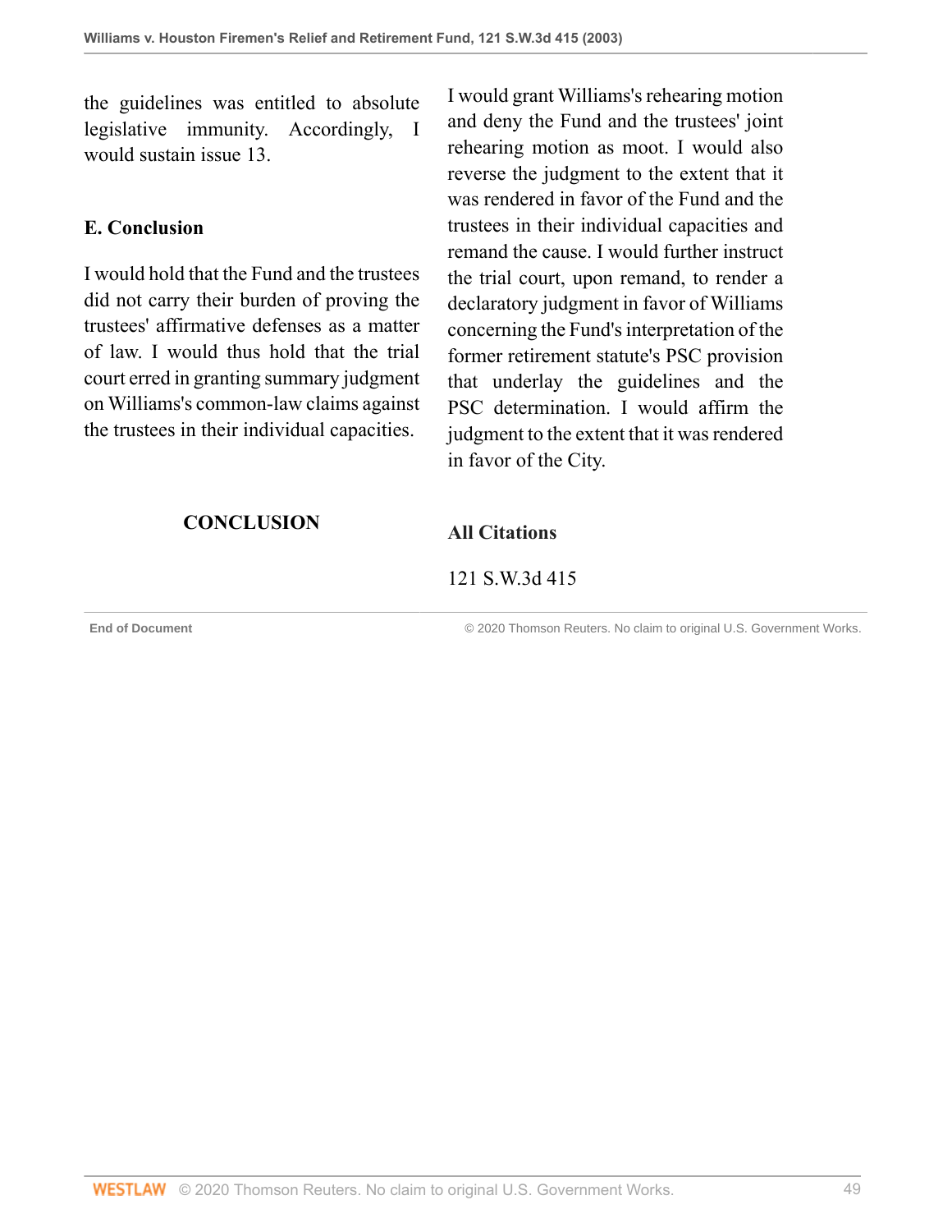the guidelines was entitled to absolute legislative immunity. Accordingly, I would sustain issue 13.

### E. Conclusion

I would hold that the Fund and the trustees did not carry their burden of proving the trustees' affirmative defenses as a matter of law. I would thus hold that the trial court erred in granting summary judgment on Williams's common-law claims against the trustees in their individual capacities.

## CONCLUSION

I would grant Williams's rehearing motion and deny the Fund and the trustees' joint rehearing motion as moot. I would also reverse the judgment to the extent that it was rendered in favor of the Fund and the trustees in their individual capacities and remand the cause. I would further instruct the trial court, upon remand, to render a declaratory judgment in favor of Williams concerning the Fund's interpretation of the former retirement statute's PSC provision that underlay the guidelines and the PSC determination. I would affirm the judgment to the extent that it was rendered in favor of the City.

### All Citations

121 S.W.3d 415

End of Document © 2020 Thomson Reuters. No claim to original U.S. Government Works.